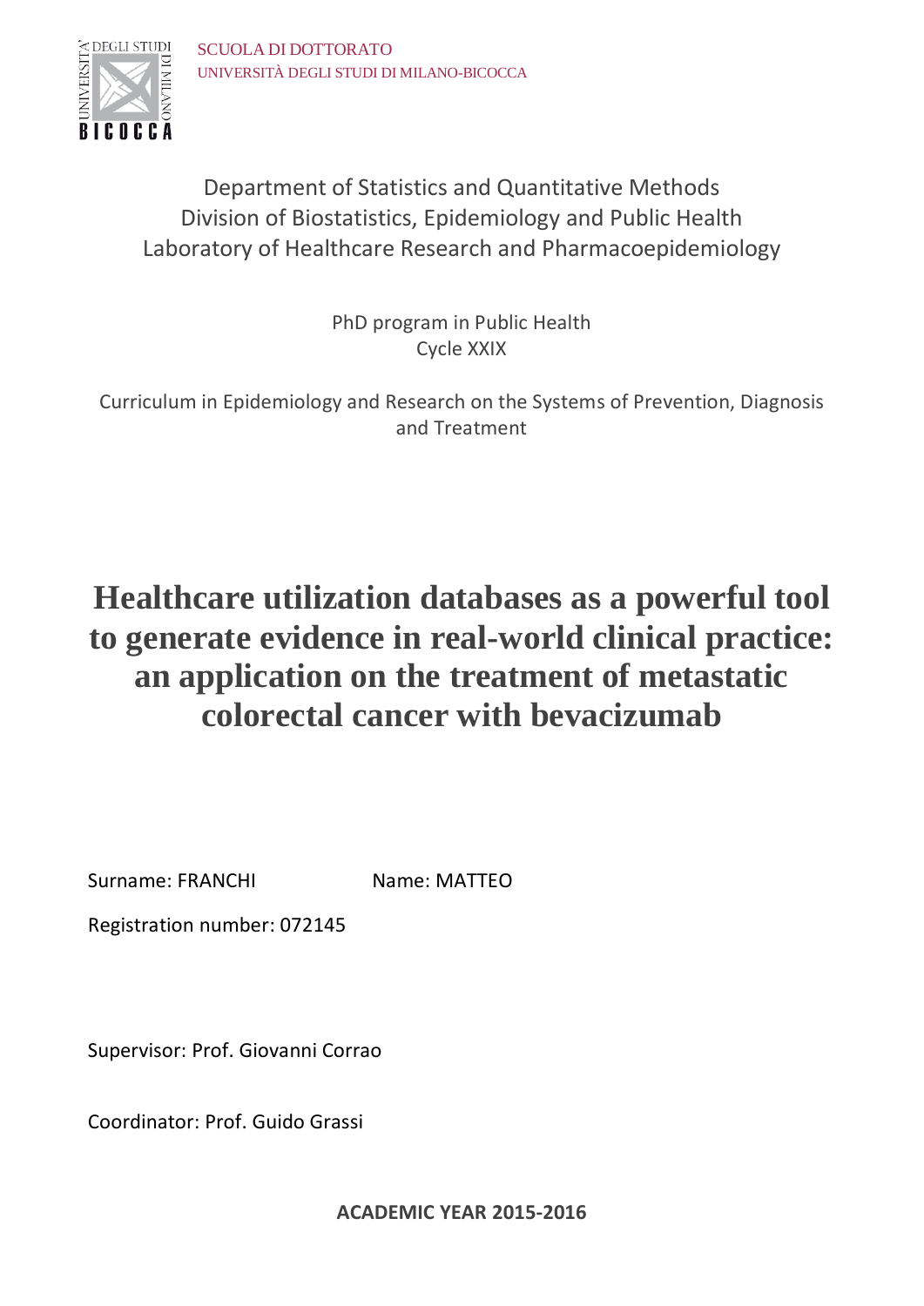SCUOLA DI DOTTORATO
UNIVERSITÀ DEGLI STUDI DI MILANO-BICOCCA

Department of Statistics and Quantitative Methods
Division of Biostatistics, Epidemiology and Public Health
Laboratory of Healthcare Research and Pharmacoepidemiology

PhD program in Public Health
Cycle XXIX

Curriculum in Epidemiology and Research on the Systems of Prevention, Diagnosis and Treatment

# Healthcare utilization databases as a powerful tool to generate evidence in real-world clinical practice: an application on the treatment of metastatic colorectal cancer with bevacizumab

Surname: FRANCHI Name: MATTEO

Registration number: 072145

Supervisor: Prof. Giovanni Corrao

Coordinator: Prof. Guido Grassi

**ACADEMIC YEAR 2015-2016**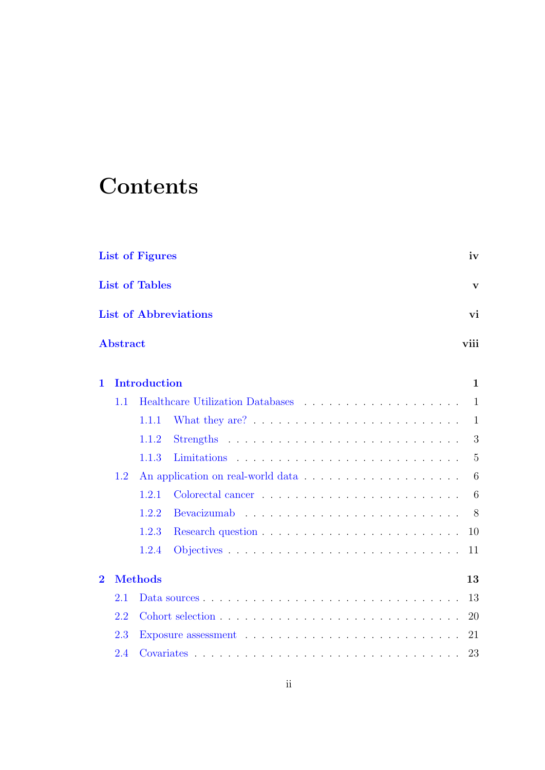# Contents

**List of Figures** **iv**

**List of Tables** **v**

**List of Abbreviations** **vi**

**Abstract** **viii**

**1 Introduction** **1**

- 1.1 Healthcare Utilization Databases . . . . . . . . . . . . . . . . . . . 1
  - 1.1.1 What they are? . . . . . . . . . . . . . . . . . . . . . . . . 1
  - 1.1.2 Strengths . . . . . . . . . . . . . . . . . . . . . . . . . . . 3
  - 1.1.3 Limitations . . . . . . . . . . . . . . . . . . . . . . . . . . 5
- 1.2 An application on real-world data . . . . . . . . . . . . . . . . . . 6
  - 1.2.1 Colorectal cancer . . . . . . . . . . . . . . . . . . . . . . . 6
  - 1.2.2 Bevacizumab . . . . . . . . . . . . . . . . . . . . . . . . . 8
  - 1.2.3 Research question . . . . . . . . . . . . . . . . . . . . . . 10
  - 1.2.4 Objectives . . . . . . . . . . . . . . . . . . . . . . . . . . 11

**2 Methods** **13**

- 2.1 Data sources . . . . . . . . . . . . . . . . . . . . . . . . . . . . . 13
- 2.2 Cohort selection . . . . . . . . . . . . . . . . . . . . . . . . . . . 20
- 2.3 Exposure assessment . . . . . . . . . . . . . . . . . . . . . . . . . 21
- 2.4 Covariates . . . . . . . . . . . . . . . . . . . . . . . . . . . . . . . 23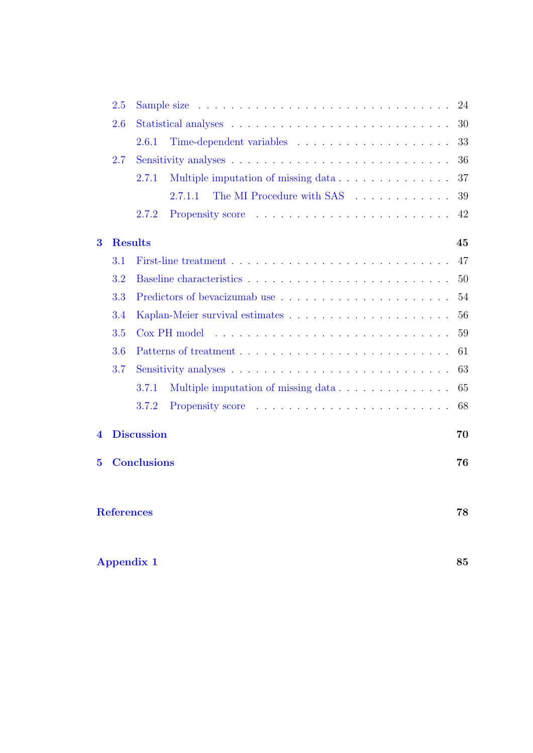- 2.5 Sample size . . . . . . . . . . . . . . . . . . . . . . . . . . . . 24
- 2.6 Statistical analyses . . . . . . . . . . . . . . . . . . . . . . . . . 30
  - 2.6.1 Time-dependent variables . . . . . . . . . . . . . . . . . . 33
- 2.7 Sensitivity analyses . . . . . . . . . . . . . . . . . . . . . . . . . 36
  - 2.7.1 Multiple imputation of missing data . . . . . . . . . . . . . . 37
    - 2.7.1.1 The MI Procedure with SAS . . . . . . . . . . . . 39
  - 2.7.2 Propensity score . . . . . . . . . . . . . . . . . . . . . . . 42

**3 Results** **45**

- 3.1 First-line treatment . . . . . . . . . . . . . . . . . . . . . . . . . 47
- 3.2 Baseline characteristics . . . . . . . . . . . . . . . . . . . . . . . 50
- 3.3 Predictors of bevacizumab use . . . . . . . . . . . . . . . . . . . . 54
- 3.4 Kaplan-Meier survival estimates . . . . . . . . . . . . . . . . . . . 56
- 3.5 Cox PH model . . . . . . . . . . . . . . . . . . . . . . . . . . . . 59
- 3.6 Patterns of treatment . . . . . . . . . . . . . . . . . . . . . . . . 61
- 3.7 Sensitivity analyses . . . . . . . . . . . . . . . . . . . . . . . . . 63
  - 3.7.1 Multiple imputation of missing data . . . . . . . . . . . . . . 65
  - 3.7.2 Propensity score . . . . . . . . . . . . . . . . . . . . . . . 68

**4 Discussion** **70**

**5 Conclusions** **76**

**References** **78**

**Appendix 1** **85**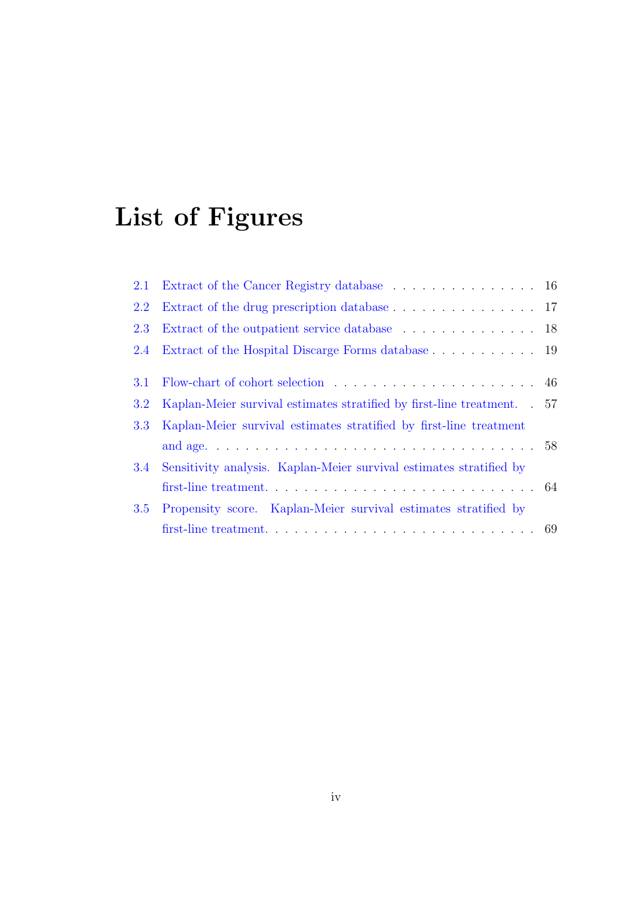# List of Figures

- 2.1 Extract of the Cancer Registry database . . . . . . . . . . . . . . . . 16
- 2.2 Extract of the drug prescription database . . . . . . . . . . . . . . . . 17
- 2.3 Extract of the outpatient service database . . . . . . . . . . . . . . . 18
- 2.4 Extract of the Hospital Discarge Forms database . . . . . . . . . . . . 19

- 3.1 Flow-chart of cohort selection . . . . . . . . . . . . . . . . . . . . . . 46
- 3.2 Kaplan-Meier survival estimates stratified by first-line treatment. . 57
- 3.3 Kaplan-Meier survival estimates stratified by first-line treatment and age. . . . . . . . . . . . . . . . . . . . . . . . . . . . . . . . . 58
- 3.4 Sensitivity analysis. Kaplan-Meier survival estimates stratified by first-line treatment. . . . . . . . . . . . . . . . . . . . . . . . . . . 64
- 3.5 Propensity score. Kaplan-Meier survival estimates stratified by first-line treatment. . . . . . . . . . . . . . . . . . . . . . . . . . . 69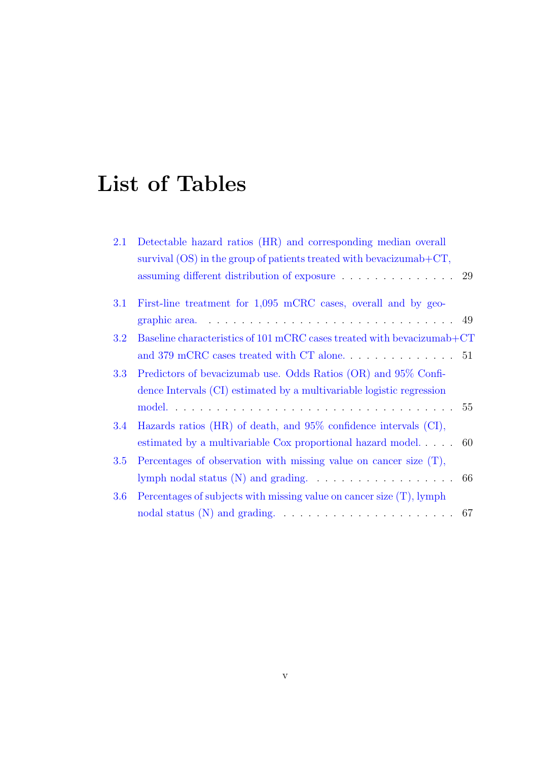# List of Tables

2.1 Detectable hazard ratios (HR) and corresponding median overall survival (OS) in the group of patients treated with bevacizumab+CT, assuming different distribution of exposure . . . . . . . . . . . . . . 29

3.1 First-line treatment for 1,095 mCRC cases, overall and by geographic area. . . . . . . . . . . . . . . . . . . . . . . . . . . . . . 49

3.2 Baseline characteristics of 101 mCRC cases treated with bevacizumab+CT and 379 mCRC cases treated with CT alone. . . . . . . . . . . . . . 51

3.3 Predictors of bevacizumab use. Odds Ratios (OR) and 95% Confidence Intervals (CI) estimated by a multivariable logistic regression model. . . . . . . . . . . . . . . . . . . . . . . . . . . . . . . . . 55

3.4 Hazards ratios (HR) of death, and 95% confidence intervals (CI), estimated by a multivariable Cox proportional hazard model. . . . . 60

3.5 Percentages of observation with missing value on cancer size (T), lymph nodal status (N) and grading. . . . . . . . . . . . . . . . . . 66

3.6 Percentages of subjects with missing value on cancer size (T), lymph nodal status (N) and grading. . . . . . . . . . . . . . . . . . . . . 67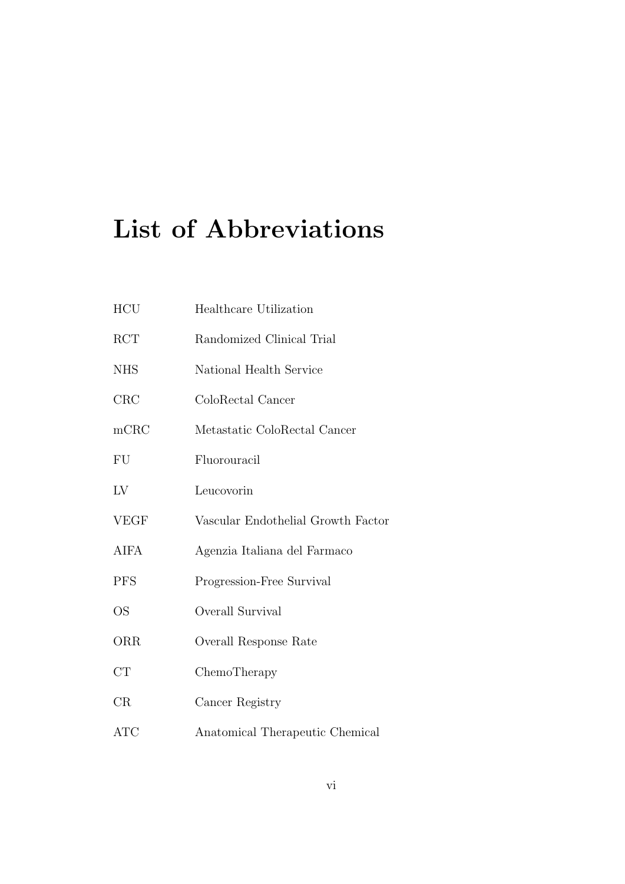# List of Abbreviations

| | |
|---|---|
| HCU | Healthcare Utilization |
| RCT | Randomized Clinical Trial |
| NHS | National Health Service |
| CRC | ColoRectal Cancer |
| mCRC | Metastatic ColoRectal Cancer |
| FU | Fluorouracil |
| LV | Leucovorin |
| VEGF | Vascular Endothelial Growth Factor |
| AIFA | Agenzia Italiana del Farmaco |
| PFS | Progression-Free Survival |
| OS | Overall Survival |
| ORR | Overall Response Rate |
| CT | ChemoTherapy |
| CR | Cancer Registry |
| ATC | Anatomical Therapeutic Chemical |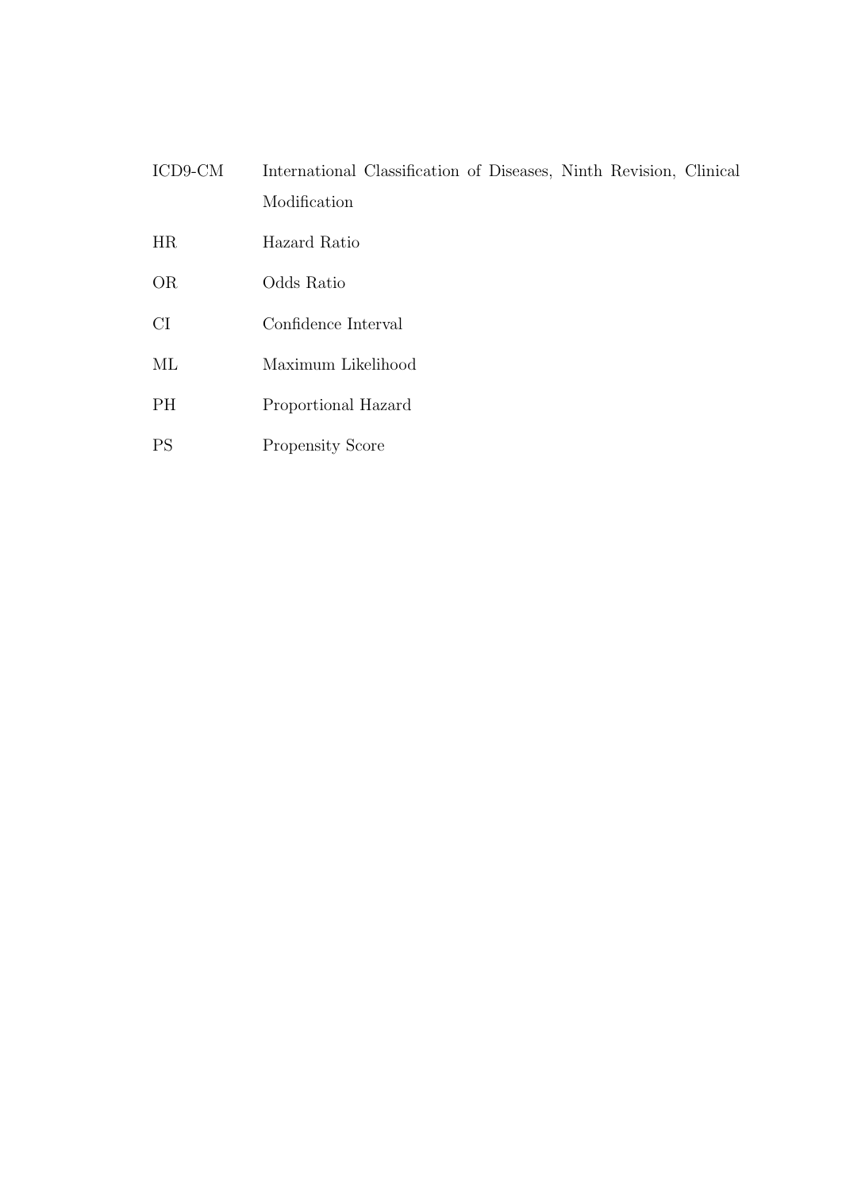| | |
|---|---|
| ICD9-CM | International Classification of Diseases, Ninth Revision, Clinical Modification |
| HR | Hazard Ratio |
| OR | Odds Ratio |
| CI | Confidence Interval |
| ML | Maximum Likelihood |
| PH | Proportional Hazard |
| PS | Propensity Score |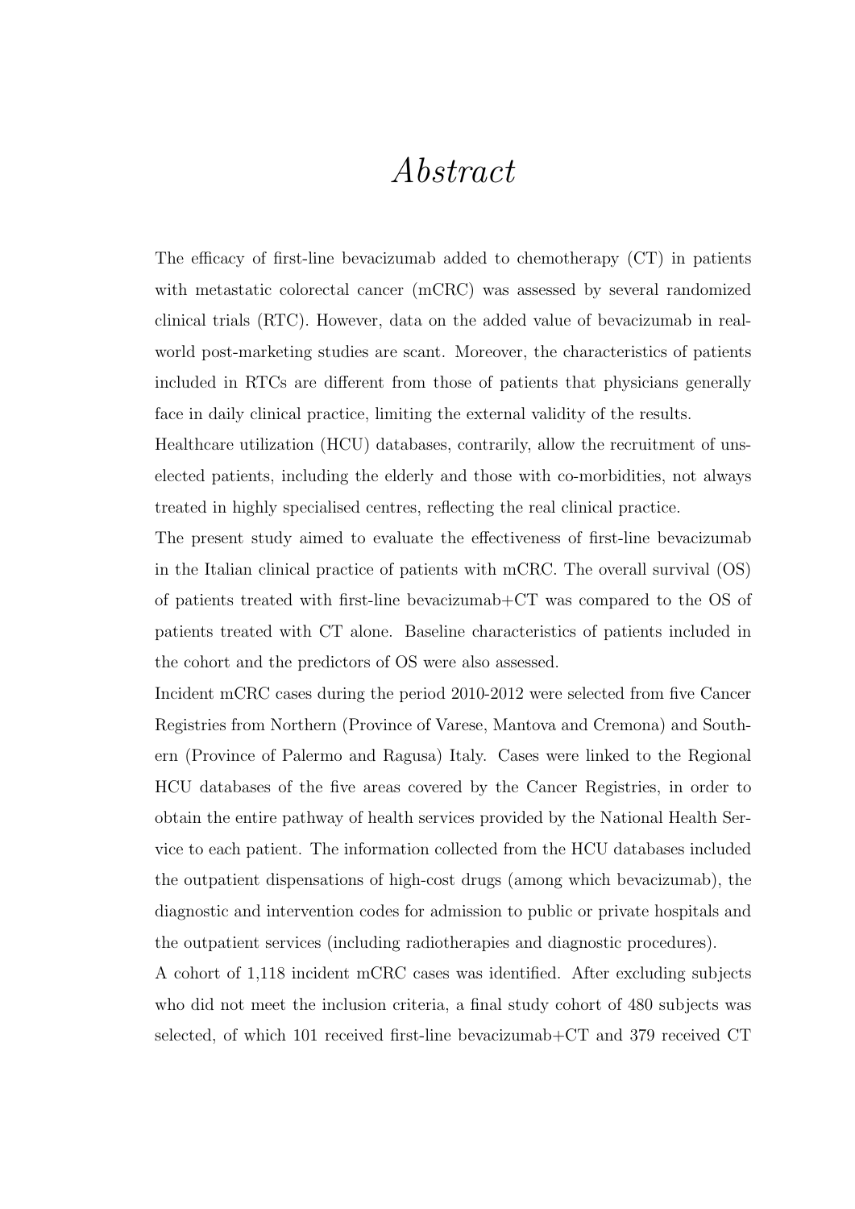# *Abstract*

The efficacy of first-line bevacizumab added to chemotherapy (CT) in patients with metastatic colorectal cancer (mCRC) was assessed by several randomized clinical trials (RTC). However, data on the added value of bevacizumab in real-world post-marketing studies are scant. Moreover, the characteristics of patients included in RTCs are different from those of patients that physicians generally face in daily clinical practice, limiting the external validity of the results.

Healthcare utilization (HCU) databases, contrarily, allow the recruitment of unselected patients, including the elderly and those with co-morbidities, not always treated in highly specialised centres, reflecting the real clinical practice.

The present study aimed to evaluate the effectiveness of first-line bevacizumab in the Italian clinical practice of patients with mCRC. The overall survival (OS) of patients treated with first-line bevacizumab+CT was compared to the OS of patients treated with CT alone. Baseline characteristics of patients included in the cohort and the predictors of OS were also assessed.

Incident mCRC cases during the period 2010-2012 were selected from five Cancer Registries from Northern (Province of Varese, Mantova and Cremona) and Southern (Province of Palermo and Ragusa) Italy. Cases were linked to the Regional HCU databases of the five areas covered by the Cancer Registries, in order to obtain the entire pathway of health services provided by the National Health Service to each patient. The information collected from the HCU databases included the outpatient dispensations of high-cost drugs (among which bevacizumab), the diagnostic and intervention codes for admission to public or private hospitals and the outpatient services (including radiotherapies and diagnostic procedures).

A cohort of 1,118 incident mCRC cases was identified. After excluding subjects who did not meet the inclusion criteria, a final study cohort of 480 subjects was selected, of which 101 received first-line bevacizumab+CT and 379 received CT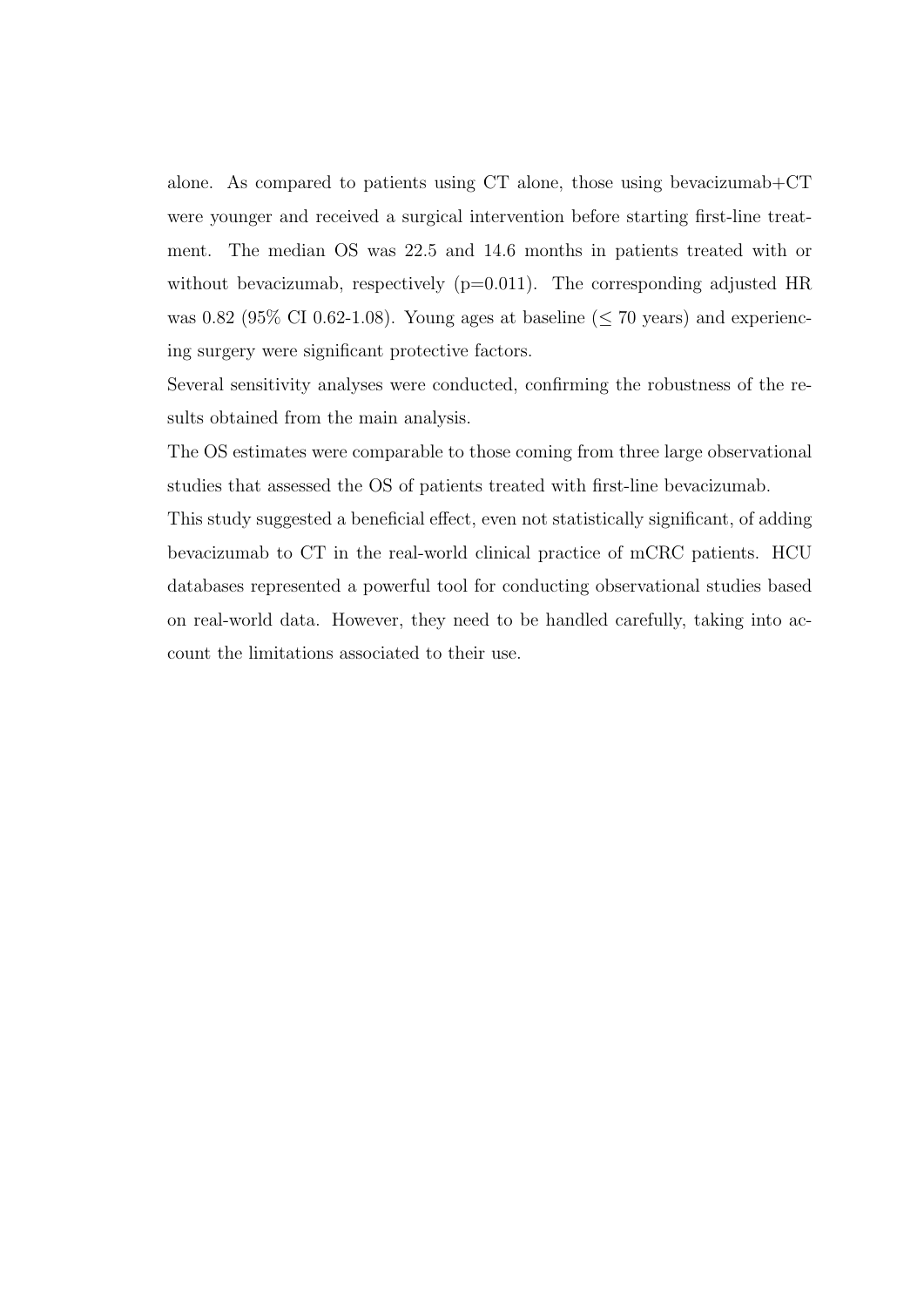alone. As compared to patients using CT alone, those using bevacizumab+CT were younger and received a surgical intervention before starting first-line treatment. The median OS was 22.5 and 14.6 months in patients treated with or without bevacizumab, respectively (p=0.011). The corresponding adjusted HR was 0.82 (95% CI 0.62-1.08). Young ages at baseline ($\leq$ 70 years) and experiencing surgery were significant protective factors.

Several sensitivity analyses were conducted, confirming the robustness of the results obtained from the main analysis.

The OS estimates were comparable to those coming from three large observational studies that assessed the OS of patients treated with first-line bevacizumab.

This study suggested a beneficial effect, even not statistically significant, of adding bevacizumab to CT in the real-world clinical practice of mCRC patients. HCU databases represented a powerful tool for conducting observational studies based on real-world data. However, they need to be handled carefully, taking into account the limitations associated to their use.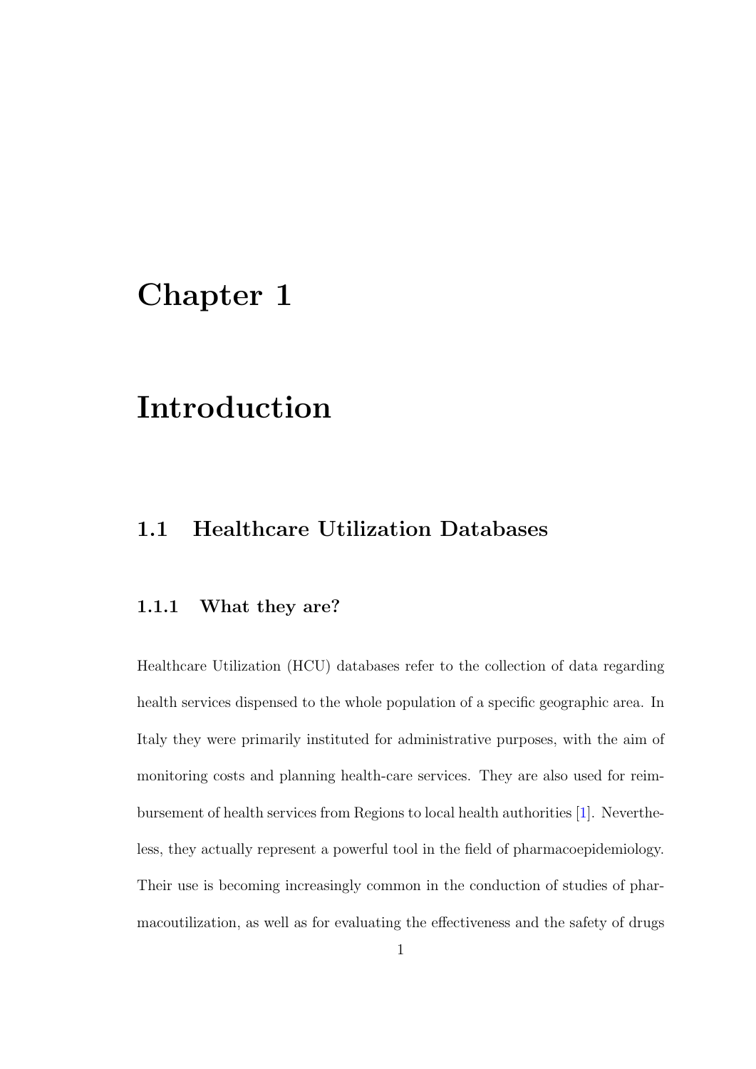# Chapter 1

# Introduction

## 1.1 Healthcare Utilization Databases

### 1.1.1 What they are?

Healthcare Utilization (HCU) databases refer to the collection of data regarding health services dispensed to the whole population of a specific geographic area. In Italy they were primarily instituted for administrative purposes, with the aim of monitoring costs and planning health-care services. They are also used for reimbursement of health services from Regions to local health authorities [1]. Nevertheless, they actually represent a powerful tool in the field of pharmacoepidemiology. Their use is becoming increasingly common in the conduction of studies of pharmacoutilization, as well as for evaluating the effectiveness and the safety of drugs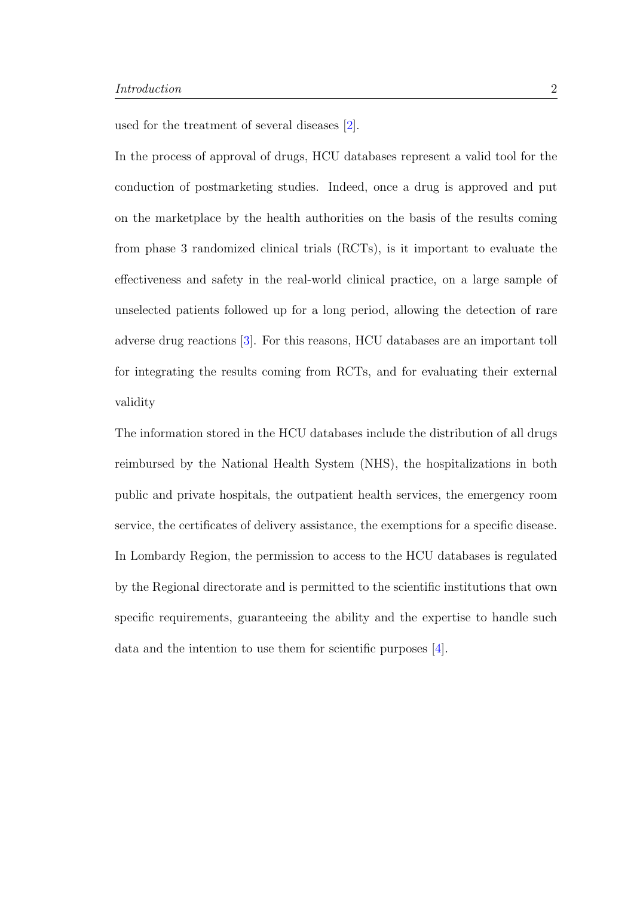used for the treatment of several diseases [2].

In the process of approval of drugs, HCU databases represent a valid tool for the conduction of postmarketing studies. Indeed, once a drug is approved and put on the marketplace by the health authorities on the basis of the results coming from phase 3 randomized clinical trials (RCTs), is it important to evaluate the effectiveness and safety in the real-world clinical practice, on a large sample of unselected patients followed up for a long period, allowing the detection of rare adverse drug reactions [3]. For this reasons, HCU databases are an important toll for integrating the results coming from RCTs, and for evaluating their external validity

The information stored in the HCU databases include the distribution of all drugs reimbursed by the National Health System (NHS), the hospitalizations in both public and private hospitals, the outpatient health services, the emergency room service, the certificates of delivery assistance, the exemptions for a specific disease. In Lombardy Region, the permission to access to the HCU databases is regulated by the Regional directorate and is permitted to the scientific institutions that own specific requirements, guaranteeing the ability and the expertise to handle such data and the intention to use them for scientific purposes [4].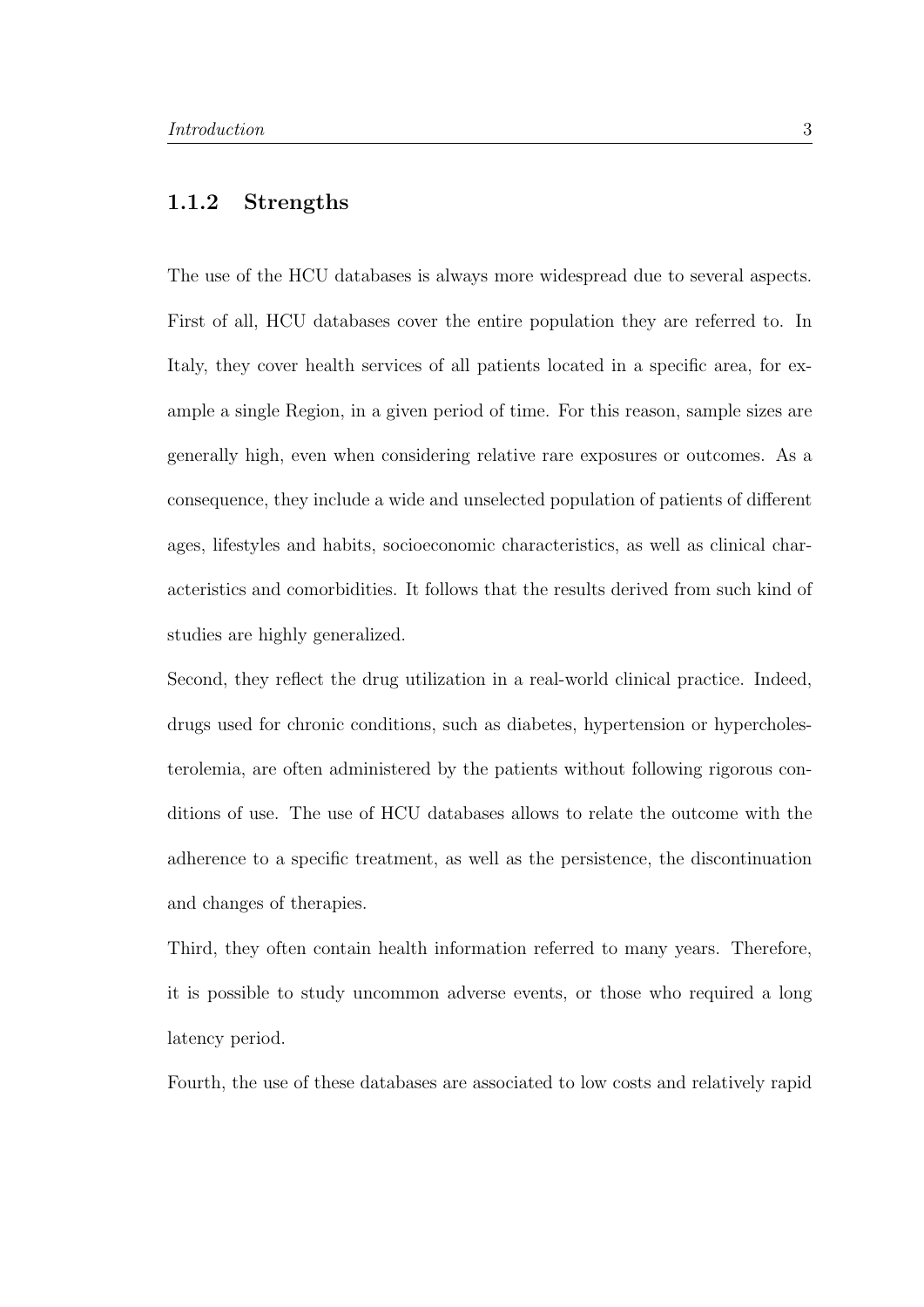### 1.1.2 Strengths

The use of the HCU databases is always more widespread due to several aspects. First of all, HCU databases cover the entire population they are referred to. In Italy, they cover health services of all patients located in a specific area, for example a single Region, in a given period of time. For this reason, sample sizes are generally high, even when considering relative rare exposures or outcomes. As a consequence, they include a wide and unselected population of patients of different ages, lifestyles and habits, socioeconomic characteristics, as well as clinical characteristics and comorbidities. It follows that the results derived from such kind of studies are highly generalized.

Second, they reflect the drug utilization in a real-world clinical practice. Indeed, drugs used for chronic conditions, such as diabetes, hypertension or hypercholesterolemia, are often administered by the patients without following rigorous conditions of use. The use of HCU databases allows to relate the outcome with the adherence to a specific treatment, as well as the persistence, the discontinuation and changes of therapies.

Third, they often contain health information referred to many years. Therefore, it is possible to study uncommon adverse events, or those who required a long latency period.

Fourth, the use of these databases are associated to low costs and relatively rapid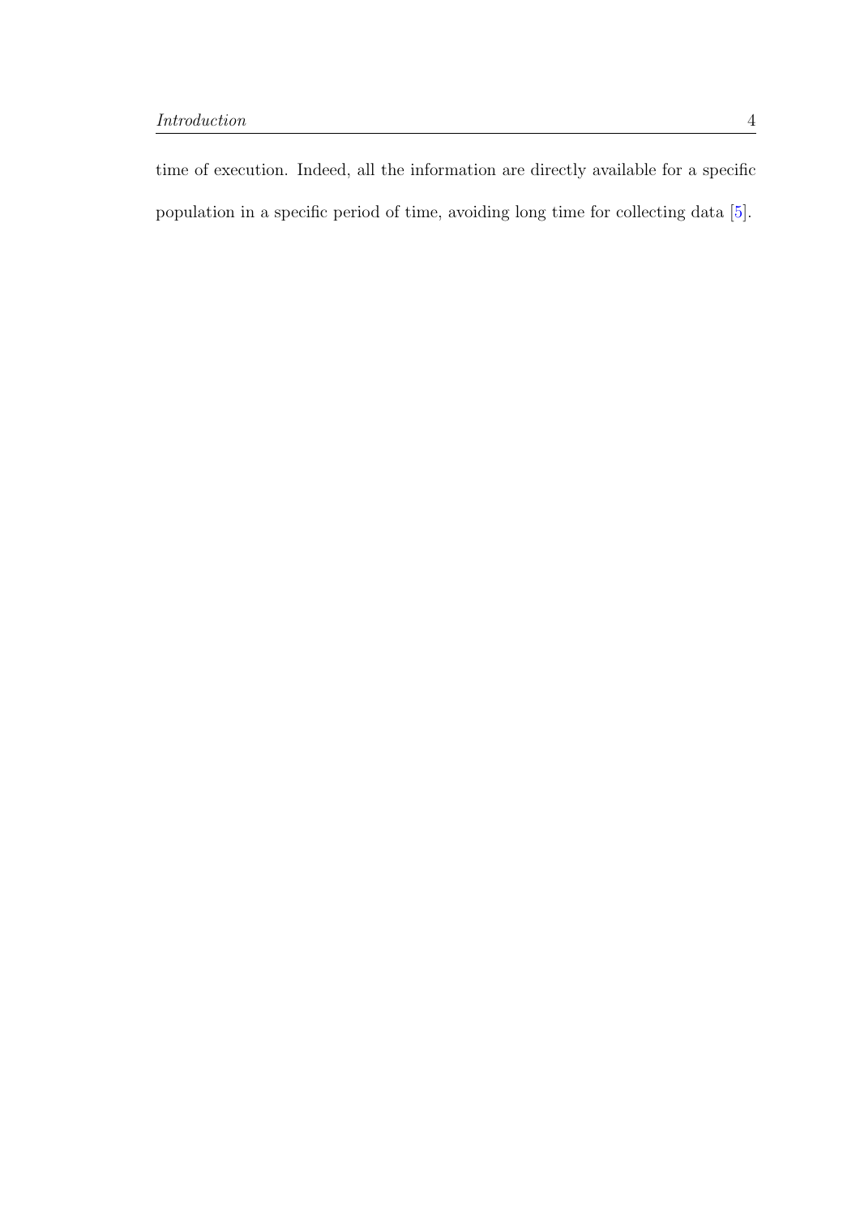time of execution. Indeed, all the information are directly available for a specific population in a specific period of time, avoiding long time for collecting data [5].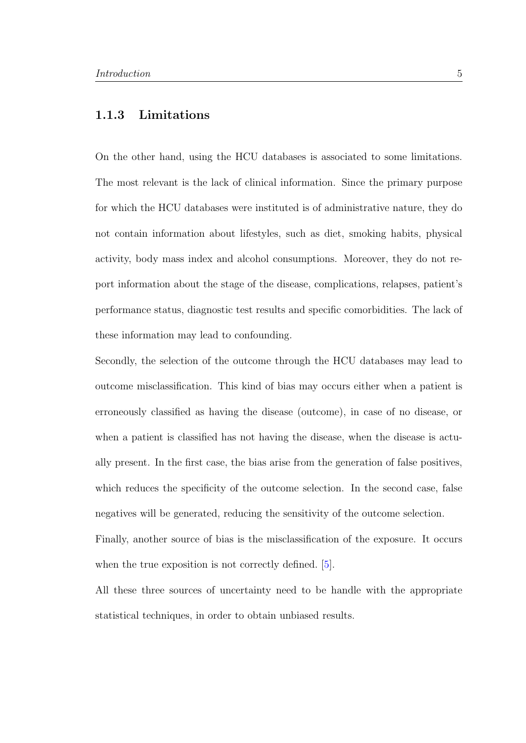### 1.1.3 Limitations

On the other hand, using the HCU databases is associated to some limitations. The most relevant is the lack of clinical information. Since the primary purpose for which the HCU databases were instituted is of administrative nature, they do not contain information about lifestyles, such as diet, smoking habits, physical activity, body mass index and alcohol consumptions. Moreover, they do not report information about the stage of the disease, complications, relapses, patient's performance status, diagnostic test results and specific comorbidities. The lack of these information may lead to confounding.

Secondly, the selection of the outcome through the HCU databases may lead to outcome misclassification. This kind of bias may occurs either when a patient is erroneously classified as having the disease (outcome), in case of no disease, or when a patient is classified has not having the disease, when the disease is actually present. In the first case, the bias arise from the generation of false positives, which reduces the specificity of the outcome selection. In the second case, false negatives will be generated, reducing the sensitivity of the outcome selection.

Finally, another source of bias is the misclassification of the exposure. It occurs when the true exposition is not correctly defined. [5].

All these three sources of uncertainty need to be handle with the appropriate statistical techniques, in order to obtain unbiased results.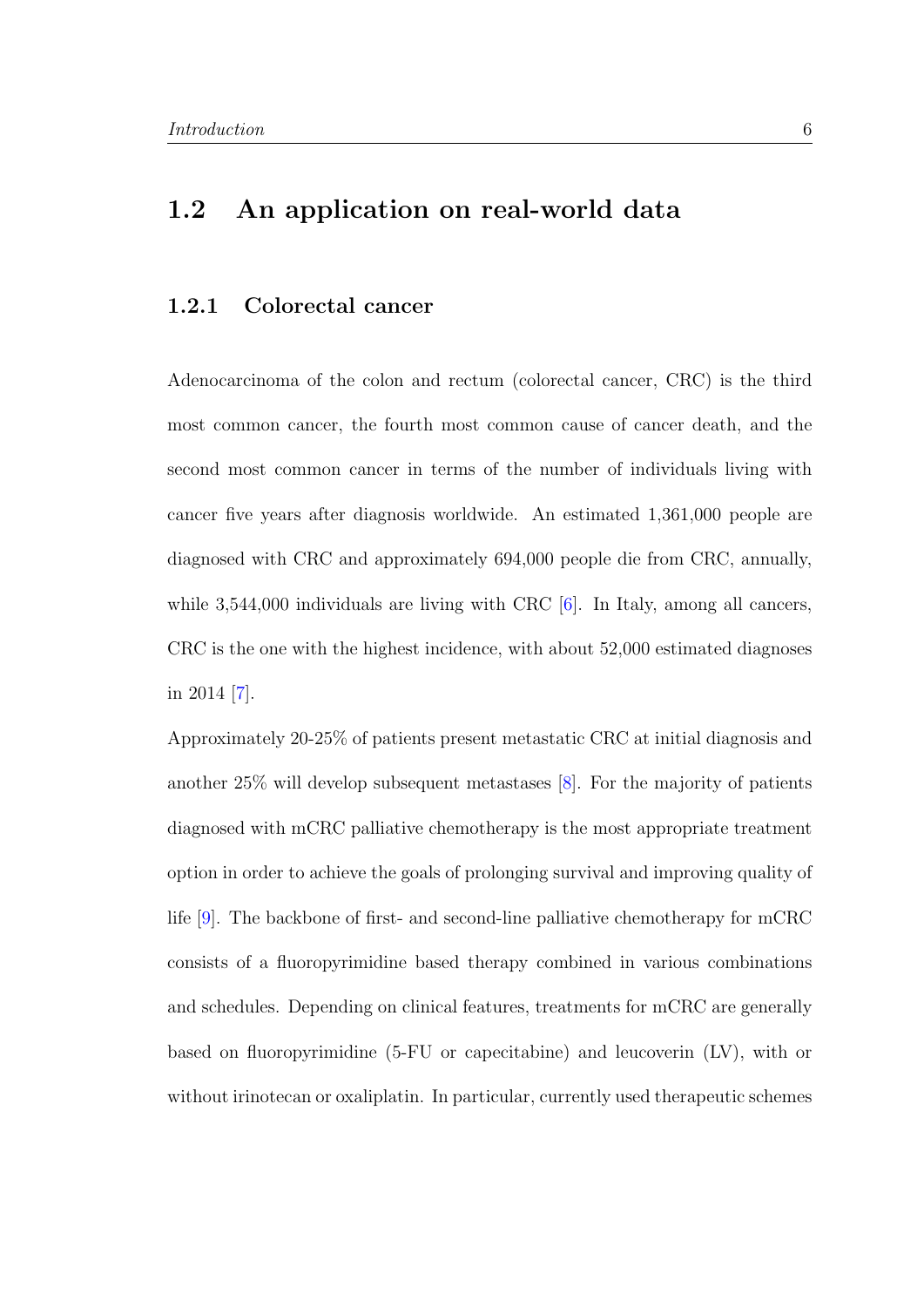## 1.2 An application on real-world data

### 1.2.1 Colorectal cancer

Adenocarcinoma of the colon and rectum (colorectal cancer, CRC) is the third most common cancer, the fourth most common cause of cancer death, and the second most common cancer in terms of the number of individuals living with cancer five years after diagnosis worldwide. An estimated 1,361,000 people are diagnosed with CRC and approximately 694,000 people die from CRC, annually, while 3,544,000 individuals are living with CRC [6]. In Italy, among all cancers, CRC is the one with the highest incidence, with about 52,000 estimated diagnoses in 2014 [7].

Approximately 20-25% of patients present metastatic CRC at initial diagnosis and another 25% will develop subsequent metastases [8]. For the majority of patients diagnosed with mCRC palliative chemotherapy is the most appropriate treatment option in order to achieve the goals of prolonging survival and improving quality of life [9]. The backbone of first- and second-line palliative chemotherapy for mCRC consists of a fluoropyrimidine based therapy combined in various combinations and schedules. Depending on clinical features, treatments for mCRC are generally based on fluoropyrimidine (5-FU or capecitabine) and leucoverin (LV), with or without irinotecan or oxaliplatin. In particular, currently used therapeutic schemes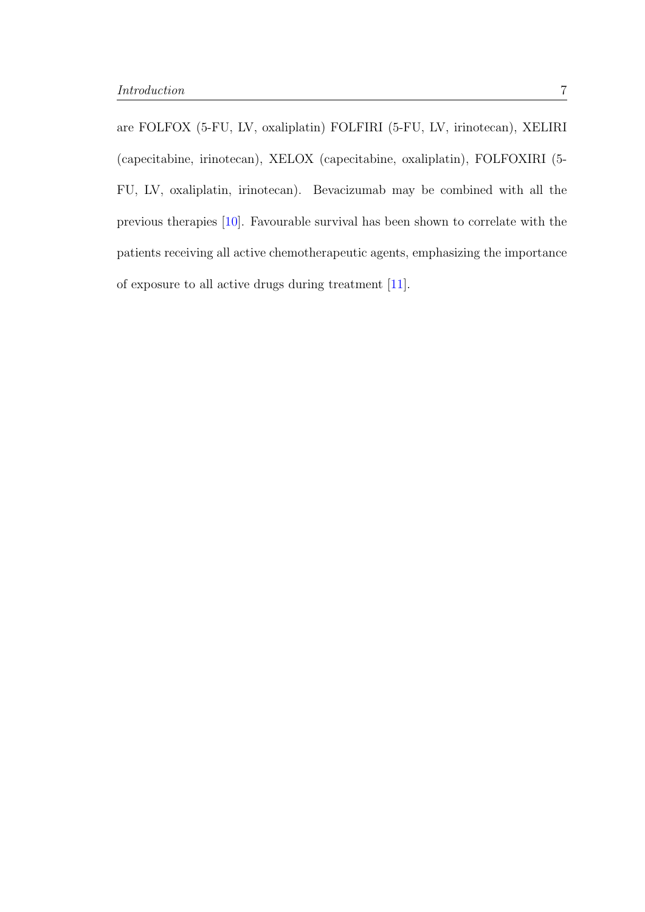are FOLFOX (5-FU, LV, oxaliplatin) FOLFIRI (5-FU, LV, irinotecan), XELIRI (capecitabine, irinotecan), XELOX (capecitabine, oxaliplatin), FOLFOXIRI (5-FU, LV, oxaliplatin, irinotecan). Bevacizumab may be combined with all the previous therapies [10]. Favourable survival has been shown to correlate with the patients receiving all active chemotherapeutic agents, emphasizing the importance of exposure to all active drugs during treatment [11].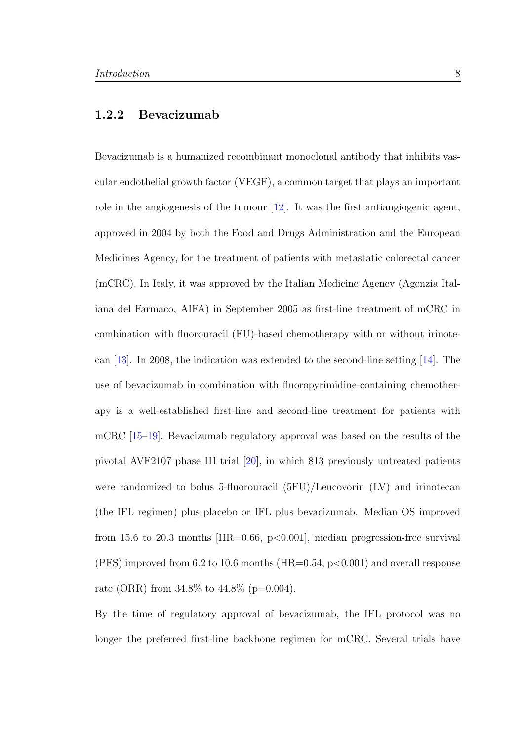### 1.2.2 Bevacizumab

Bevacizumab is a humanized recombinant monoclonal antibody that inhibits vascular endothelial growth factor (VEGF), a common target that plays an important role in the angiogenesis of the tumour [12]. It was the first antiangiogenic agent, approved in 2004 by both the Food and Drugs Administration and the European Medicines Agency, for the treatment of patients with metastatic colorectal cancer (mCRC). In Italy, it was approved by the Italian Medicine Agency (Agenzia Italiana del Farmaco, AIFA) in September 2005 as first-line treatment of mCRC in combination with fluorouracil (FU)-based chemotherapy with or without irinotecan [13]. In 2008, the indication was extended to the second-line setting [14]. The use of bevacizumab in combination with fluoropyrimidine-containing chemotherapy is a well-established first-line and second-line treatment for patients with mCRC [15–19]. Bevacizumab regulatory approval was based on the results of the pivotal AVF2107 phase III trial [20], in which 813 previously untreated patients were randomized to bolus 5-fluorouracil (5FU)/Leucovorin (LV) and irinotecan (the IFL regimen) plus placebo or IFL plus bevacizumab. Median OS improved from 15.6 to 20.3 months [HR=0.66, $p<0.001$], median progression-free survival (PFS) improved from 6.2 to 10.6 months (HR=0.54, $p<0.001$) and overall response rate (ORR) from 34.8% to 44.8% ($p=0.004$).

By the time of regulatory approval of bevacizumab, the IFL protocol was no longer the preferred first-line backbone regimen for mCRC. Several trials have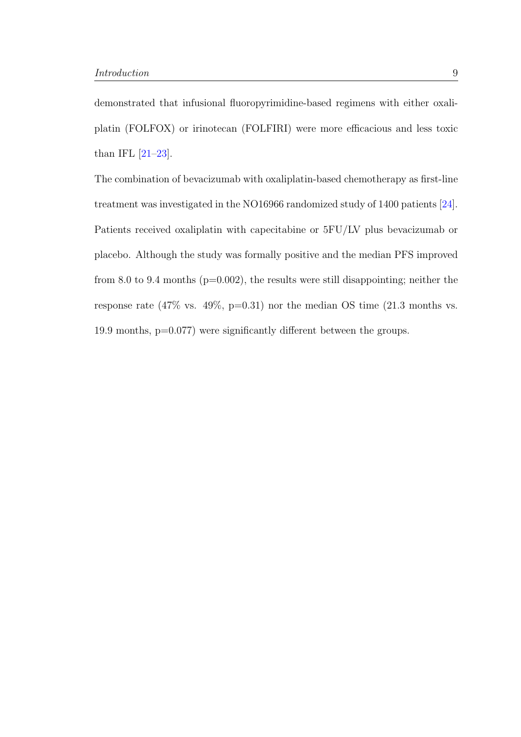demonstrated that infusional fluoropyrimidine-based regimens with either oxaliplatin (FOLFOX) or irinotecan (FOLFIRI) were more efficacious and less toxic than IFL [21–23].

The combination of bevacizumab with oxaliplatin-based chemotherapy as first-line treatment was investigated in the NO16966 randomized study of 1400 patients [24]. Patients received oxaliplatin with capecitabine or 5FU/LV plus bevacizumab or placebo. Although the study was formally positive and the median PFS improved from 8.0 to 9.4 months ($p=0.002$), the results were still disappointing; neither the response rate (47% vs. 49%, $p=0.31$) nor the median OS time (21.3 months vs. 19.9 months, $p=0.077$) were significantly different between the groups.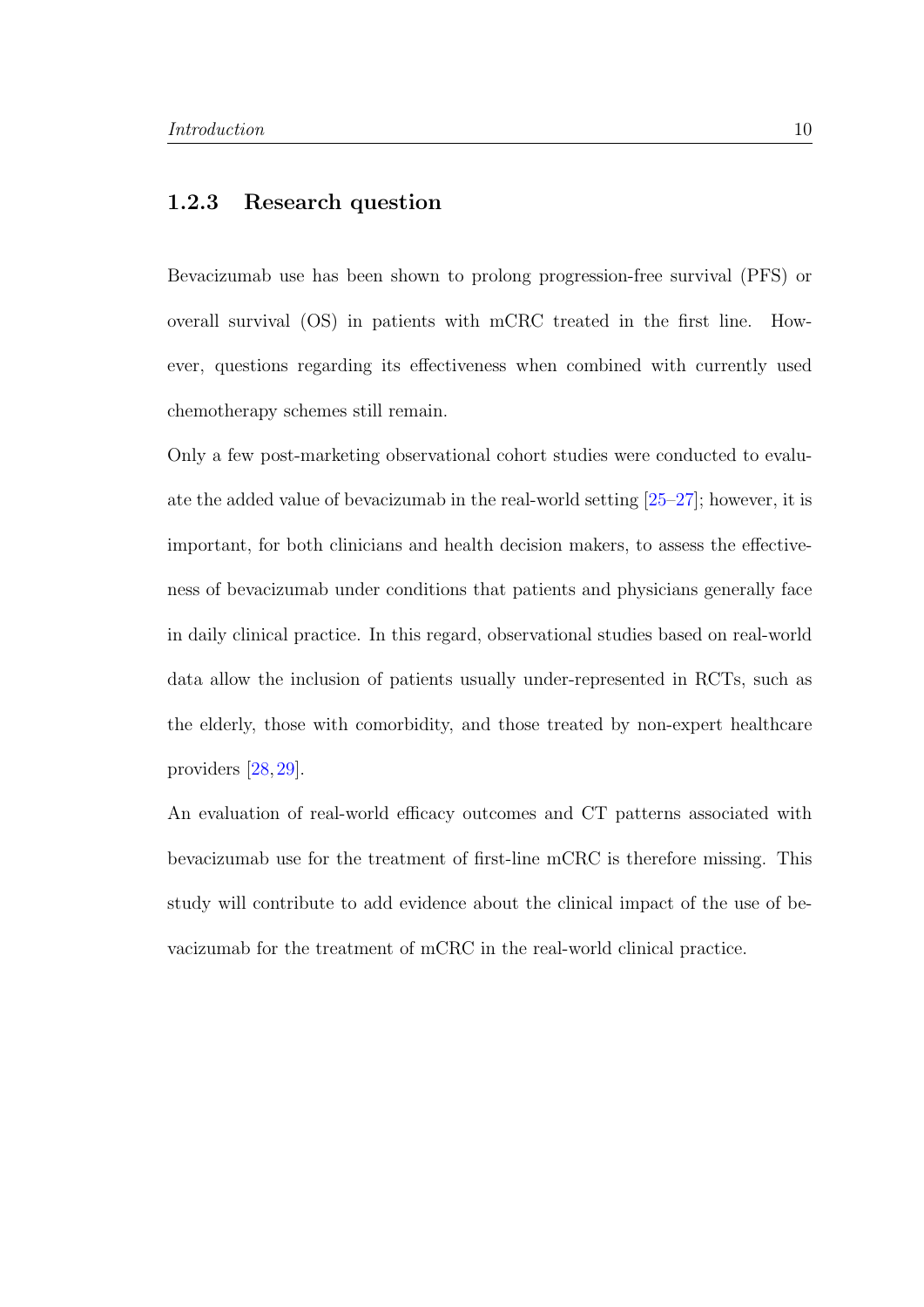### 1.2.3 Research question

Bevacizumab use has been shown to prolong progression-free survival (PFS) or overall survival (OS) in patients with mCRC treated in the first line. However, questions regarding its effectiveness when combined with currently used chemotherapy schemes still remain.

Only a few post-marketing observational cohort studies were conducted to evaluate the added value of bevacizumab in the real-world setting [25–27]; however, it is important, for both clinicians and health decision makers, to assess the effectiveness of bevacizumab under conditions that patients and physicians generally face in daily clinical practice. In this regard, observational studies based on real-world data allow the inclusion of patients usually under-represented in RCTs, such as the elderly, those with comorbidity, and those treated by non-expert healthcare providers [28, 29].

An evaluation of real-world efficacy outcomes and CT patterns associated with bevacizumab use for the treatment of first-line mCRC is therefore missing. This study will contribute to add evidence about the clinical impact of the use of bevacizumab for the treatment of mCRC in the real-world clinical practice.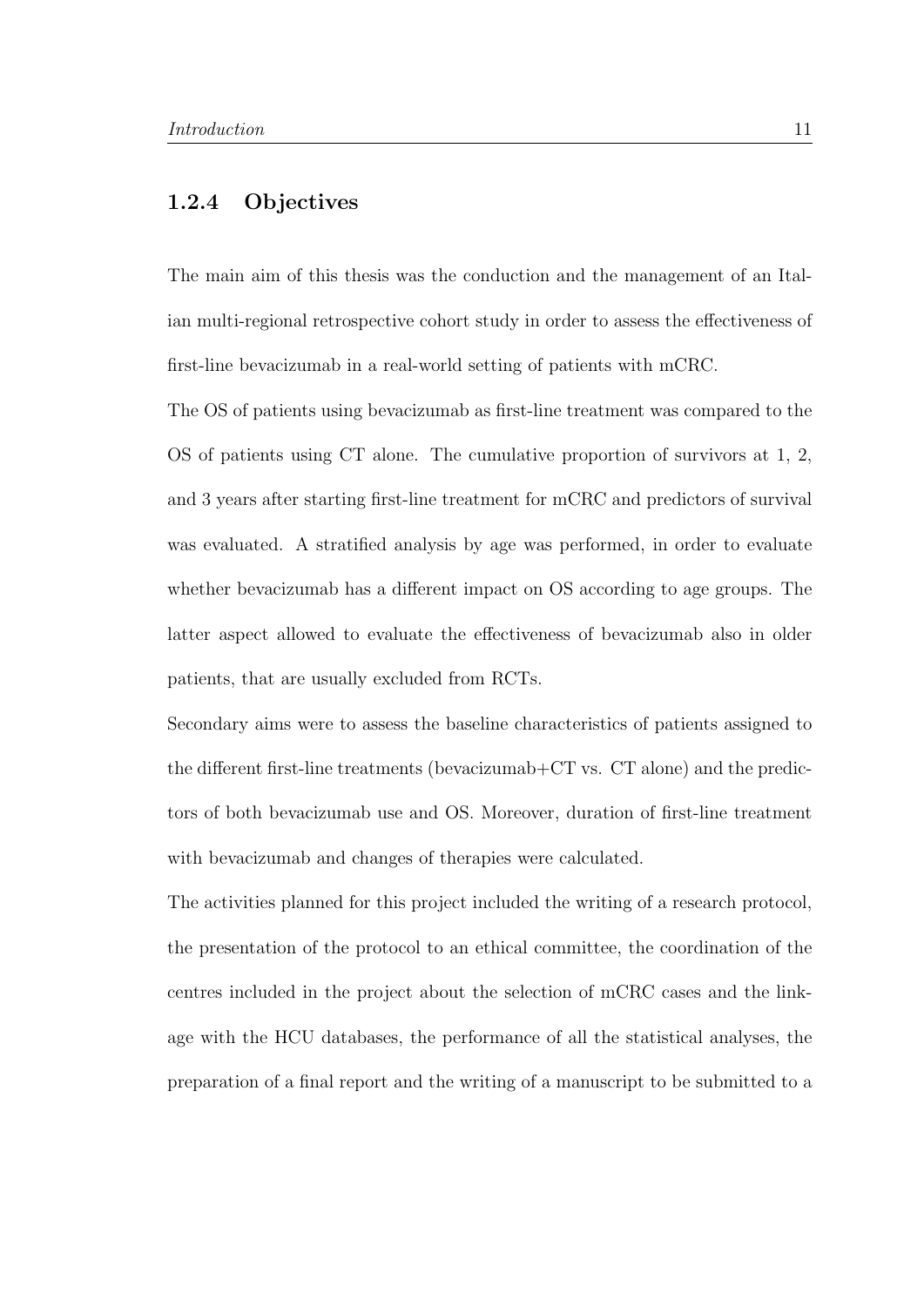### 1.2.4 Objectives

The main aim of this thesis was the conduction and the management of an Italian multi-regional retrospective cohort study in order to assess the effectiveness of first-line bevacizumab in a real-world setting of patients with mCRC.

The OS of patients using bevacizumab as first-line treatment was compared to the OS of patients using CT alone. The cumulative proportion of survivors at 1, 2, and 3 years after starting first-line treatment for mCRC and predictors of survival was evaluated. A stratified analysis by age was performed, in order to evaluate whether bevacizumab has a different impact on OS according to age groups. The latter aspect allowed to evaluate the effectiveness of bevacizumab also in older patients, that are usually excluded from RCTs.

Secondary aims were to assess the baseline characteristics of patients assigned to the different first-line treatments (bevacizumab+CT vs. CT alone) and the predictors of both bevacizumab use and OS. Moreover, duration of first-line treatment with bevacizumab and changes of therapies were calculated.

The activities planned for this project included the writing of a research protocol, the presentation of the protocol to an ethical committee, the coordination of the centres included in the project about the selection of mCRC cases and the linkage with the HCU databases, the performance of all the statistical analyses, the preparation of a final report and the writing of a manuscript to be submitted to a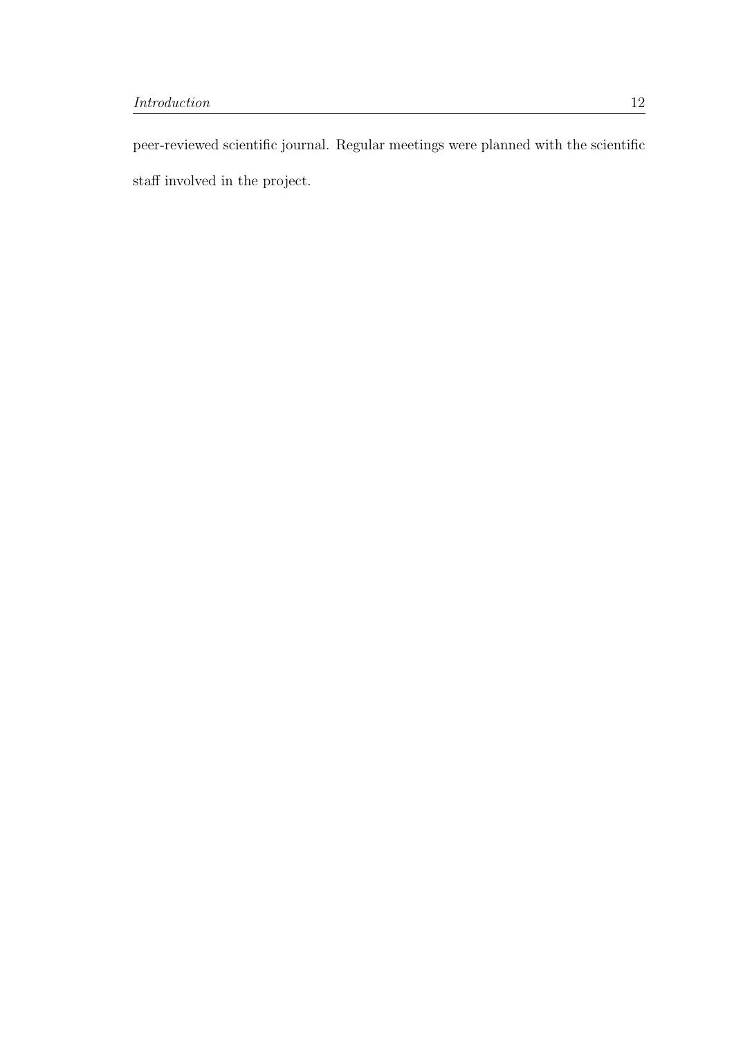peer-reviewed scientific journal. Regular meetings were planned with the scientific staff involved in the project.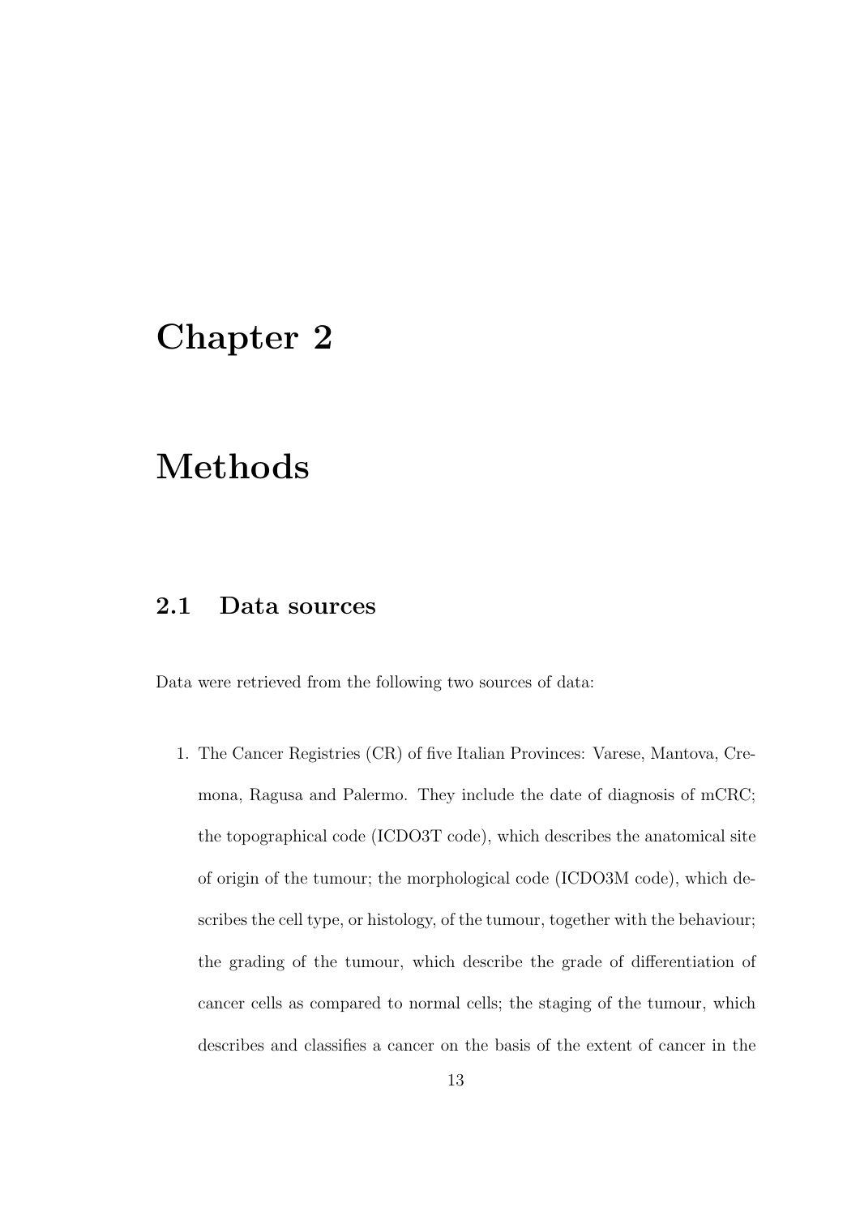# Chapter 2

# Methods

## 2.1 Data sources

Data were retrieved from the following two sources of data:

1. The Cancer Registries (CR) of five Italian Provinces: Varese, Mantova, Cremona, Ragusa and Palermo. They include the date of diagnosis of mCRC; the topographical code (ICDO3T code), which describes the anatomical site of origin of the tumour; the morphological code (ICDO3M code), which describes the cell type, or histology, of the tumour, together with the behaviour; the grading of the tumour, which describe the grade of differentiation of cancer cells as compared to normal cells; the staging of the tumour, which describes and classifies a cancer on the basis of the extent of cancer in the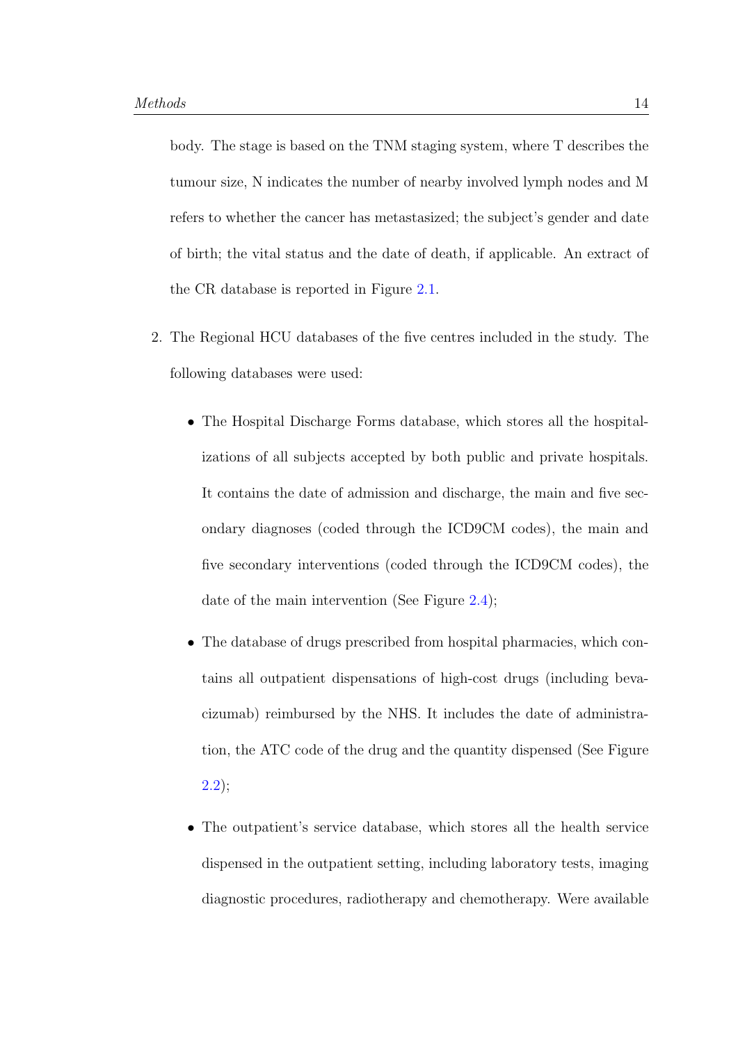body. The stage is based on the TNM staging system, where T describes the tumour size, N indicates the number of nearby involved lymph nodes and M refers to whether the cancer has metastasized; the subject's gender and date of birth; the vital status and the date of death, if applicable. An extract of the CR database is reported in Figure 2.1.

2. The Regional HCU databases of the five centres included in the study. The following databases were used:

   - The Hospital Discharge Forms database, which stores all the hospitalizations of all subjects accepted by both public and private hospitals. It contains the date of admission and discharge, the main and five secondary diagnoses (coded through the ICD9CM codes), the main and five secondary interventions (coded through the ICD9CM codes), the date of the main intervention (See Figure 2.4);
   - The database of drugs prescribed from hospital pharmacies, which contains all outpatient dispensations of high-cost drugs (including bevacizumab) reimbursed by the NHS. It includes the date of administration, the ATC code of the drug and the quantity dispensed (See Figure 2.2);
   - The outpatient's service database, which stores all the health service dispensed in the outpatient setting, including laboratory tests, imaging diagnostic procedures, radiotherapy and chemotherapy. Were available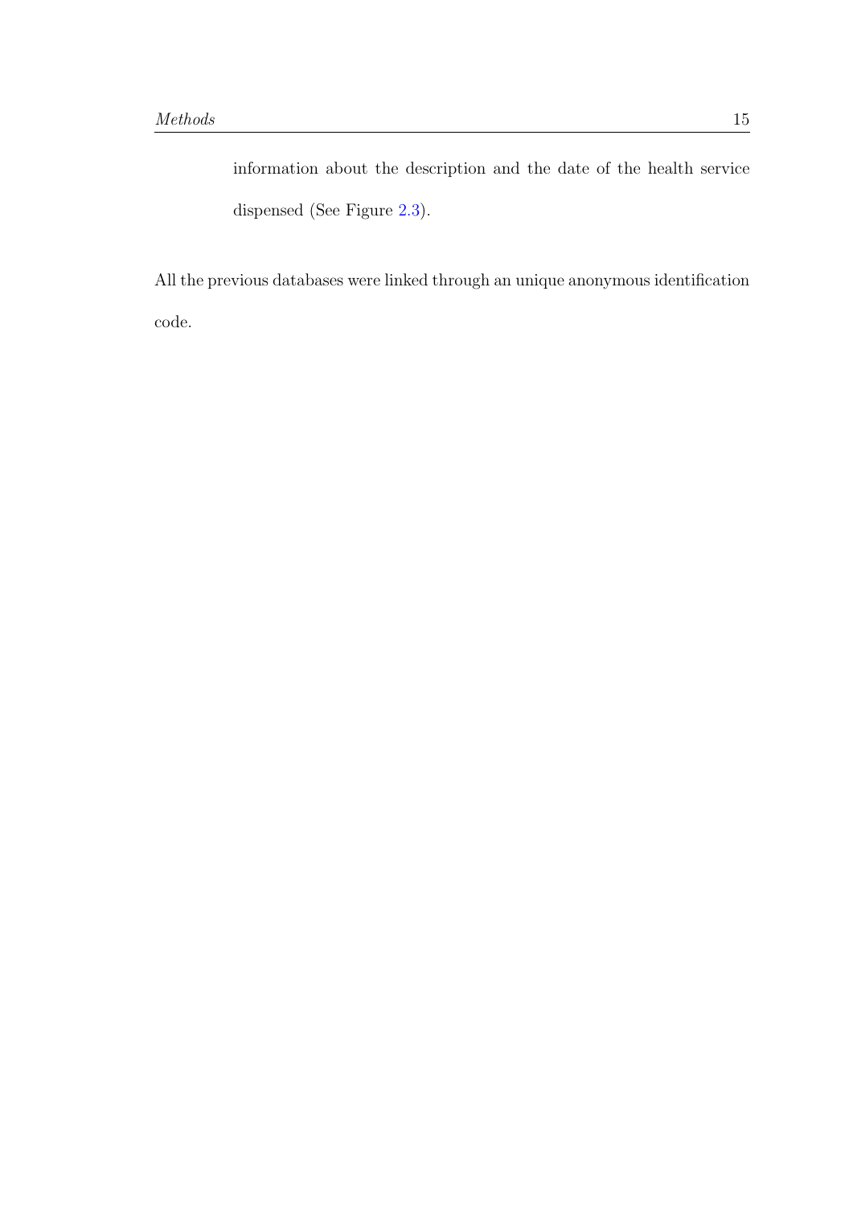information about the description and the date of the health service dispensed (See Figure 2.3).

All the previous databases were linked through an unique anonymous identification code.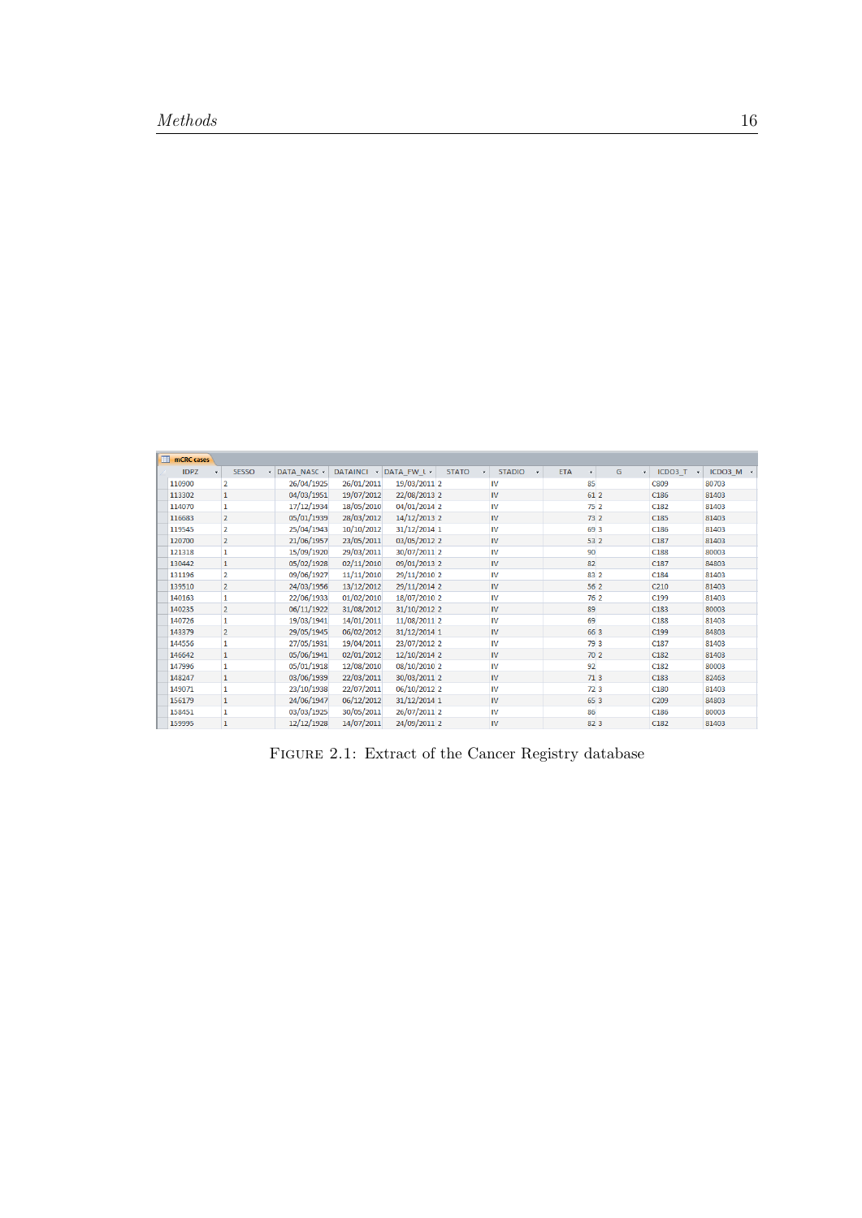| IDPZ | SESSO | DATA_NASC | DATAINCI | DATA_FW_U | STATO | STADIO | ETA | G | ICDO3_T | ICDO3_M |
|---|---|---|---|---|---|---|---|---|---|---|
| 110900 | 2 | 26/04/1925 | 26/01/2011 | 19/03/2011 | 2 | IV | 85 | | C809 | 80703 |
| 113302 | 1 | 04/03/1951 | 19/07/2012 | 22/08/2013 | 2 | IV | 61 | 2 | C186 | 81403 |
| 114070 | 1 | 17/12/1934 | 18/05/2010 | 04/01/2014 | 2 | IV | 75 | 2 | C182 | 81403 |
| 116683 | 2 | 05/01/1939 | 28/03/2012 | 14/12/2013 | 2 | IV | 73 | 2 | C185 | 81403 |
| 119545 | 2 | 25/04/1943 | 10/10/2012 | 31/12/2014 | 1 | IV | 69 | 3 | C186 | 81403 |
| 120700 | 2 | 21/06/1957 | 23/05/2011 | 03/05/2012 | 2 | IV | 53 | 2 | C187 | 81403 |
| 121318 | 1 | 15/09/1920 | 29/03/2011 | 30/07/2011 | 2 | IV | 90 | | C188 | 80003 |
| 130442 | 1 | 05/02/1928 | 02/11/2010 | 09/01/2013 | 2 | IV | 82 | | C187 | 84803 |
| 131196 | 2 | 09/06/1927 | 11/11/2010 | 29/11/2010 | 2 | IV | 83 | 2 | C184 | 81403 |
| 139510 | 2 | 24/03/1956 | 13/12/2012 | 29/11/2014 | 2 | IV | 56 | 2 | C210 | 81403 |
| 140163 | 1 | 22/06/1933 | 01/02/2010 | 18/07/2010 | 2 | IV | 76 | 2 | C199 | 81403 |
| 140235 | 2 | 06/11/1922 | 31/08/2012 | 31/10/2012 | 2 | IV | 89 | | C183 | 80003 |
| 140726 | 1 | 19/03/1941 | 14/01/2011 | 11/08/2011 | 2 | IV | 69 | | C188 | 81403 |
| 143379 | 2 | 29/05/1945 | 06/02/2012 | 31/12/2014 | 1 | IV | 66 | 3 | C199 | 84803 |
| 144556 | 1 | 27/05/1931 | 19/04/2011 | 23/07/2012 | 2 | IV | 79 | 3 | C187 | 81403 |
| 146642 | 1 | 05/06/1941 | 02/01/2012 | 12/10/2014 | 2 | IV | 70 | 2 | C182 | 81403 |
| 147996 | 1 | 05/01/1918 | 12/08/2010 | 08/10/2010 | 2 | IV | 92 | | C182 | 80003 |
| 148247 | 1 | 03/06/1939 | 22/03/2011 | 30/03/2011 | 2 | IV | 71 | 3 | C183 | 82463 |
| 149071 | 1 | 23/10/1938 | 22/07/2011 | 06/10/2012 | 2 | IV | 72 | 3 | C180 | 81403 |
| 156179 | 1 | 24/06/1947 | 06/12/2012 | 31/12/2014 | 1 | IV | 65 | 3 | C209 | 84803 |
| 158451 | 1 | 03/03/1925 | 30/05/2011 | 26/07/2011 | 2 | IV | 86 | | C186 | 80003 |
| 159995 | 1 | 12/12/1928 | 14/07/2011 | 24/09/2011 | 2 | IV | 82 | 3 | C182 | 81403 |

Figure 2.1: Extract of the Cancer Registry database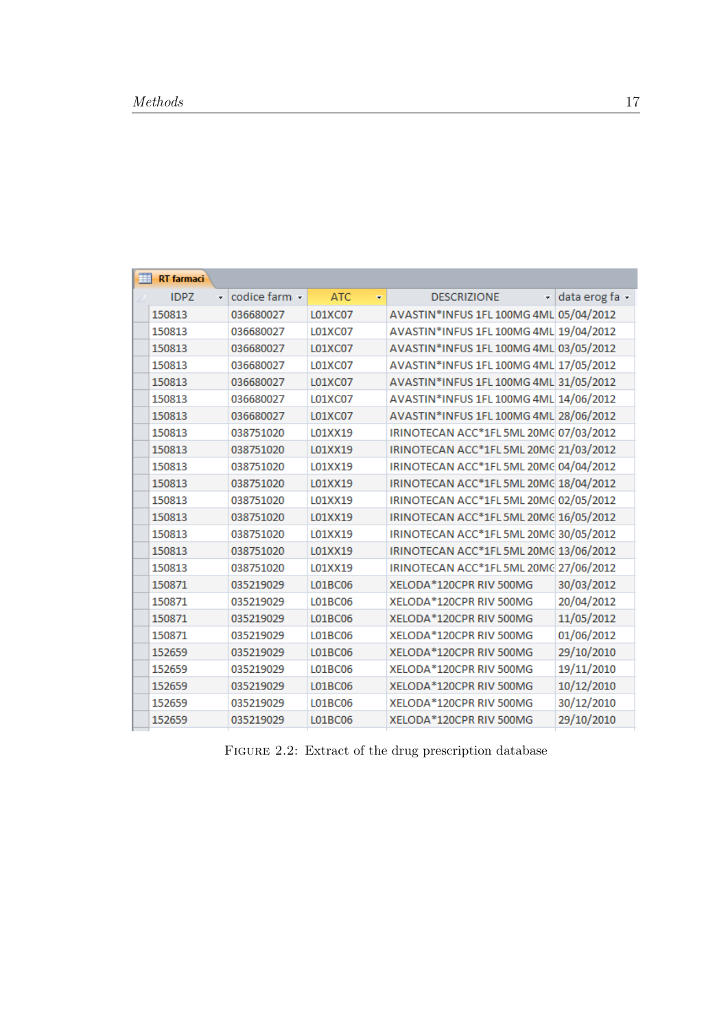RT farmaci

| IDPZ | codice farm | ATC | DESCRIZIONE | data erog fa |
|---|---|---|---|---|
| 150813 | 036680027 | L01XC07 | AVASTIN*INFUS 1FL 100MG 4ML | 05/04/2012 |
| 150813 | 036680027 | L01XC07 | AVASTIN*INFUS 1FL 100MG 4ML | 19/04/2012 |
| 150813 | 036680027 | L01XC07 | AVASTIN*INFUS 1FL 100MG 4ML | 03/05/2012 |
| 150813 | 036680027 | L01XC07 | AVASTIN*INFUS 1FL 100MG 4ML | 17/05/2012 |
| 150813 | 036680027 | L01XC07 | AVASTIN*INFUS 1FL 100MG 4ML | 31/05/2012 |
| 150813 | 036680027 | L01XC07 | AVASTIN*INFUS 1FL 100MG 4ML | 14/06/2012 |
| 150813 | 036680027 | L01XC07 | AVASTIN*INFUS 1FL 100MG 4ML | 28/06/2012 |
| 150813 | 038751020 | L01XX19 | IRINOTECAN ACC*1FL 5ML 20MG | 07/03/2012 |
| 150813 | 038751020 | L01XX19 | IRINOTECAN ACC*1FL 5ML 20MG | 21/03/2012 |
| 150813 | 038751020 | L01XX19 | IRINOTECAN ACC*1FL 5ML 20MG | 04/04/2012 |
| 150813 | 038751020 | L01XX19 | IRINOTECAN ACC*1FL 5ML 20MG | 18/04/2012 |
| 150813 | 038751020 | L01XX19 | IRINOTECAN ACC*1FL 5ML 20MG | 02/05/2012 |
| 150813 | 038751020 | L01XX19 | IRINOTECAN ACC*1FL 5ML 20MG | 16/05/2012 |
| 150813 | 038751020 | L01XX19 | IRINOTECAN ACC*1FL 5ML 20MG | 30/05/2012 |
| 150813 | 038751020 | L01XX19 | IRINOTECAN ACC*1FL 5ML 20MG | 13/06/2012 |
| 150813 | 038751020 | L01XX19 | IRINOTECAN ACC*1FL 5ML 20MG | 27/06/2012 |
| 150871 | 035219029 | L01BC06 | XELODA*120CPR RIV 500MG | 30/03/2012 |
| 150871 | 035219029 | L01BC06 | XELODA*120CPR RIV 500MG | 20/04/2012 |
| 150871 | 035219029 | L01BC06 | XELODA*120CPR RIV 500MG | 11/05/2012 |
| 150871 | 035219029 | L01BC06 | XELODA*120CPR RIV 500MG | 01/06/2012 |
| 152659 | 035219029 | L01BC06 | XELODA*120CPR RIV 500MG | 29/10/2010 |
| 152659 | 035219029 | L01BC06 | XELODA*120CPR RIV 500MG | 19/11/2010 |
| 152659 | 035219029 | L01BC06 | XELODA*120CPR RIV 500MG | 10/12/2010 |
| 152659 | 035219029 | L01BC06 | XELODA*120CPR RIV 500MG | 30/12/2010 |
| 152659 | 035219029 | L01BC06 | XELODA*120CPR RIV 500MG | 29/10/2010 |

FIGURE 2.2: Extract of the drug prescription database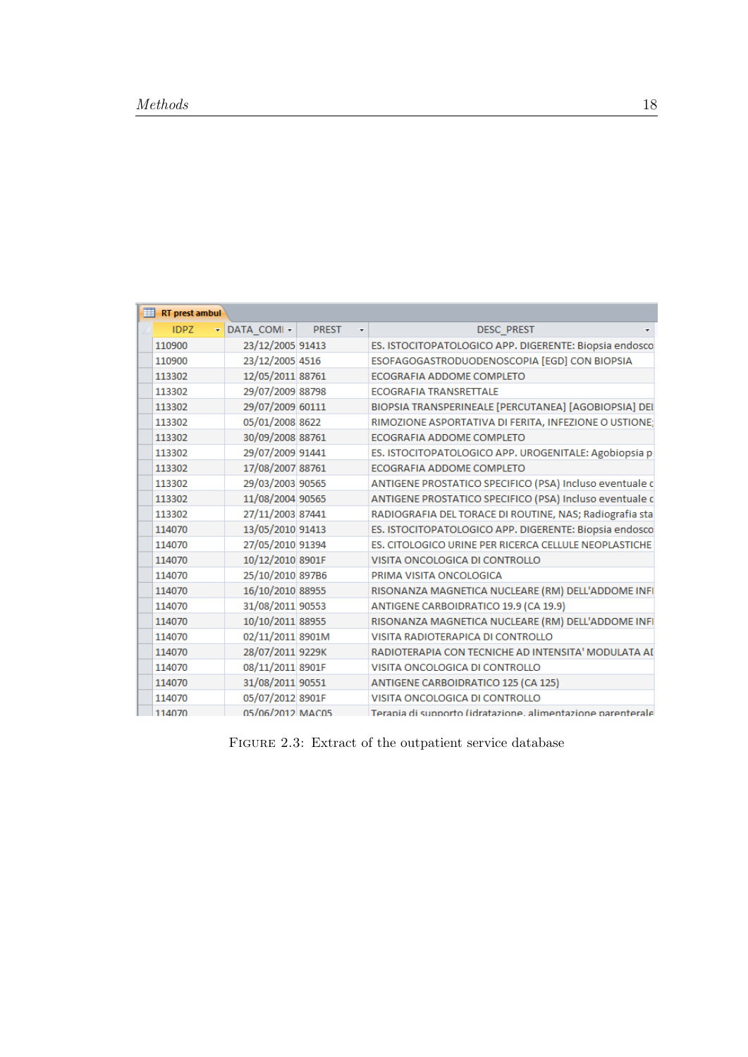| IDPZ | DATA_COMI | PREST | DESC_PREST |
|---|---|---|---|
| 110900 | 23/12/2005 | 91413 | ES. ISTOCITOPATOLOGICO APP. DIGERENTE: Biopsia endosco |
| 110900 | 23/12/2005 | 4516 | ESOFAGOGASTRODUODENOSCOPIA [EGD] CON BIOPSIA |
| 113302 | 12/05/2011 | 88761 | ECOGRAFIA ADDOME COMPLETO |
| 113302 | 29/07/2009 | 88798 | ECOGRAFIA TRANSRETTALE |
| 113302 | 29/07/2009 | 60111 | BIOPSIA TRANSPERINEALE [PERCUTANEA] [AGOBIOPSIA] DEI |
| 113302 | 05/01/2008 | 8622 | RIMOZIONE ASPORTATIVA DI FERITA, INFEZIONE O USTIONE; |
| 113302 | 30/09/2008 | 88761 | ECOGRAFIA ADDOME COMPLETO |
| 113302 | 29/07/2009 | 91441 | ES. ISTOCITOPATOLOGICO APP. UROGENITALE: Agobiopsia p |
| 113302 | 17/08/2007 | 88761 | ECOGRAFIA ADDOME COMPLETO |
| 113302 | 29/03/2003 | 90565 | ANTIGENE PROSTATICO SPECIFICO (PSA) Incluso eventuale c |
| 113302 | 11/08/2004 | 90565 | ANTIGENE PROSTATICO SPECIFICO (PSA) Incluso eventuale c |
| 113302 | 27/11/2003 | 87441 | RADIOGRAFIA DEL TORACE DI ROUTINE, NAS; Radiografia sta |
| 114070 | 13/05/2010 | 91413 | ES. ISTOCITOPATOLOGICO APP. DIGERENTE: Biopsia endosco |
| 114070 | 27/05/2010 | 91394 | ES. CITOLOGICO URINE PER RICERCA CELLULE NEOPLASTICHE |
| 114070 | 10/12/2010 | 8901F | VISITA ONCOLOGICA DI CONTROLLO |
| 114070 | 25/10/2010 | 897B6 | PRIMA VISITA ONCOLOGICA |
| 114070 | 16/10/2010 | 88955 | RISONANZA MAGNETICA NUCLEARE (RM) DELL'ADDOME INFI |
| 114070 | 31/08/2011 | 90553 | ANTIGENE CARBOIDRATICO 19.9 (CA 19.9) |
| 114070 | 10/10/2011 | 88955 | RISONANZA MAGNETICA NUCLEARE (RM) DELL'ADDOME INFI |
| 114070 | 02/11/2011 | 8901M | VISITA RADIOTERAPICA DI CONTROLLO |
| 114070 | 28/07/2011 | 9229K | RADIOTERAPIA CON TECNICHE AD INTENSITA' MODULATA AI |
| 114070 | 08/11/2011 | 8901F | VISITA ONCOLOGICA DI CONTROLLO |
| 114070 | 31/08/2011 | 90551 | ANTIGENE CARBOIDRATICO 125 (CA 125) |
| 114070 | 05/07/2012 | 8901F | VISITA ONCOLOGICA DI CONTROLLO |
| 114070 | 05/06/2012 | MAC05 | Terapia di supporto (idratazione, alimentazione parenterale |

Figure 2.3: Extract of the outpatient service database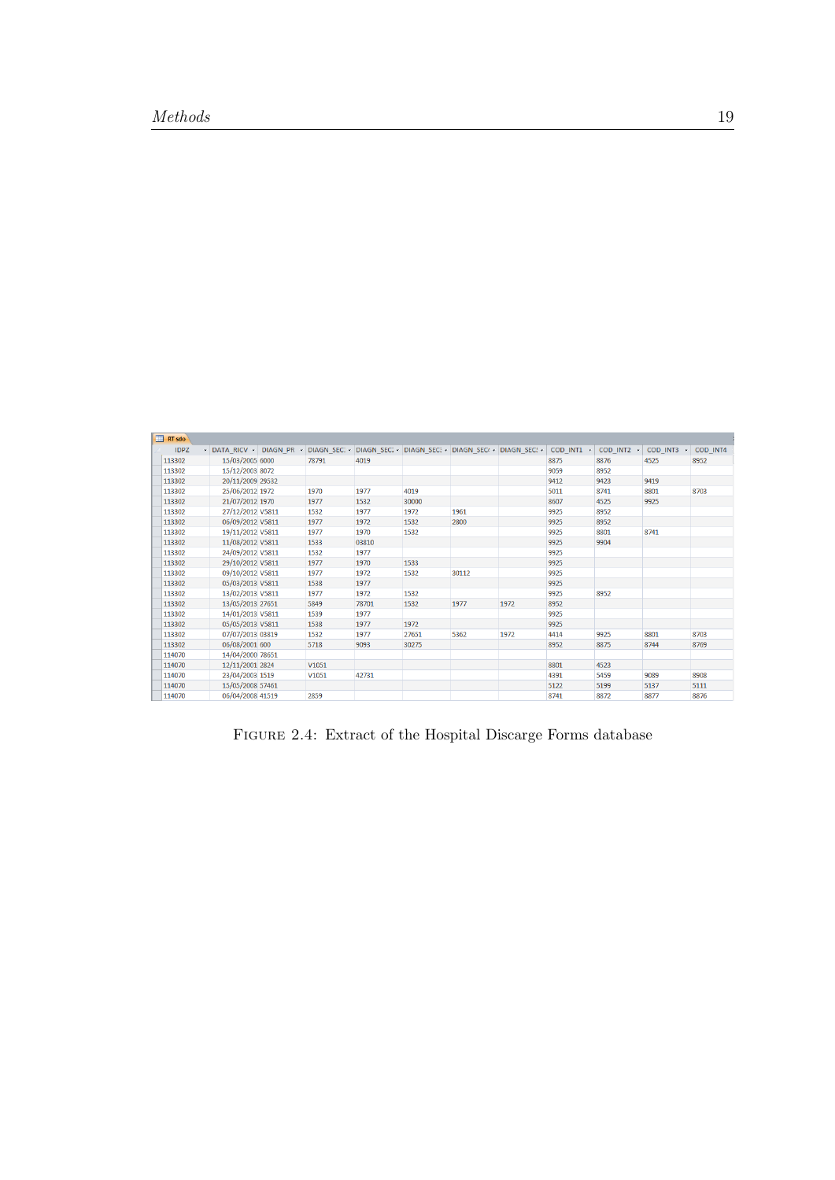RT sdo

| IDPZ | DATA_RICV | DIAGN_PR | DIAGN_SEC | DIAGN_SEC | DIAGN_SEC | DIAGN_SEC | DIAGN_SEC | COD_INT1 | COD_INT2 | COD_INT3 | COD_INT4 |
|---|---|---|---|---|---|---|---|---|---|---|---|
| 113302 | 15/03/2005 | 6000 | 78791 | 4019 | | | | 8875 | 8876 | 4525 | 8952 |
| 113302 | 15/12/2008 | 8072 | | | | | | 9059 | 8952 | | |
| 113302 | 20/11/2009 | 29532 | | | | | | 9412 | 9423 | 9419 | |
| 113302 | 25/06/2012 | 1972 | 1970 | 1977 | 4019 | | | 5011 | 8741 | 8801 | 8703 |
| 113302 | 21/07/2012 | 1970 | 1977 | 1532 | 30000 | | | 8607 | 4525 | 9925 | |
| 113302 | 27/12/2012 | V5811 | 1532 | 1977 | 1972 | 1961 | | 9925 | 8952 | | |
| 113302 | 06/09/2012 | V5811 | 1977 | 1972 | 1532 | 2800 | | 9925 | 8952 | | |
| 113302 | 19/11/2012 | V5811 | 1977 | 1970 | 1532 | | | 9925 | 8801 | 8741 | |
| 113302 | 11/08/2012 | V5811 | 1533 | 03810 | | | | 9925 | 9904 | | |
| 113302 | 24/09/2012 | V5811 | 1532 | 1977 | | | | 9925 | | | |
| 113302 | 29/10/2012 | V5811 | 1977 | 1970 | 1533 | | | 9925 | | | |
| 113302 | 09/10/2012 | V5811 | 1977 | 1972 | 1532 | 30112 | | 9925 | | | |
| 113302 | 05/03/2013 | V5811 | 1538 | 1977 | | | | 9925 | | | |
| 113302 | 13/02/2013 | V5811 | 1977 | 1972 | 1532 | | | 9925 | 8952 | | |
| 113302 | 13/05/2013 | 27651 | 5849 | 78701 | 1532 | 1977 | 1972 | 8952 | | | |
| 113302 | 14/01/2013 | V5811 | 1539 | 1977 | | | | 9925 | | | |
| 113302 | 05/05/2013 | V5811 | 1538 | 1977 | 1972 | | | 9925 | | | |
| 113302 | 07/07/2013 | 03819 | 1532 | 1977 | 27651 | 5362 | 1972 | 4414 | 9925 | 8801 | 8703 |
| 113302 | 06/08/2001 | 600 | 5718 | 9093 | 30275 | | | 8952 | 8875 | 8744 | 8769 |
| 114070 | 14/04/2000 | 78651 | | | | | | | | | |
| 114070 | 12/11/2001 | 2824 | V1051 | | | | | 8801 | 4523 | | |
| 114070 | 23/04/2003 | 1519 | V1051 | 42731 | | | | 4391 | 5459 | 9089 | 8908 |
| 114070 | 15/05/2008 | 57461 | | | | | | 5122 | 5199 | 5137 | 5111 |
| 114070 | 06/04/2008 | 41519 | 2859 | | | | | 8741 | 8872 | 8877 | 8876 |

FIGURE 2.4: Extract of the Hospital Discarge Forms database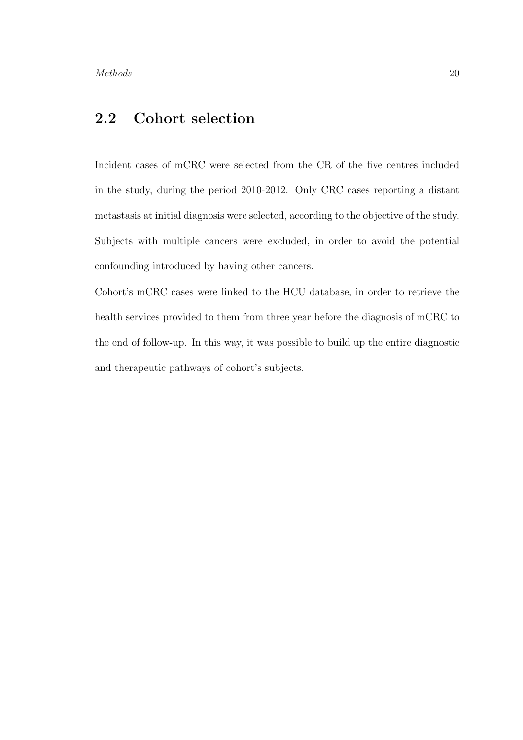## 2.2 Cohort selection

Incident cases of mCRC were selected from the CR of the five centres included in the study, during the period 2010-2012. Only CRC cases reporting a distant metastasis at initial diagnosis were selected, according to the objective of the study. Subjects with multiple cancers were excluded, in order to avoid the potential confounding introduced by having other cancers.

Cohort's mCRC cases were linked to the HCU database, in order to retrieve the health services provided to them from three year before the diagnosis of mCRC to the end of follow-up. In this way, it was possible to build up the entire diagnostic and therapeutic pathways of cohort's subjects.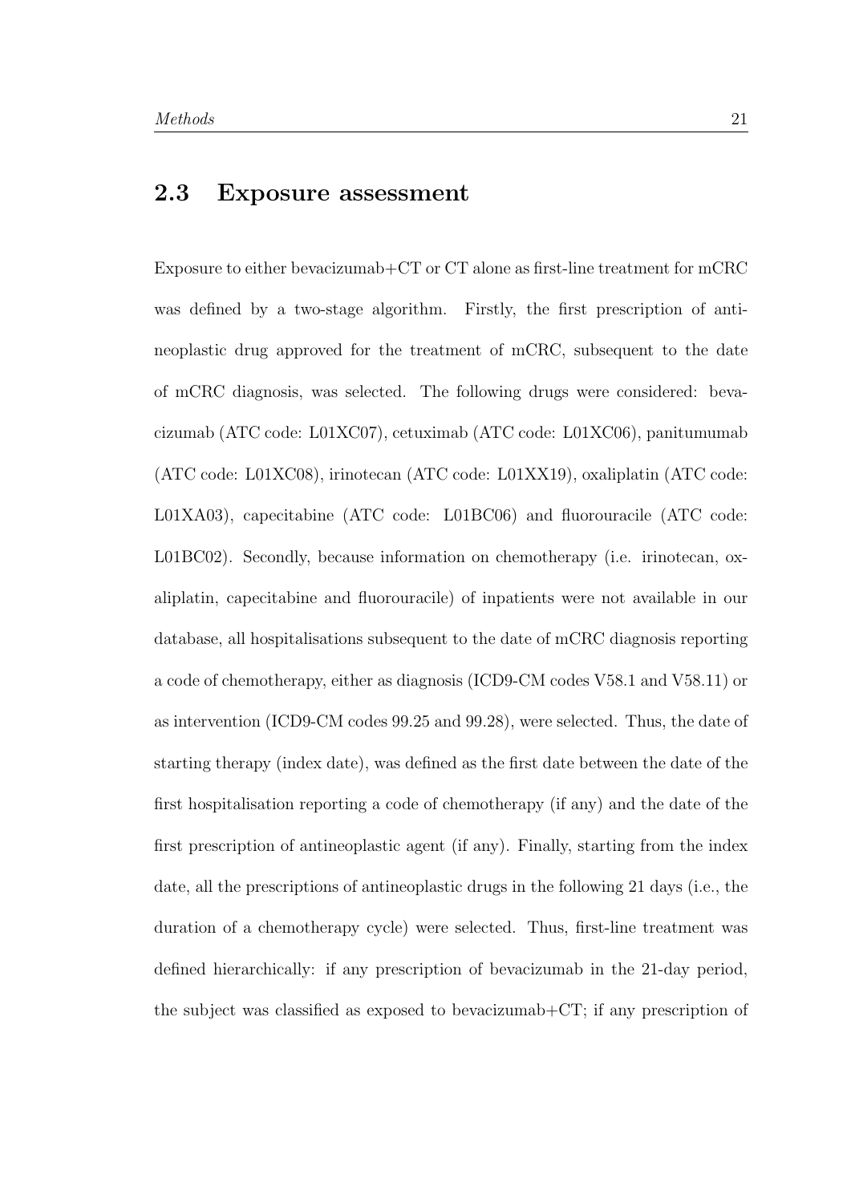## 2.3 Exposure assessment

Exposure to either bevacizumab+CT or CT alone as first-line treatment for mCRC was defined by a two-stage algorithm. Firstly, the first prescription of antineoplastic drug approved for the treatment of mCRC, subsequent to the date of mCRC diagnosis, was selected. The following drugs were considered: bevacizumab (ATC code: L01XC07), cetuximab (ATC code: L01XC06), panitumumab (ATC code: L01XC08), irinotecan (ATC code: L01XX19), oxaliplatin (ATC code: L01XA03), capecitabine (ATC code: L01BC06) and fluorouracile (ATC code: L01BC02). Secondly, because information on chemotherapy (i.e. irinotecan, oxaliplatin, capecitabine and fluorouracile) of inpatients were not available in our database, all hospitalisations subsequent to the date of mCRC diagnosis reporting a code of chemotherapy, either as diagnosis (ICD9-CM codes V58.1 and V58.11) or as intervention (ICD9-CM codes 99.25 and 99.28), were selected. Thus, the date of starting therapy (index date), was defined as the first date between the date of the first hospitalisation reporting a code of chemotherapy (if any) and the date of the first prescription of antineoplastic agent (if any). Finally, starting from the index date, all the prescriptions of antineoplastic drugs in the following 21 days (i.e., the duration of a chemotherapy cycle) were selected. Thus, first-line treatment was defined hierarchically: if any prescription of bevacizumab in the 21-day period, the subject was classified as exposed to bevacizumab+CT; if any prescription of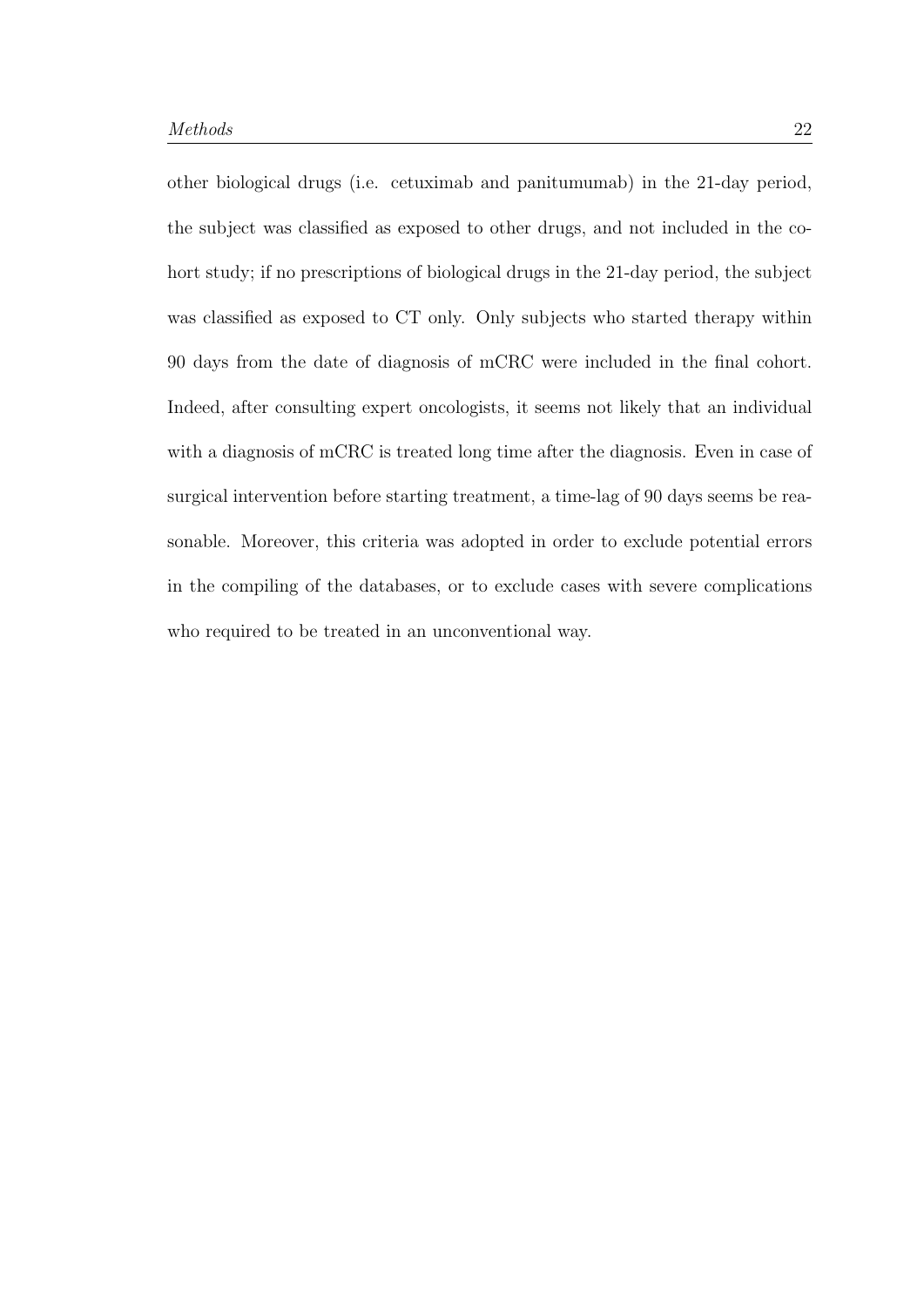other biological drugs (i.e. cetuximab and panitumumab) in the 21-day period, the subject was classified as exposed to other drugs, and not included in the cohort study; if no prescriptions of biological drugs in the 21-day period, the subject was classified as exposed to CT only. Only subjects who started therapy within 90 days from the date of diagnosis of mCRC were included in the final cohort. Indeed, after consulting expert oncologists, it seems not likely that an individual with a diagnosis of mCRC is treated long time after the diagnosis. Even in case of surgical intervention before starting treatment, a time-lag of 90 days seems be reasonable. Moreover, this criteria was adopted in order to exclude potential errors in the compiling of the databases, or to exclude cases with severe complications who required to be treated in an unconventional way.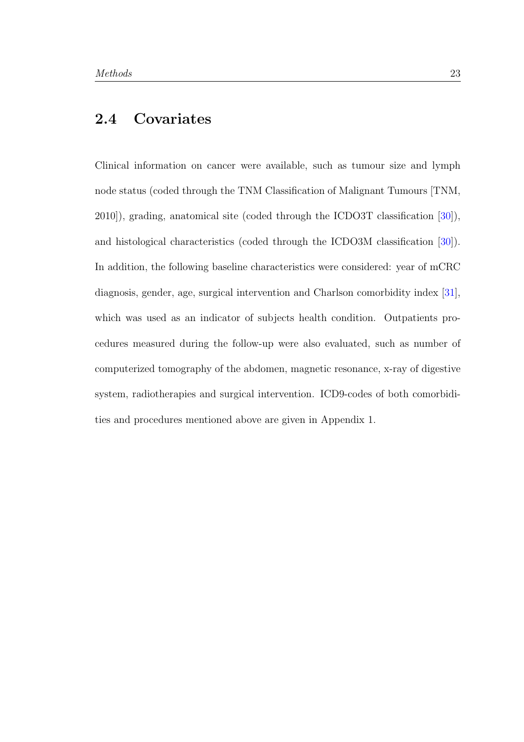## 2.4 Covariates

Clinical information on cancer were available, such as tumour size and lymph node status (coded through the TNM Classification of Malignant Tumours [TNM, 2010]), grading, anatomical site (coded through the ICDO3T classification [30]), and histological characteristics (coded through the ICDO3M classification [30]). In addition, the following baseline characteristics were considered: year of mCRC diagnosis, gender, age, surgical intervention and Charlson comorbidity index [31], which was used as an indicator of subjects health condition. Outpatients procedures measured during the follow-up were also evaluated, such as number of computerized tomography of the abdomen, magnetic resonance, x-ray of digestive system, radiotherapies and surgical intervention. ICD9-codes of both comorbidities and procedures mentioned above are given in Appendix 1.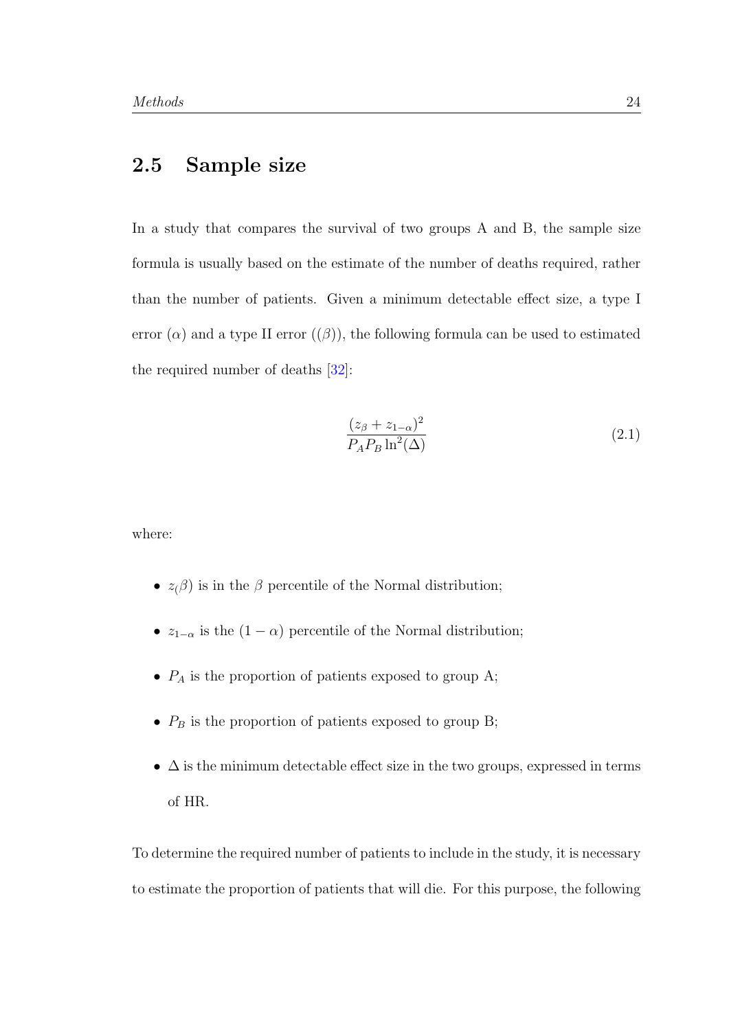## 2.5 Sample size

In a study that compares the survival of two groups A and B, the sample size formula is usually based on the estimate of the number of deaths required, rather than the number of patients. Given a minimum detectable effect size, a type I error ($\alpha$) and a type II error (($\beta$)), the following formula can be used to estimated the required number of deaths [32]:

$$\frac{(z_{\beta} + z_{1-\alpha})^2}{P_A P_B \ln^2(\Delta)} \tag{2.1}$$

where:

- $z_(\beta)$ is in the $\beta$ percentile of the Normal distribution;
- $z_{1-\alpha}$ is the $(1-\alpha)$ percentile of the Normal distribution;
- $P_A$ is the proportion of patients exposed to group A;
- $P_B$ is the proportion of patients exposed to group B;
- $\Delta$ is the minimum detectable effect size in the two groups, expressed in terms of HR.

To determine the required number of patients to include in the study, it is necessary to estimate the proportion of patients that will die. For this purpose, the following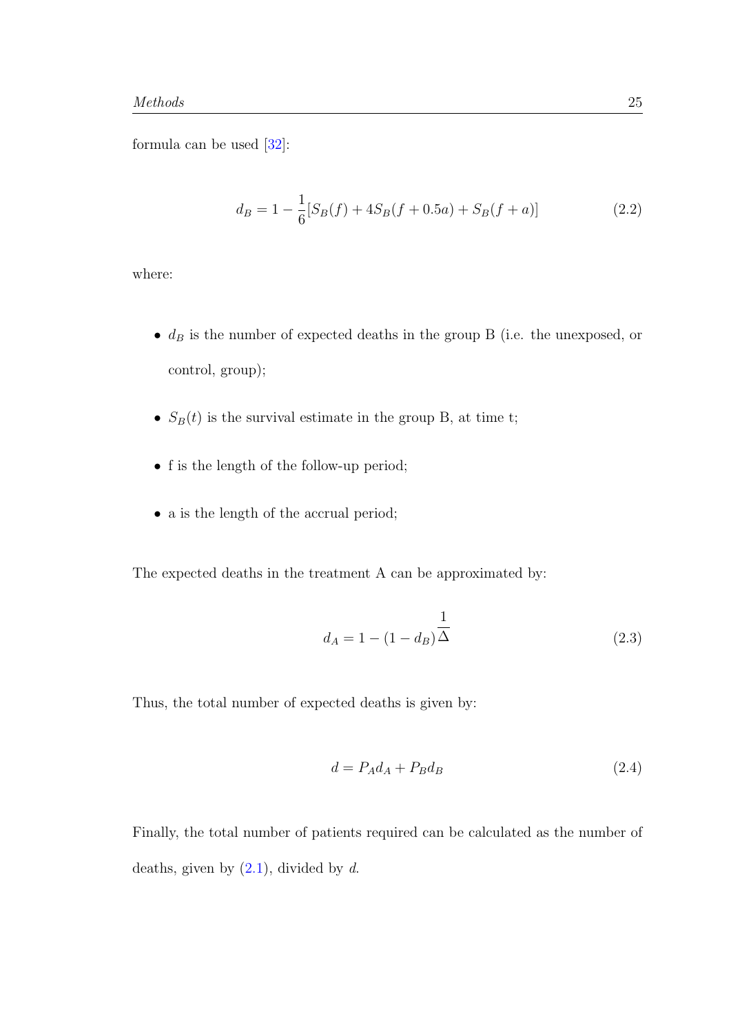formula can be used [32]:

$$d_B = 1 - \frac{1}{6}[S_B(f) + 4S_B(f + 0.5a) + S_B(f + a)] \tag{2.2}$$

where:

- $d_B$ is the number of expected deaths in the group B (i.e. the unexposed, or control, group);
- $S_B(t)$ is the survival estimate in the group B, at time t;
- f is the length of the follow-up period;
- a is the length of the accrual period;

The expected deaths in the treatment A can be approximated by:

$$d_A = 1 - (1 - d_B)^{\frac{1}{\Delta}} \tag{2.3}$$

Thus, the total number of expected deaths is given by:

$$d = P_A d_A + P_B d_B \tag{2.4}$$

Finally, the total number of patients required can be calculated as the number of deaths, given by (2.1), divided by $d$.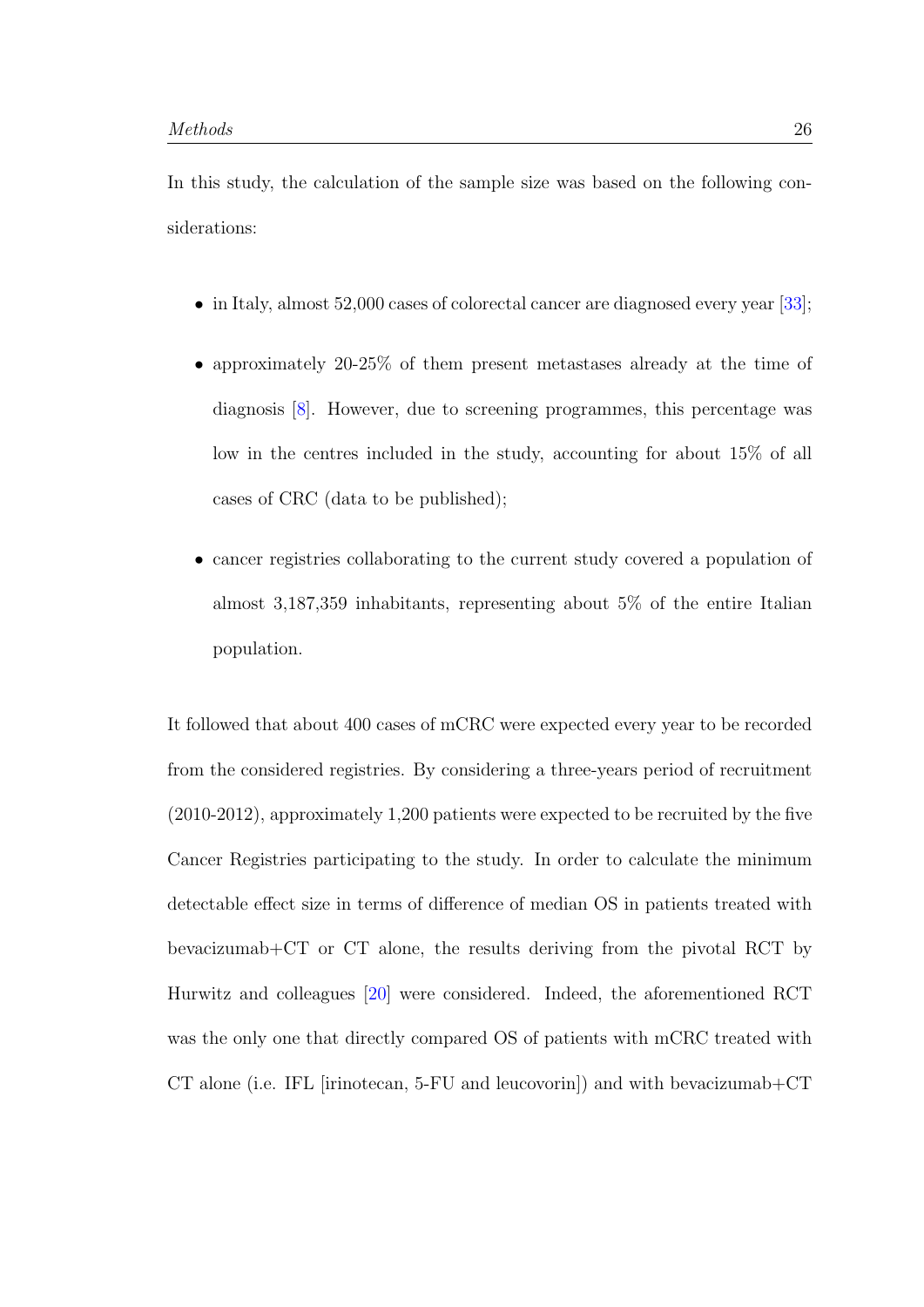In this study, the calculation of the sample size was based on the following considerations:

- in Italy, almost 52,000 cases of colorectal cancer are diagnosed every year [33];
- approximately 20-25% of them present metastases already at the time of diagnosis [8]. However, due to screening programmes, this percentage was low in the centres included in the study, accounting for about 15% of all cases of CRC (data to be published);
- cancer registries collaborating to the current study covered a population of almost 3,187,359 inhabitants, representing about 5% of the entire Italian population.

It followed that about 400 cases of mCRC were expected every year to be recorded from the considered registries. By considering a three-years period of recruitment (2010-2012), approximately 1,200 patients were expected to be recruited by the five Cancer Registries participating to the study. In order to calculate the minimum detectable effect size in terms of difference of median OS in patients treated with bevacizumab+CT or CT alone, the results deriving from the pivotal RCT by Hurwitz and colleagues [20] were considered. Indeed, the aforementioned RCT was the only one that directly compared OS of patients with mCRC treated with CT alone (i.e. IFL [irinotecan, 5-FU and leucovorin]) and with bevacizumab+CT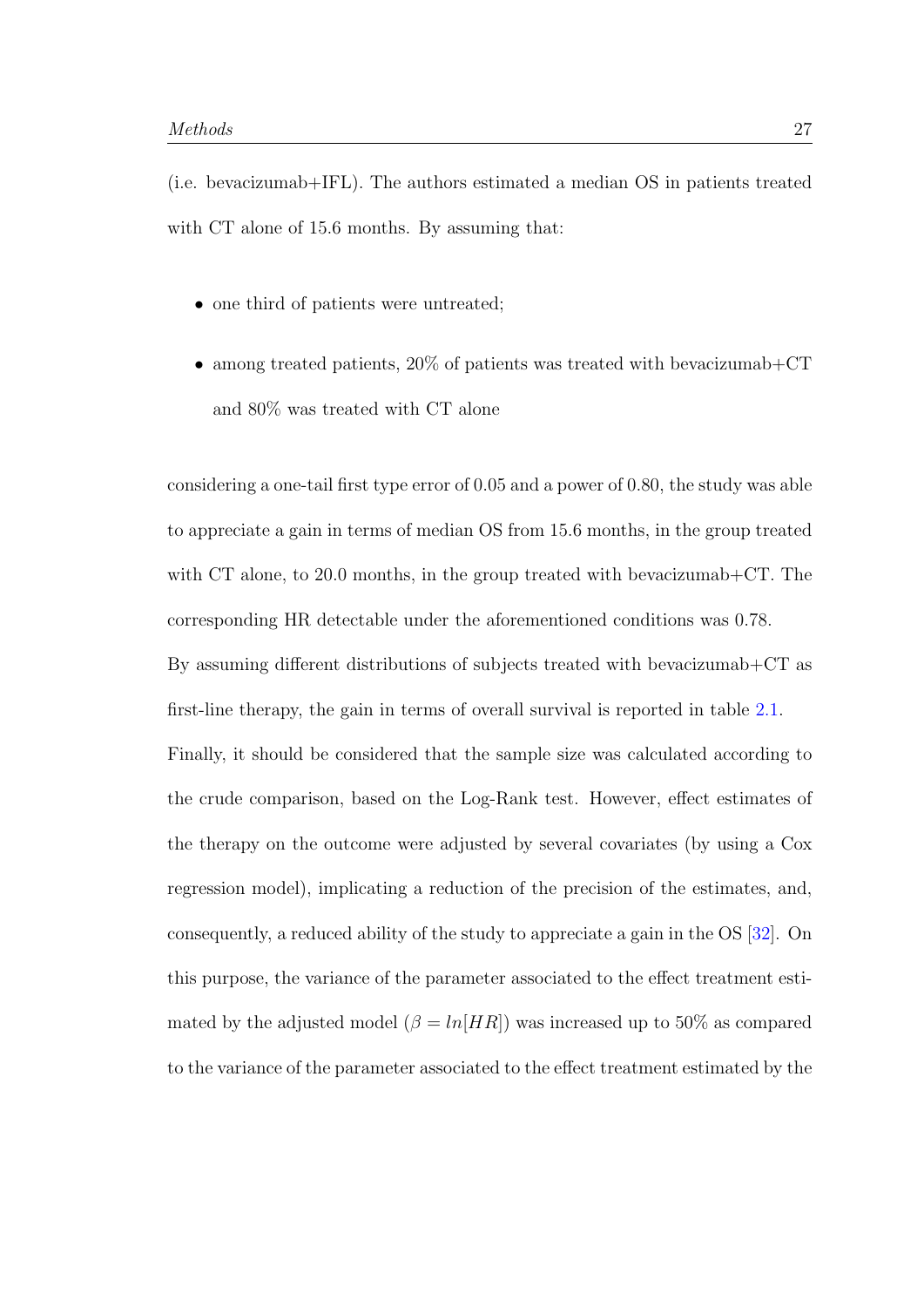(i.e. bevacizumab+IFL). The authors estimated a median OS in patients treated with CT alone of 15.6 months. By assuming that:

- one third of patients were untreated;
- among treated patients, 20% of patients was treated with bevacizumab+CT and 80% was treated with CT alone

considering a one-tail first type error of 0.05 and a power of 0.80, the study was able to appreciate a gain in terms of median OS from 15.6 months, in the group treated with CT alone, to 20.0 months, in the group treated with bevacizumab+CT. The corresponding HR detectable under the aforementioned conditions was 0.78.

By assuming different distributions of subjects treated with bevacizumab+CT as first-line therapy, the gain in terms of overall survival is reported in table 2.1.

Finally, it should be considered that the sample size was calculated according to the crude comparison, based on the Log-Rank test. However, effect estimates of the therapy on the outcome were adjusted by several covariates (by using a Cox regression model), implicating a reduction of the precision of the estimates, and, consequently, a reduced ability of the study to appreciate a gain in the OS [32]. On this purpose, the variance of the parameter associated to the effect treatment estimated by the adjusted model ($\beta = ln[HR]$) was increased up to 50% as compared to the variance of the parameter associated to the effect treatment estimated by the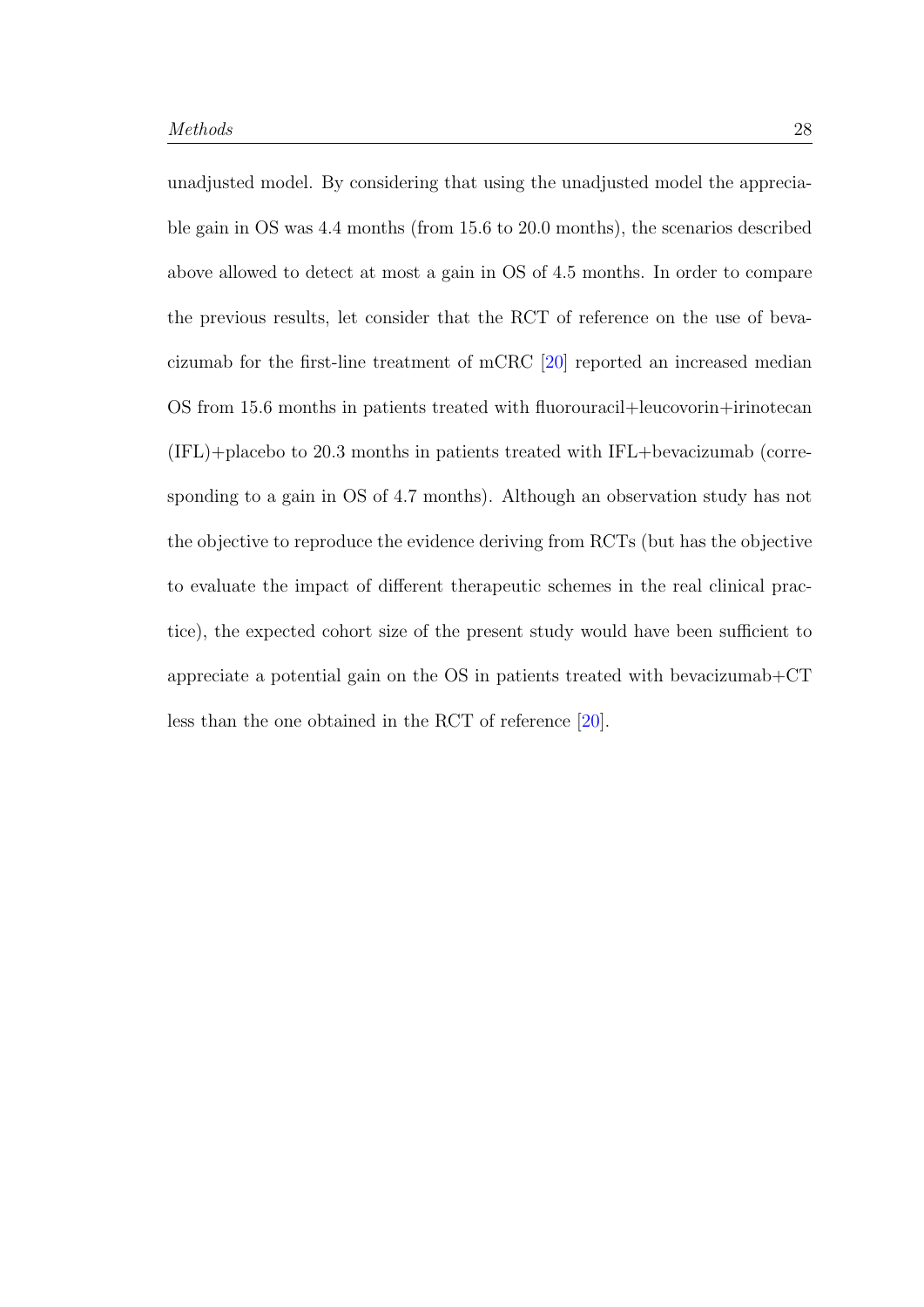unadjusted model. By considering that using the unadjusted model the appreciable gain in OS was 4.4 months (from 15.6 to 20.0 months), the scenarios described above allowed to detect at most a gain in OS of 4.5 months. In order to compare the previous results, let consider that the RCT of reference on the use of bevacizumab for the first-line treatment of mCRC [20] reported an increased median OS from 15.6 months in patients treated with fluorouracil+leucovorin+irinotecan (IFL)+placebo to 20.3 months in patients treated with IFL+bevacizumab (corresponding to a gain in OS of 4.7 months). Although an observation study has not the objective to reproduce the evidence deriving from RCTs (but has the objective to evaluate the impact of different therapeutic schemes in the real clinical practice), the expected cohort size of the present study would have been sufficient to appreciate a potential gain on the OS in patients treated with bevacizumab+CT less than the one obtained in the RCT of reference [20].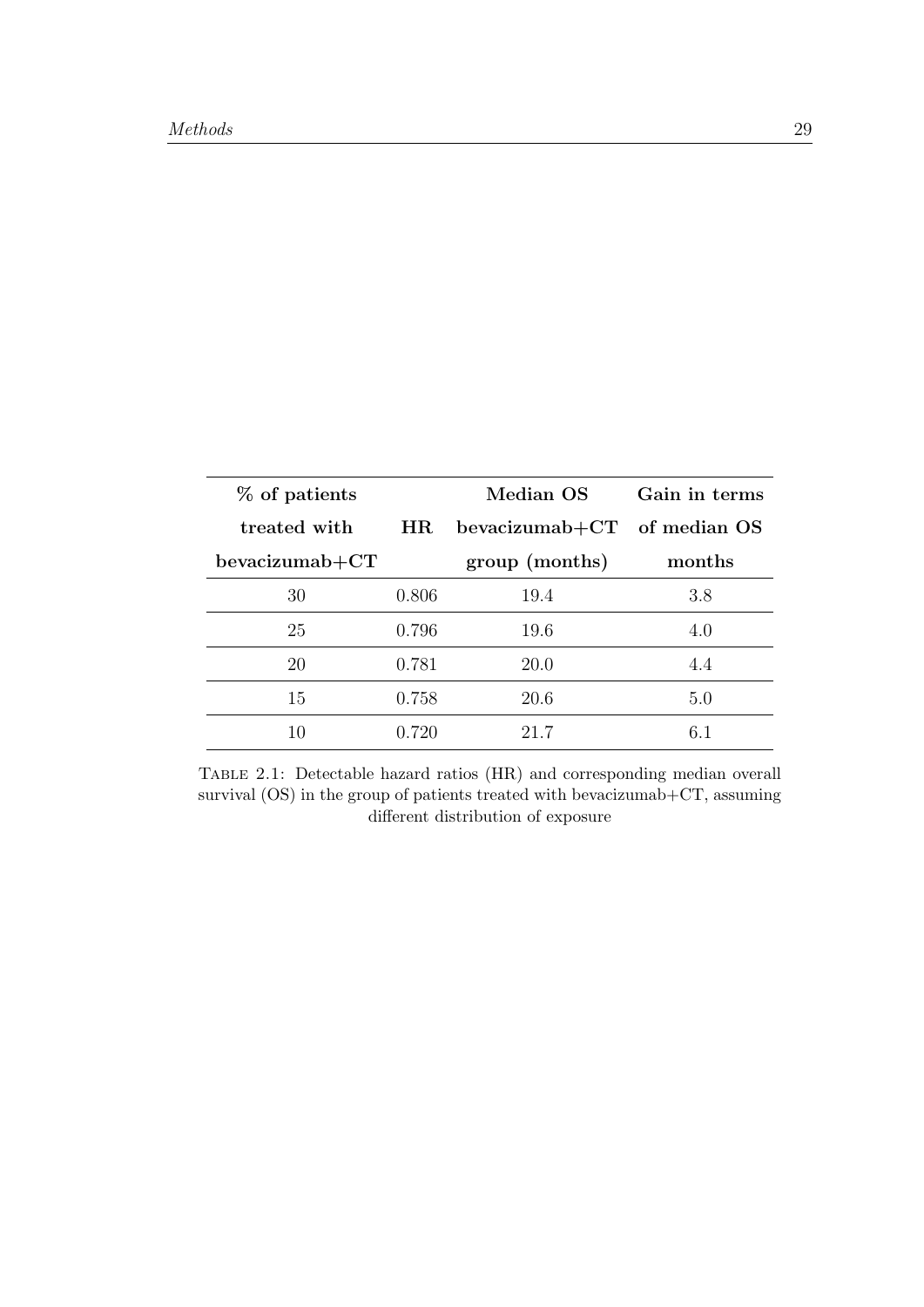| % of patients treated with bevacizumab+CT | HR | Median OS bevacizumab+CT group (months) | Gain in terms of median OS months |
|---|---|---|---|
| 30 | 0.806 | 19.4 | 3.8 |
| 25 | 0.796 | 19.6 | 4.0 |
| 20 | 0.781 | 20.0 | 4.4 |
| 15 | 0.758 | 20.6 | 5.0 |
| 10 | 0.720 | 21.7 | 6.1 |

Table 2.1: Detectable hazard ratios (HR) and corresponding median overall survival (OS) in the group of patients treated with bevacizumab+CT, assuming different distribution of exposure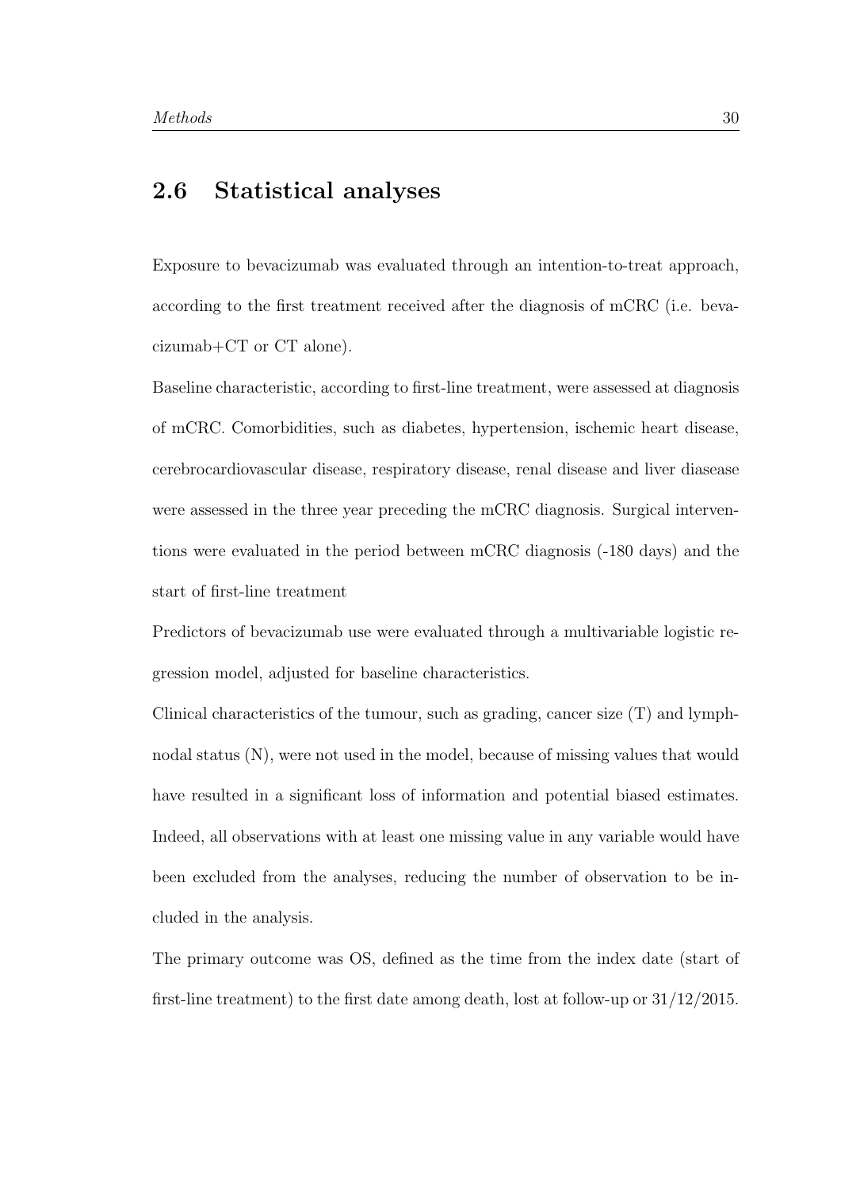## 2.6 Statistical analyses

Exposure to bevacizumab was evaluated through an intention-to-treat approach, according to the first treatment received after the diagnosis of mCRC (i.e. bevacizumab+CT or CT alone).

Baseline characteristic, according to first-line treatment, were assessed at diagnosis of mCRC. Comorbidities, such as diabetes, hypertension, ischemic heart disease, cerebrocardiovascular disease, respiratory disease, renal disease and liver diasease were assessed in the three year preceding the mCRC diagnosis. Surgical interventions were evaluated in the period between mCRC diagnosis (-180 days) and the start of first-line treatment

Predictors of bevacizumab use were evaluated through a multivariable logistic regression model, adjusted for baseline characteristics.

Clinical characteristics of the tumour, such as grading, cancer size (T) and lymphnodal status (N), were not used in the model, because of missing values that would have resulted in a significant loss of information and potential biased estimates. Indeed, all observations with at least one missing value in any variable would have been excluded from the analyses, reducing the number of observation to be included in the analysis.

The primary outcome was OS, defined as the time from the index date (start of first-line treatment) to the first date among death, lost at follow-up or 31/12/2015.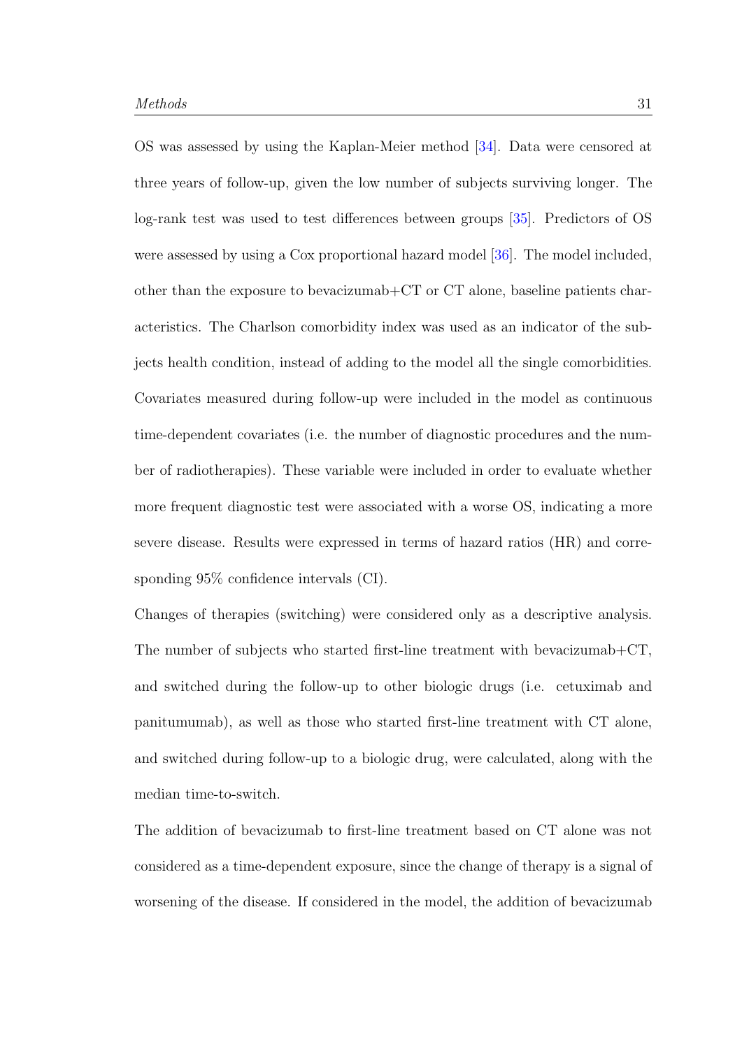OS was assessed by using the Kaplan-Meier method [34]. Data were censored at three years of follow-up, given the low number of subjects surviving longer. The log-rank test was used to test differences between groups [35]. Predictors of OS were assessed by using a Cox proportional hazard model [36]. The model included, other than the exposure to bevacizumab+CT or CT alone, baseline patients characteristics. The Charlson comorbidity index was used as an indicator of the subjects health condition, instead of adding to the model all the single comorbidities. Covariates measured during follow-up were included in the model as continuous time-dependent covariates (i.e. the number of diagnostic procedures and the number of radiotherapies). These variable were included in order to evaluate whether more frequent diagnostic test were associated with a worse OS, indicating a more severe disease. Results were expressed in terms of hazard ratios (HR) and corresponding 95% confidence intervals (CI).

Changes of therapies (switching) were considered only as a descriptive analysis. The number of subjects who started first-line treatment with bevacizumab+CT, and switched during the follow-up to other biologic drugs (i.e. cetuximab and panitumumab), as well as those who started first-line treatment with CT alone, and switched during follow-up to a biologic drug, were calculated, along with the median time-to-switch.

The addition of bevacizumab to first-line treatment based on CT alone was not considered as a time-dependent exposure, since the change of therapy is a signal of worsening of the disease. If considered in the model, the addition of bevacizumab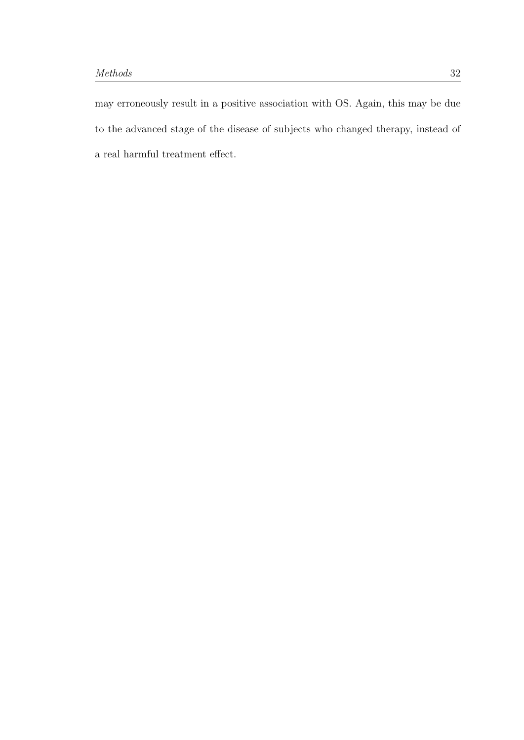may erroneously result in a positive association with OS. Again, this may be due to the advanced stage of the disease of subjects who changed therapy, instead of a real harmful treatment effect.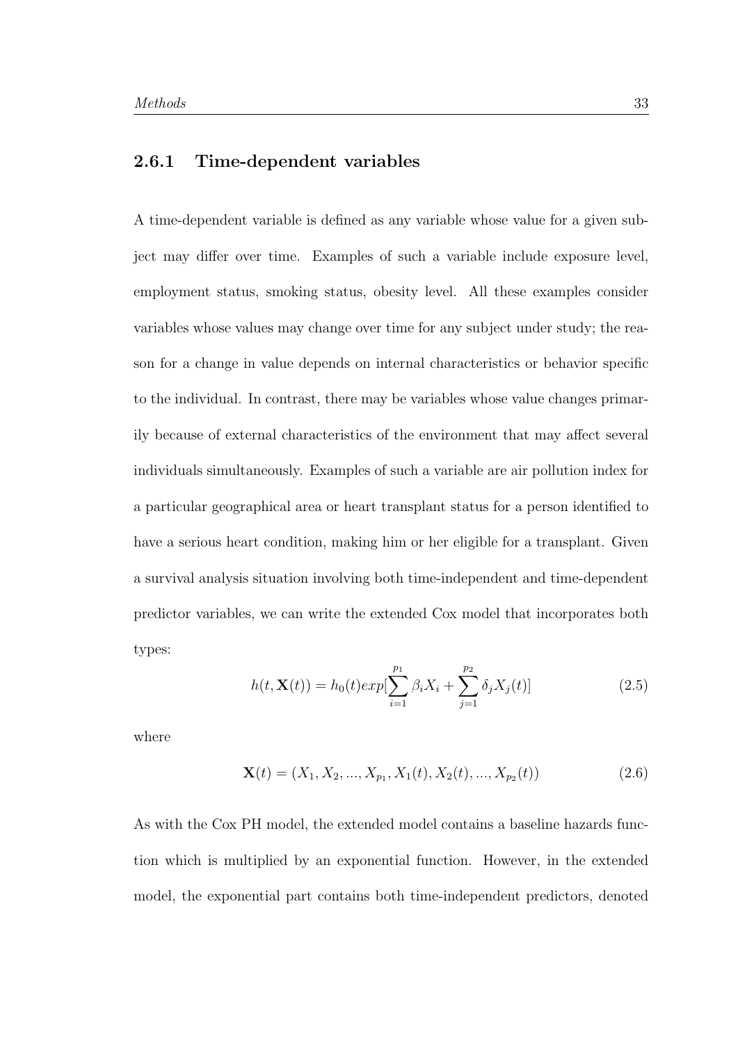### 2.6.1 Time-dependent variables

A time-dependent variable is defined as any variable whose value for a given subject may differ over time. Examples of such a variable include exposure level, employment status, smoking status, obesity level. All these examples consider variables whose values may change over time for any subject under study; the reason for a change in value depends on internal characteristics or behavior specific to the individual. In contrast, there may be variables whose value changes primarily because of external characteristics of the environment that may affect several individuals simultaneously. Examples of such a variable are air pollution index for a particular geographical area or heart transplant status for a person identified to have a serious heart condition, making him or her eligible for a transplant. Given a survival analysis situation involving both time-independent and time-dependent predictor variables, we can write the extended Cox model that incorporates both types:

$$h(t, \mathbf{X}(t)) = h_0(t) exp[\sum_{i=1}^{p_1} \beta_i X_i + \sum_{j=1}^{p_2} \delta_j X_j(t)] \tag{2.5}$$

where

$$\mathbf{X}(t) = (X_1, X_2, ..., X_{p_1}, X_1(t), X_2(t), ..., X_{p_2}(t)) \tag{2.6}$$

As with the Cox PH model, the extended model contains a baseline hazards function which is multiplied by an exponential function. However, in the extended model, the exponential part contains both time-independent predictors, denoted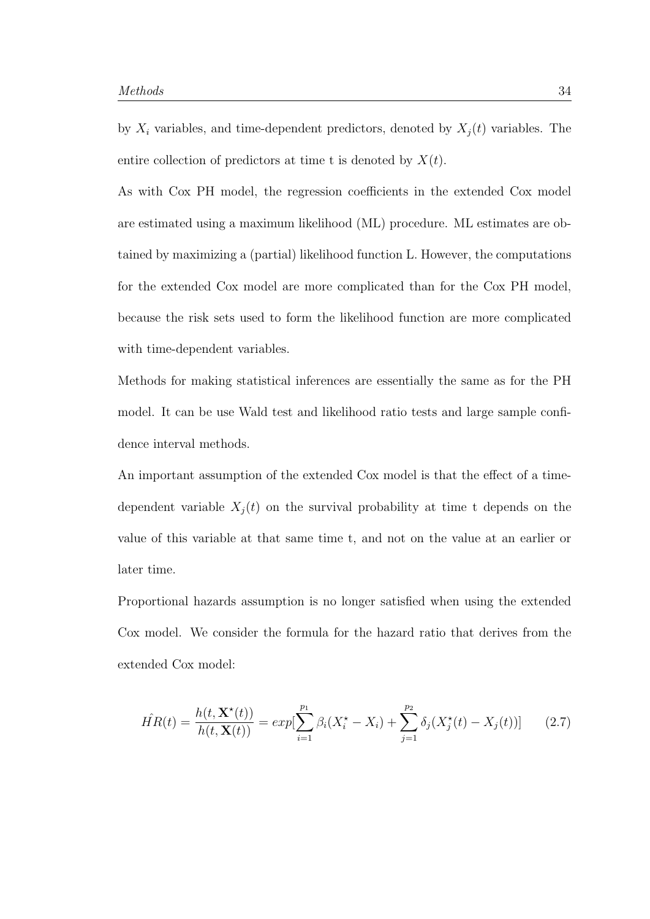by $X_i$ variables, and time-dependent predictors, denoted by $X_j(t)$ variables. The entire collection of predictors at time t is denoted by $X(t)$.

As with Cox PH model, the regression coefficients in the extended Cox model are estimated using a maximum likelihood (ML) procedure. ML estimates are obtained by maximizing a (partial) likelihood function L. However, the computations for the extended Cox model are more complicated than for the Cox PH model, because the risk sets used to form the likelihood function are more complicated with time-dependent variables.

Methods for making statistical inferences are essentially the same as for the PH model. It can be use Wald test and likelihood ratio tests and large sample confidence interval methods.

An important assumption of the extended Cox model is that the effect of a time-dependent variable $X_j(t)$ on the survival probability at time t depends on the value of this variable at that same time t, and not on the value at an earlier or later time.

Proportional hazards assumption is no longer satisfied when using the extended Cox model. We consider the formula for the hazard ratio that derives from the extended Cox model:

$$\hat{HR}(t) = \frac{h(t, \mathbf{X}^{\star}(t))}{h(t, \mathbf{X}(t))} = exp[\sum_{i=1}^{p_1} \beta_i (X_i^{\star} - X_i) + \sum_{j=1}^{p_2} \delta_j (X_j^{\star}(t) - X_j(t))] \tag{2.7}$$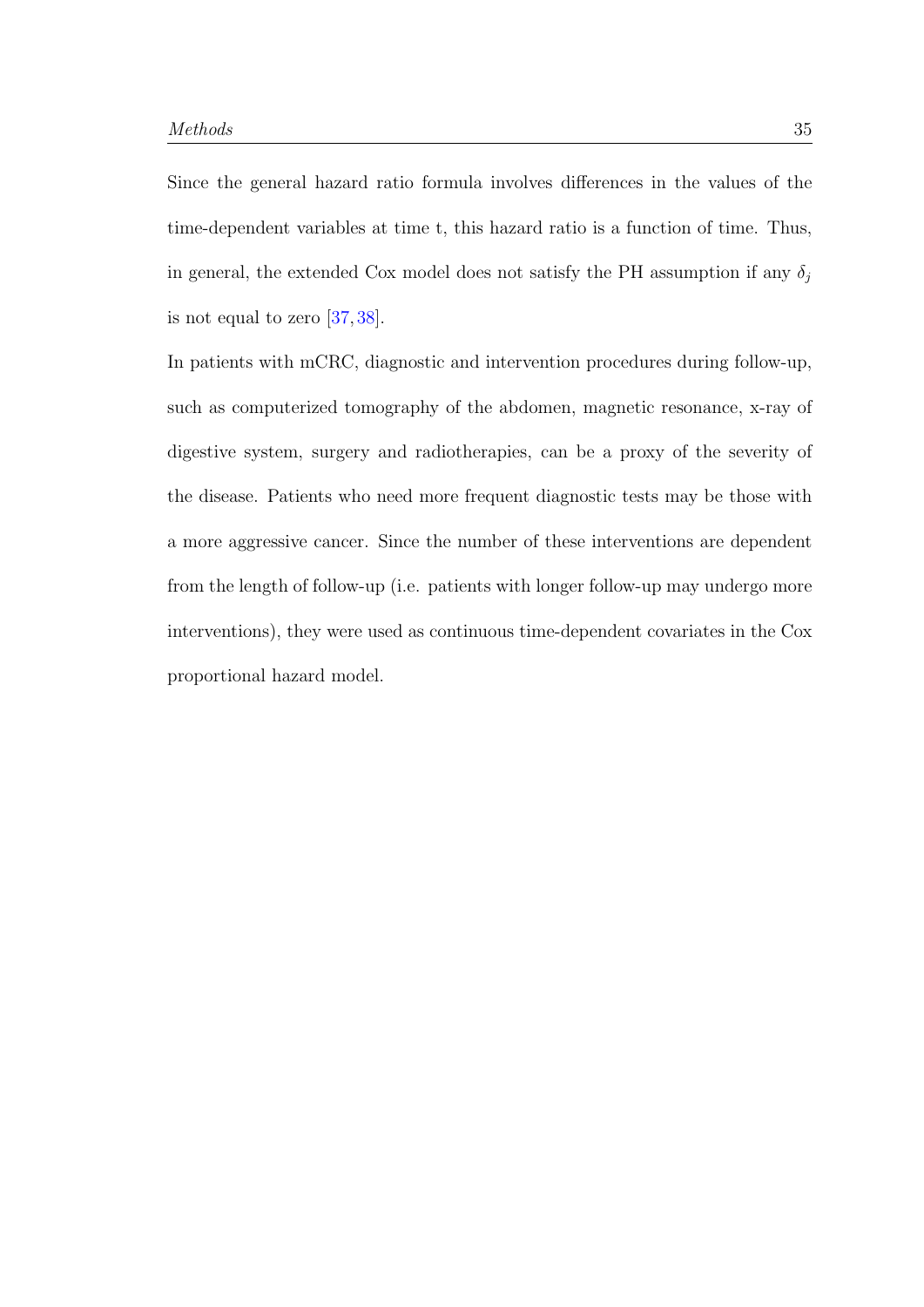Since the general hazard ratio formula involves differences in the values of the time-dependent variables at time t, this hazard ratio is a function of time. Thus, in general, the extended Cox model does not satisfy the PH assumption if any $\delta_j$ is not equal to zero [37, 38].

In patients with mCRC, diagnostic and intervention procedures during follow-up, such as computerized tomography of the abdomen, magnetic resonance, x-ray of digestive system, surgery and radiotherapies, can be a proxy of the severity of the disease. Patients who need more frequent diagnostic tests may be those with a more aggressive cancer. Since the number of these interventions are dependent from the length of follow-up (i.e. patients with longer follow-up may undergo more interventions), they were used as continuous time-dependent covariates in the Cox proportional hazard model.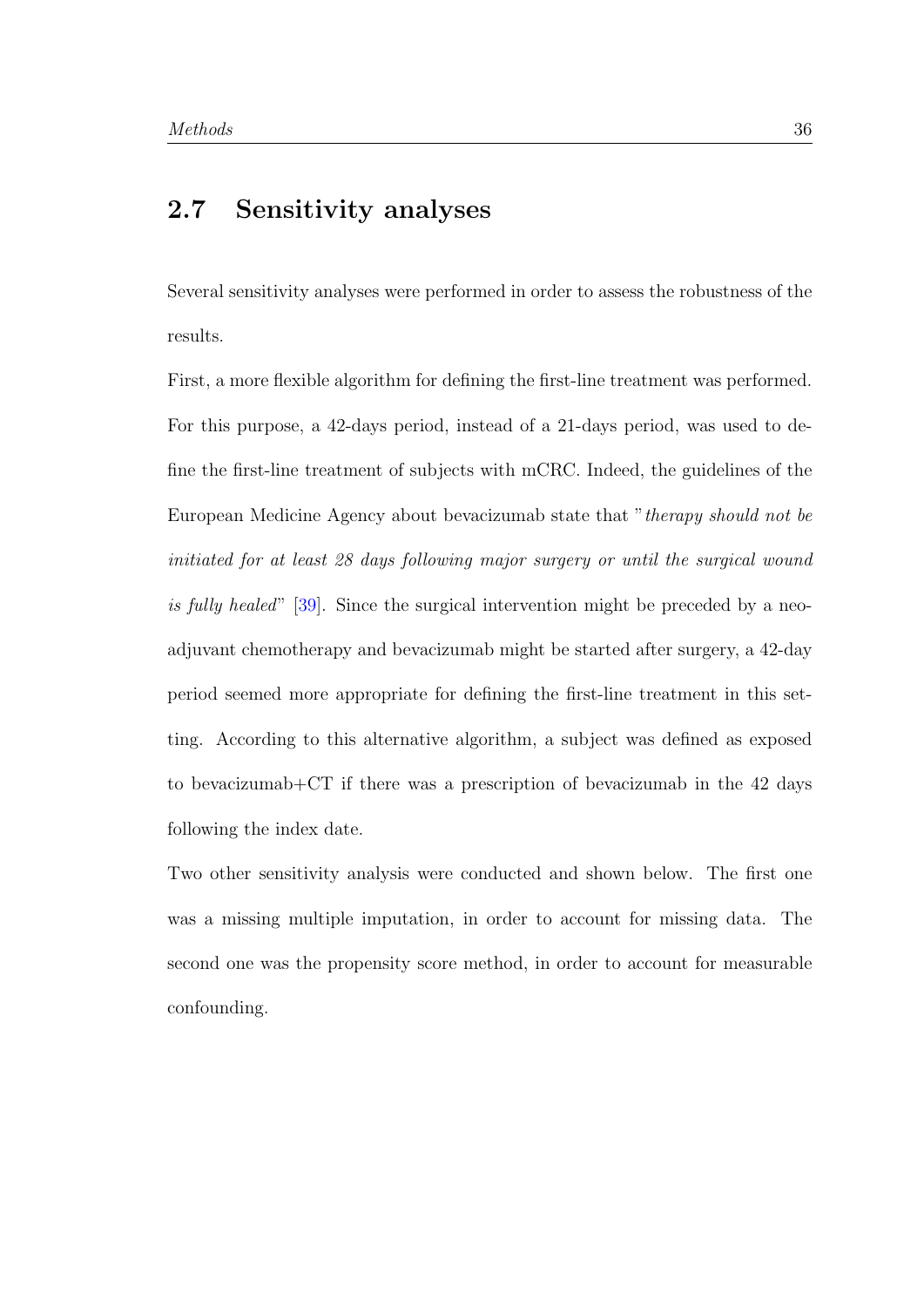## 2.7 Sensitivity analyses

Several sensitivity analyses were performed in order to assess the robustness of the results.

First, a more flexible algorithm for defining the first-line treatment was performed. For this purpose, a 42-days period, instead of a 21-days period, was used to define the first-line treatment of subjects with mCRC. Indeed, the guidelines of the European Medicine Agency about bevacizumab state that "*therapy should not be initiated for at least 28 days following major surgery or until the surgical wound is fully healed*" [39]. Since the surgical intervention might be preceded by a neo-adjuvant chemotherapy and bevacizumab might be started after surgery, a 42-day period seemed more appropriate for defining the first-line treatment in this setting. According to this alternative algorithm, a subject was defined as exposed to bevacizumab+CT if there was a prescription of bevacizumab in the 42 days following the index date.

Two other sensitivity analysis were conducted and shown below. The first one was a missing multiple imputation, in order to account for missing data. The second one was the propensity score method, in order to account for measurable confounding.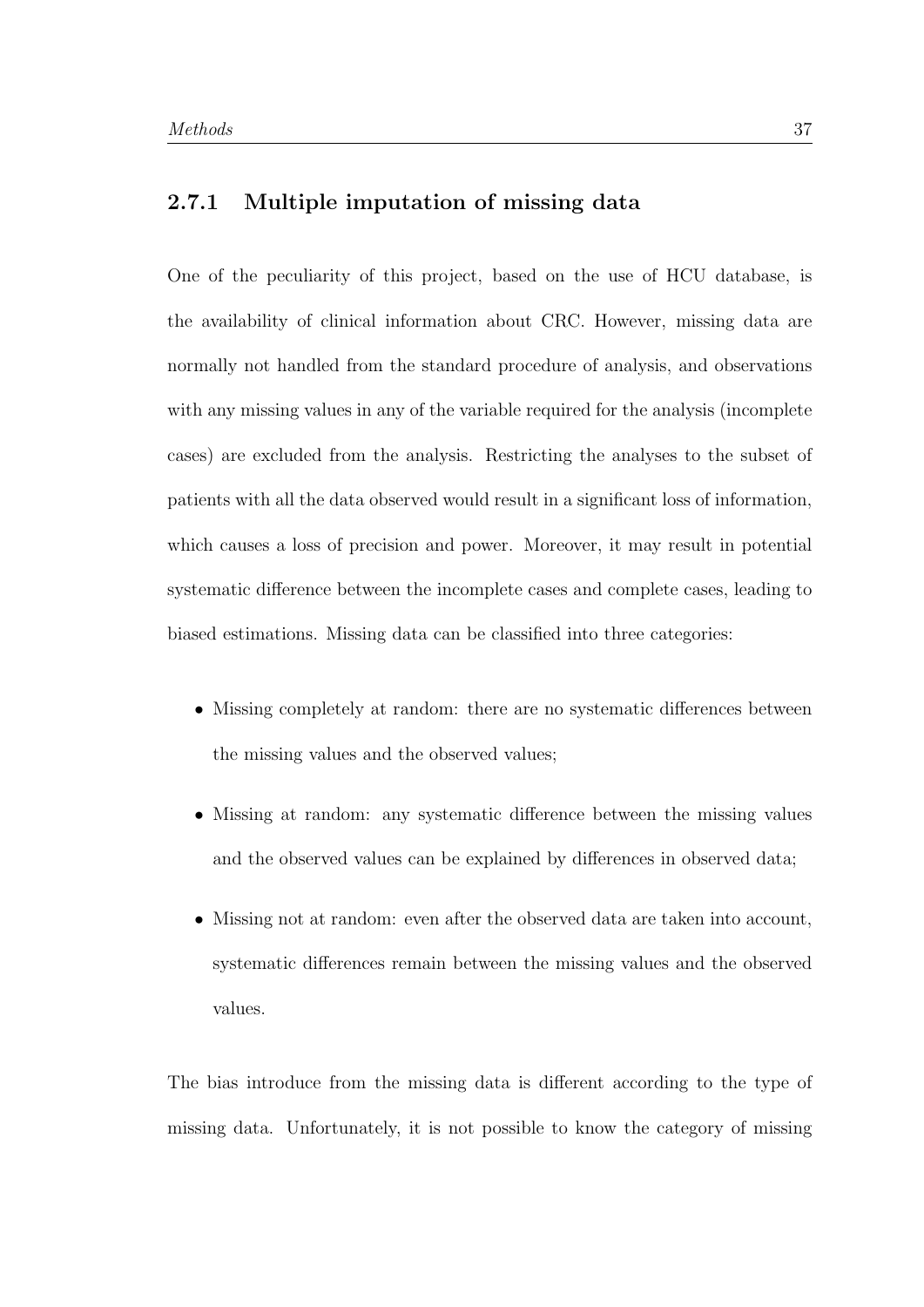### 2.7.1 Multiple imputation of missing data

One of the peculiarity of this project, based on the use of HCU database, is the availability of clinical information about CRC. However, missing data are normally not handled from the standard procedure of analysis, and observations with any missing values in any of the variable required for the analysis (incomplete cases) are excluded from the analysis. Restricting the analyses to the subset of patients with all the data observed would result in a significant loss of information, which causes a loss of precision and power. Moreover, it may result in potential systematic difference between the incomplete cases and complete cases, leading to biased estimations. Missing data can be classified into three categories:

- Missing completely at random: there are no systematic differences between the missing values and the observed values;
- Missing at random: any systematic difference between the missing values and the observed values can be explained by differences in observed data;
- Missing not at random: even after the observed data are taken into account, systematic differences remain between the missing values and the observed values.

The bias introduce from the missing data is different according to the type of missing data. Unfortunately, it is not possible to know the category of missing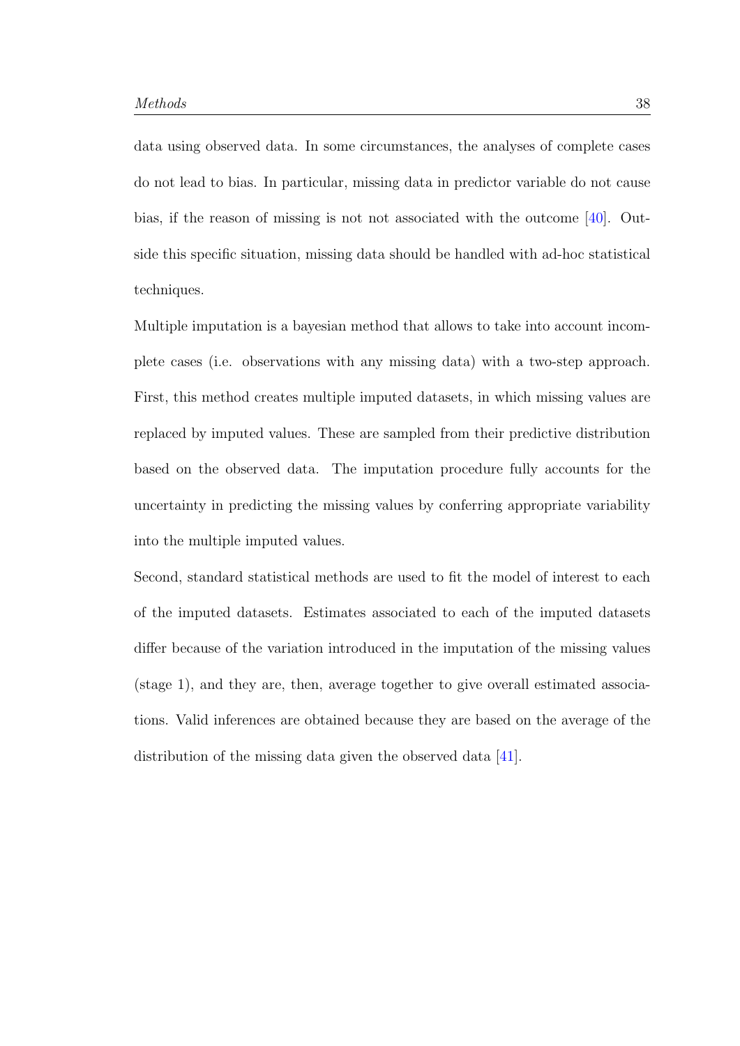data using observed data. In some circumstances, the analyses of complete cases do not lead to bias. In particular, missing data in predictor variable do not cause bias, if the reason of missing is not not associated with the outcome [40]. Outside this specific situation, missing data should be handled with ad-hoc statistical techniques.

Multiple imputation is a bayesian method that allows to take into account incomplete cases (i.e. observations with any missing data) with a two-step approach. First, this method creates multiple imputed datasets, in which missing values are replaced by imputed values. These are sampled from their predictive distribution based on the observed data. The imputation procedure fully accounts for the uncertainty in predicting the missing values by conferring appropriate variability into the multiple imputed values.

Second, standard statistical methods are used to fit the model of interest to each of the imputed datasets. Estimates associated to each of the imputed datasets differ because of the variation introduced in the imputation of the missing values (stage 1), and they are, then, average together to give overall estimated associations. Valid inferences are obtained because they are based on the average of the distribution of the missing data given the observed data [41].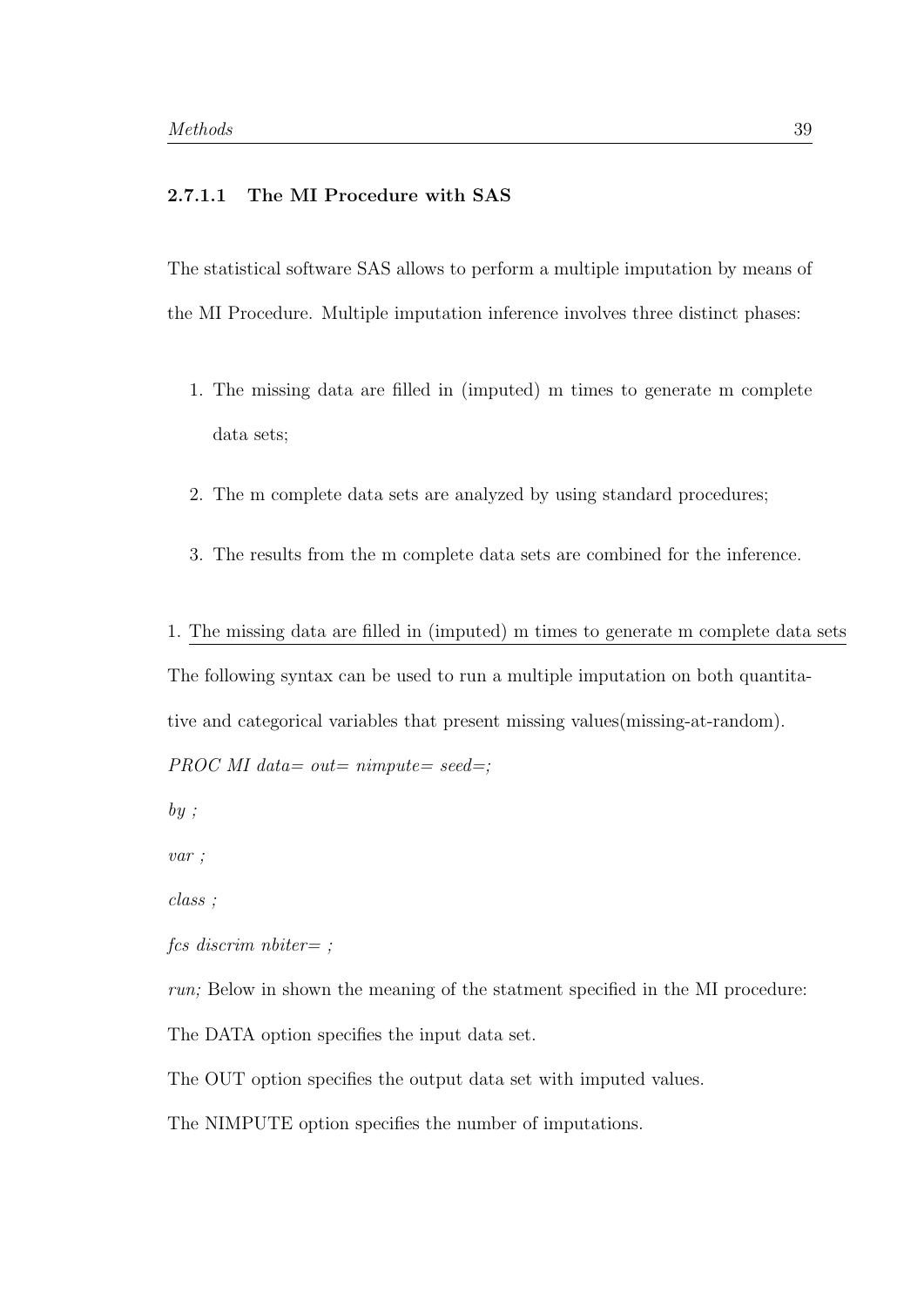#### 2.7.1.1 The MI Procedure with SAS

The statistical software SAS allows to perform a multiple imputation by means of the MI Procedure. Multiple imputation inference involves three distinct phases:

1. The missing data are filled in (imputed) m times to generate m complete data sets;
2. The m complete data sets are analyzed by using standard procedures;
3. The results from the m complete data sets are combined for the inference.

1. <u>The missing data are filled in (imputed) m times to generate m complete data sets</u>

The following syntax can be used to run a multiple imputation on both quantitative and categorical variables that present missing values(missing-at-random).

*PROC MI data= out= nimpute= seed=;*

*by ;*

*var ;*

*class ;*

*fcs discrim nbiter= ;*

*run;* Below in shown the meaning of the statment specified in the MI procedure:

The DATA option specifies the input data set.

The OUT option specifies the output data set with imputed values.

The NIMPUTE option specifies the number of imputations.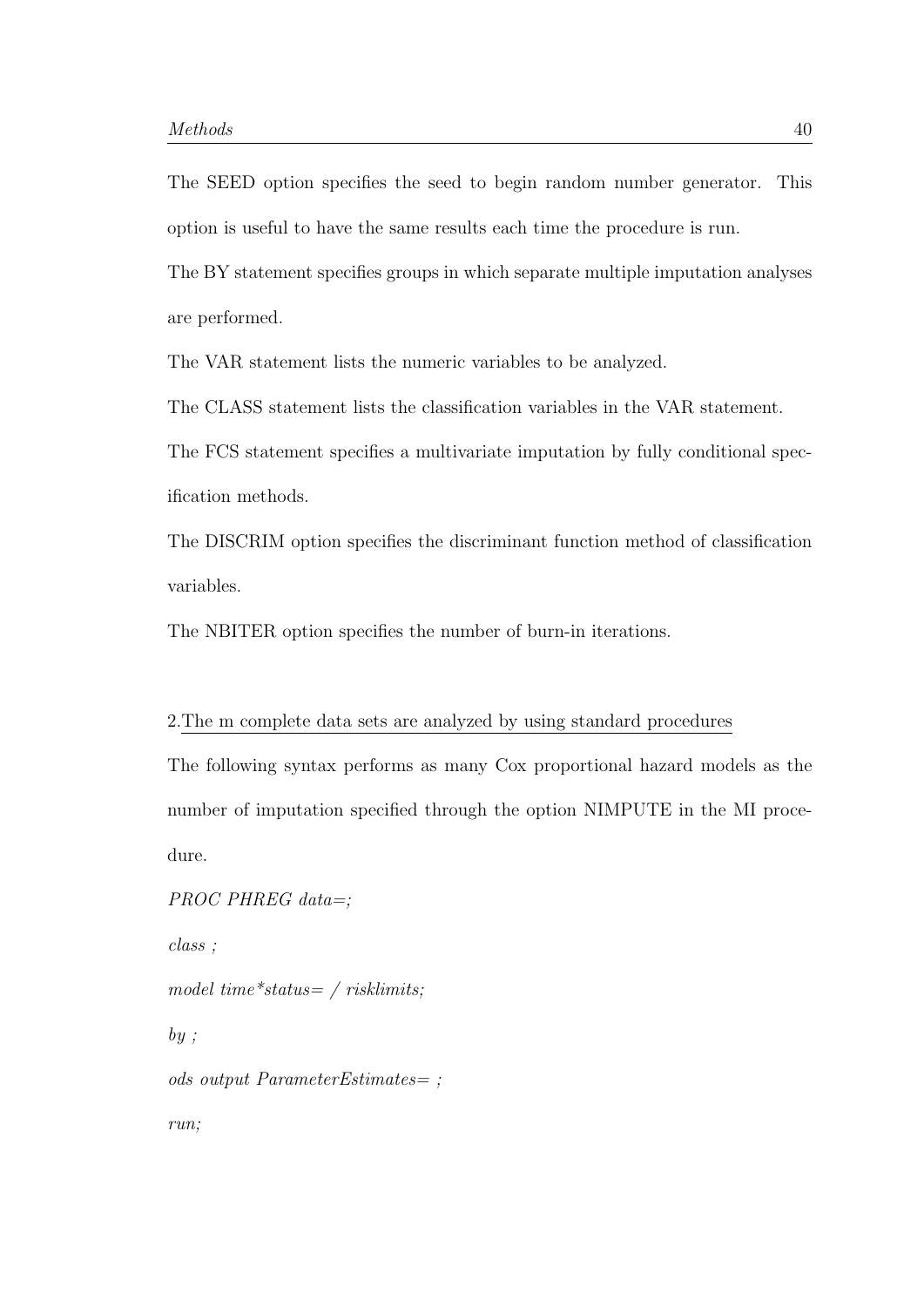The SEED option specifies the seed to begin random number generator. This option is useful to have the same results each time the procedure is run.

The BY statement specifies groups in which separate multiple imputation analyses are performed.

The VAR statement lists the numeric variables to be analyzed.

The CLASS statement lists the classification variables in the VAR statement.

The FCS statement specifies a multivariate imputation by fully conditional specification methods.

The DISCRIM option specifies the discriminant function method of classification variables.

The NBITER option specifies the number of burn-in iterations.

2.The m complete data sets are analyzed by using standard procedures

The following syntax performs as many Cox proportional hazard models as the number of imputation specified through the option NIMPUTE in the MI procedure.

```
PROC PHREG data=;
class ;
model time*status= / risklimits;
by ;
ods output ParameterEstimates= ;
run;
```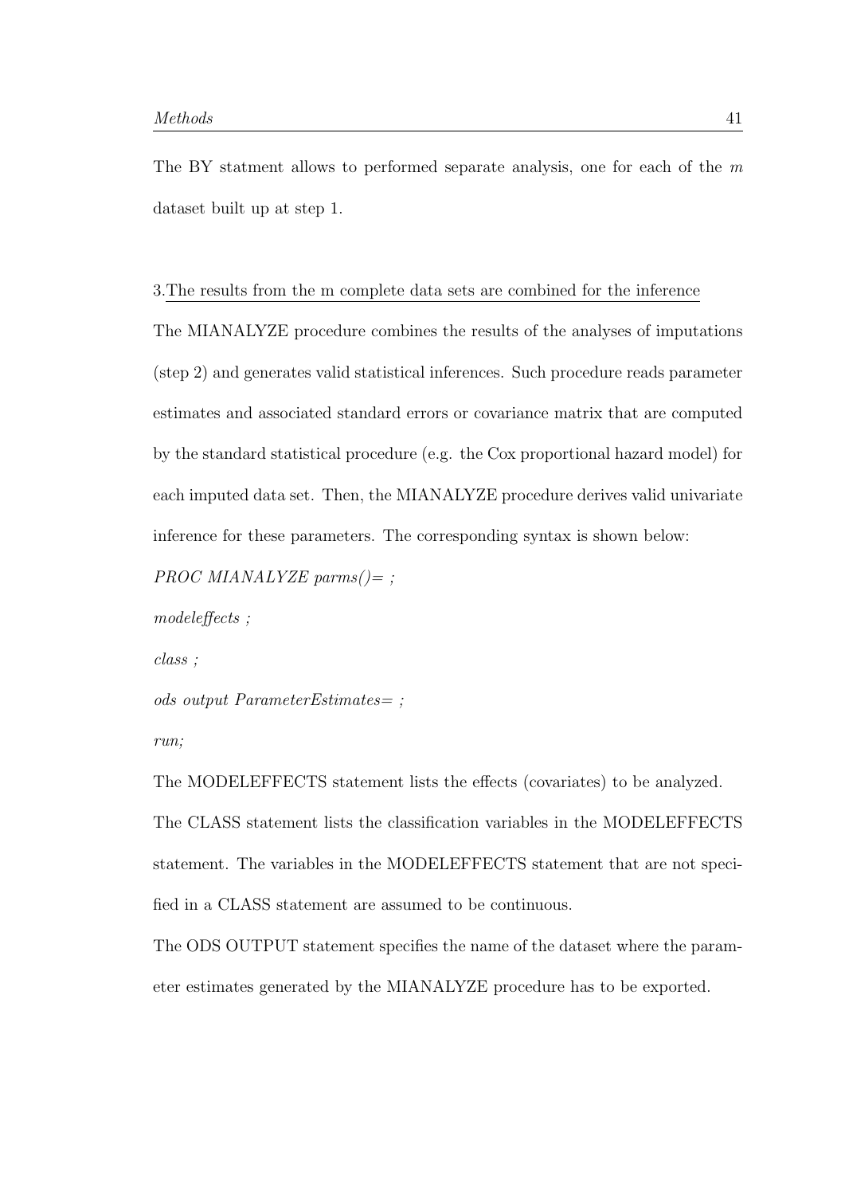The BY statment allows to performed separate analysis, one for each of the $m$ dataset built up at step 1.

3.The results from the m complete data sets are combined for the inference

The MIANALYZE procedure combines the results of the analyses of imputations (step 2) and generates valid statistical inferences. Such procedure reads parameter estimates and associated standard errors or covariance matrix that are computed by the standard statistical procedure (e.g. the Cox proportional hazard model) for each imputed data set. Then, the MIANALYZE procedure derives valid univariate inference for these parameters. The corresponding syntax is shown below:

```
PROC MIANALYZE parms()= ;
modeleffects ;
class ;
ods output ParameterEstimates= ;
run;
```

The MODELEFFECTS statement lists the effects (covariates) to be analyzed. The CLASS statement lists the classification variables in the MODELEFFECTS statement. The variables in the MODELEFFECTS statement that are not specified in a CLASS statement are assumed to be continuous.

The ODS OUTPUT statement specifies the name of the dataset where the parameter estimates generated by the MIANALYZE procedure has to be exported.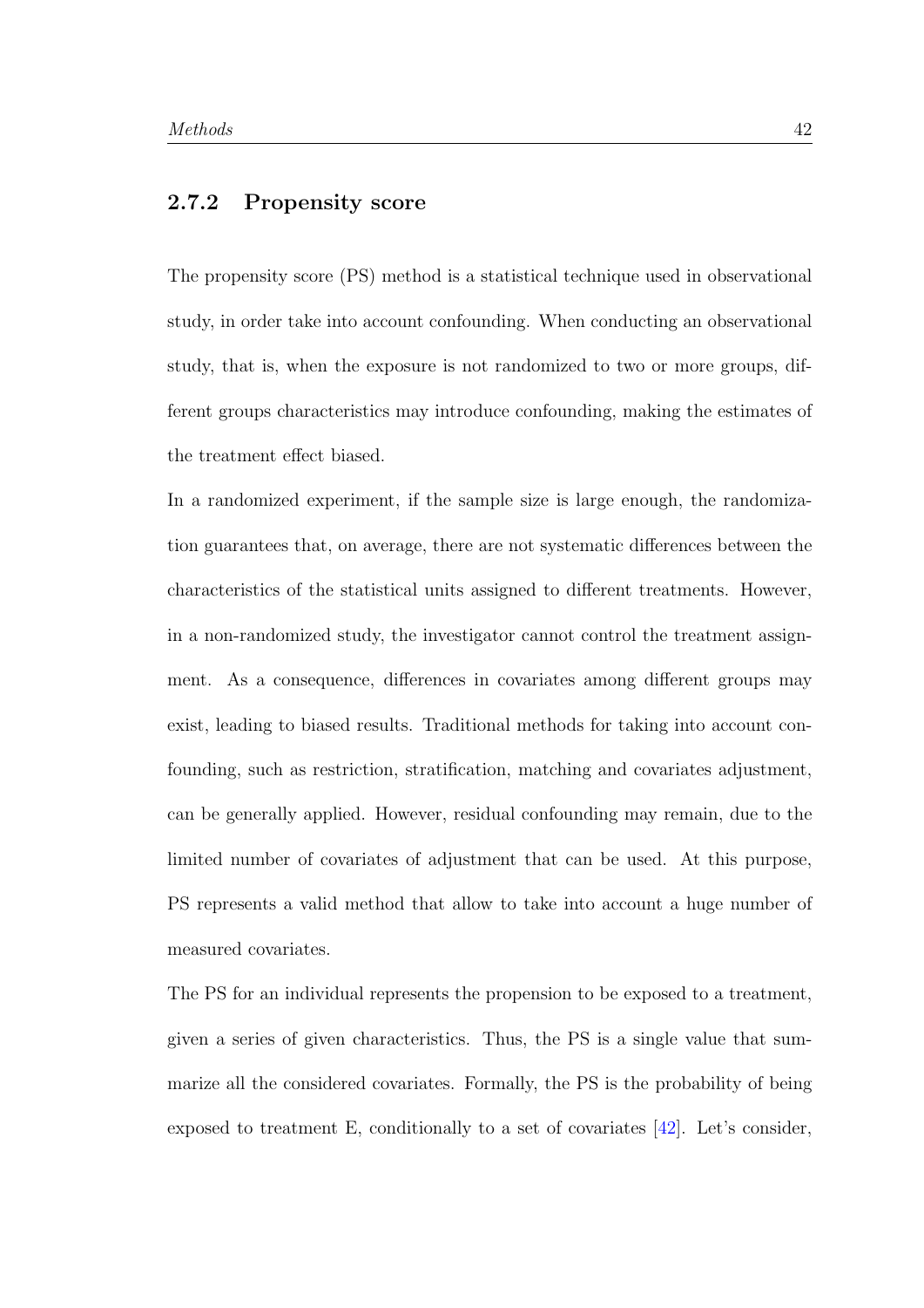### 2.7.2 Propensity score

The propensity score (PS) method is a statistical technique used in observational study, in order take into account confounding. When conducting an observational study, that is, when the exposure is not randomized to two or more groups, different groups characteristics may introduce confounding, making the estimates of the treatment effect biased.

In a randomized experiment, if the sample size is large enough, the randomization guarantees that, on average, there are not systematic differences between the characteristics of the statistical units assigned to different treatments. However, in a non-randomized study, the investigator cannot control the treatment assignment. As a consequence, differences in covariates among different groups may exist, leading to biased results. Traditional methods for taking into account confounding, such as restriction, stratification, matching and covariates adjustment, can be generally applied. However, residual confounding may remain, due to the limited number of covariates of adjustment that can be used. At this purpose, PS represents a valid method that allow to take into account a huge number of measured covariates.

The PS for an individual represents the propension to be exposed to a treatment, given a series of given characteristics. Thus, the PS is a single value that summarize all the considered covariates. Formally, the PS is the probability of being exposed to treatment E, conditionally to a set of covariates [42]. Let's consider,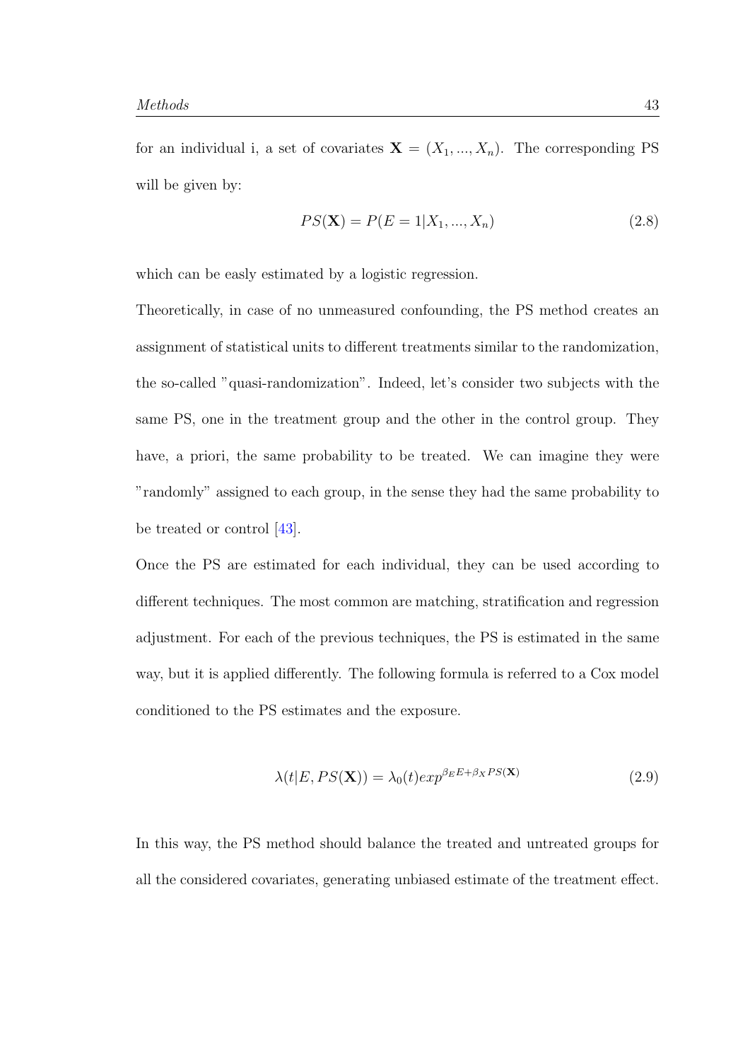for an individual i, a set of covariates $\mathbf{X} = (X_1, ..., X_n)$. The corresponding PS will be given by:

$$PS(\mathbf{X}) = P(E = 1|X_1, ..., X_n) \tag{2.8}$$

which can be easly estimated by a logistic regression.

Theoretically, in case of no unmeasured confounding, the PS method creates an assignment of statistical units to different treatments similar to the randomization, the so-called "quasi-randomization". Indeed, let's consider two subjects with the same PS, one in the treatment group and the other in the control group. They have, a priori, the same probability to be treated. We can imagine they were "randomly" assigned to each group, in the sense they had the same probability to be treated or control [43].

Once the PS are estimated for each individual, they can be used according to different techniques. The most common are matching, stratification and regression adjustment. For each of the previous techniques, the PS is estimated in the same way, but it is applied differently. The following formula is referred to a Cox model conditioned to the PS estimates and the exposure.

$$\lambda(t|E, PS(\mathbf{X})) = \lambda_0(t) exp^{\beta_E E + \beta_X PS(\mathbf{X})} \tag{2.9}$$

In this way, the PS method should balance the treated and untreated groups for all the considered covariates, generating unbiased estimate of the treatment effect.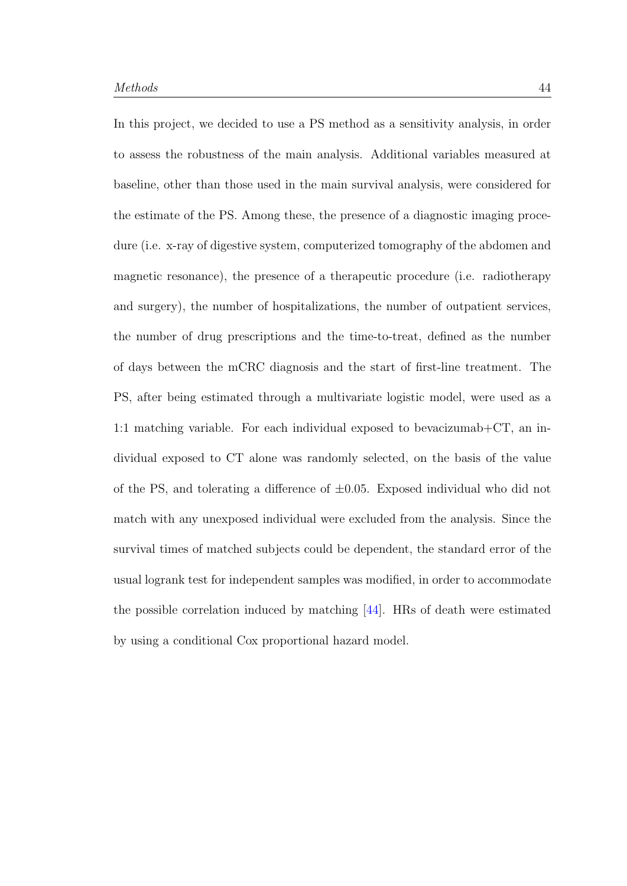In this project, we decided to use a PS method as a sensitivity analysis, in order to assess the robustness of the main analysis. Additional variables measured at baseline, other than those used in the main survival analysis, were considered for the estimate of the PS. Among these, the presence of a diagnostic imaging procedure (i.e. x-ray of digestive system, computerized tomography of the abdomen and magnetic resonance), the presence of a therapeutic procedure (i.e. radiotherapy and surgery), the number of hospitalizations, the number of outpatient services, the number of drug prescriptions and the time-to-treat, defined as the number of days between the mCRC diagnosis and the start of first-line treatment. The PS, after being estimated through a multivariate logistic model, were used as a 1:1 matching variable. For each individual exposed to bevacizumab+CT, an individual exposed to CT alone was randomly selected, on the basis of the value of the PS, and tolerating a difference of $\pm 0.05$. Exposed individual who did not match with any unexposed individual were excluded from the analysis. Since the survival times of matched subjects could be dependent, the standard error of the usual logrank test for independent samples was modified, in order to accommodate the possible correlation induced by matching [44]. HRs of death were estimated by using a conditional Cox proportional hazard model.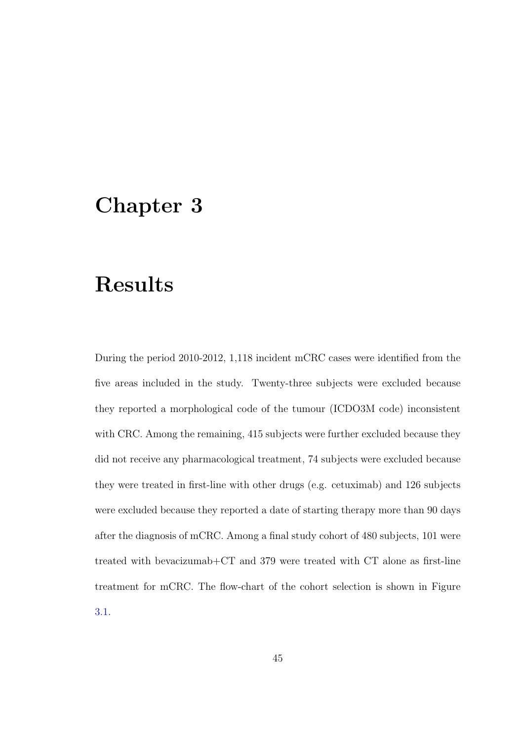# Chapter 3

# Results

During the period 2010-2012, 1,118 incident mCRC cases were identified from the five areas included in the study. Twenty-three subjects were excluded because they reported a morphological code of the tumour (ICDO3M code) inconsistent with CRC. Among the remaining, 415 subjects were further excluded because they did not receive any pharmacological treatment, 74 subjects were excluded because they were treated in first-line with other drugs (e.g. cetuximab) and 126 subjects were excluded because they reported a date of starting therapy more than 90 days after the diagnosis of mCRC. Among a final study cohort of 480 subjects, 101 were treated with bevacizumab+CT and 379 were treated with CT alone as first-line treatment for mCRC. The flow-chart of the cohort selection is shown in Figure 3.1.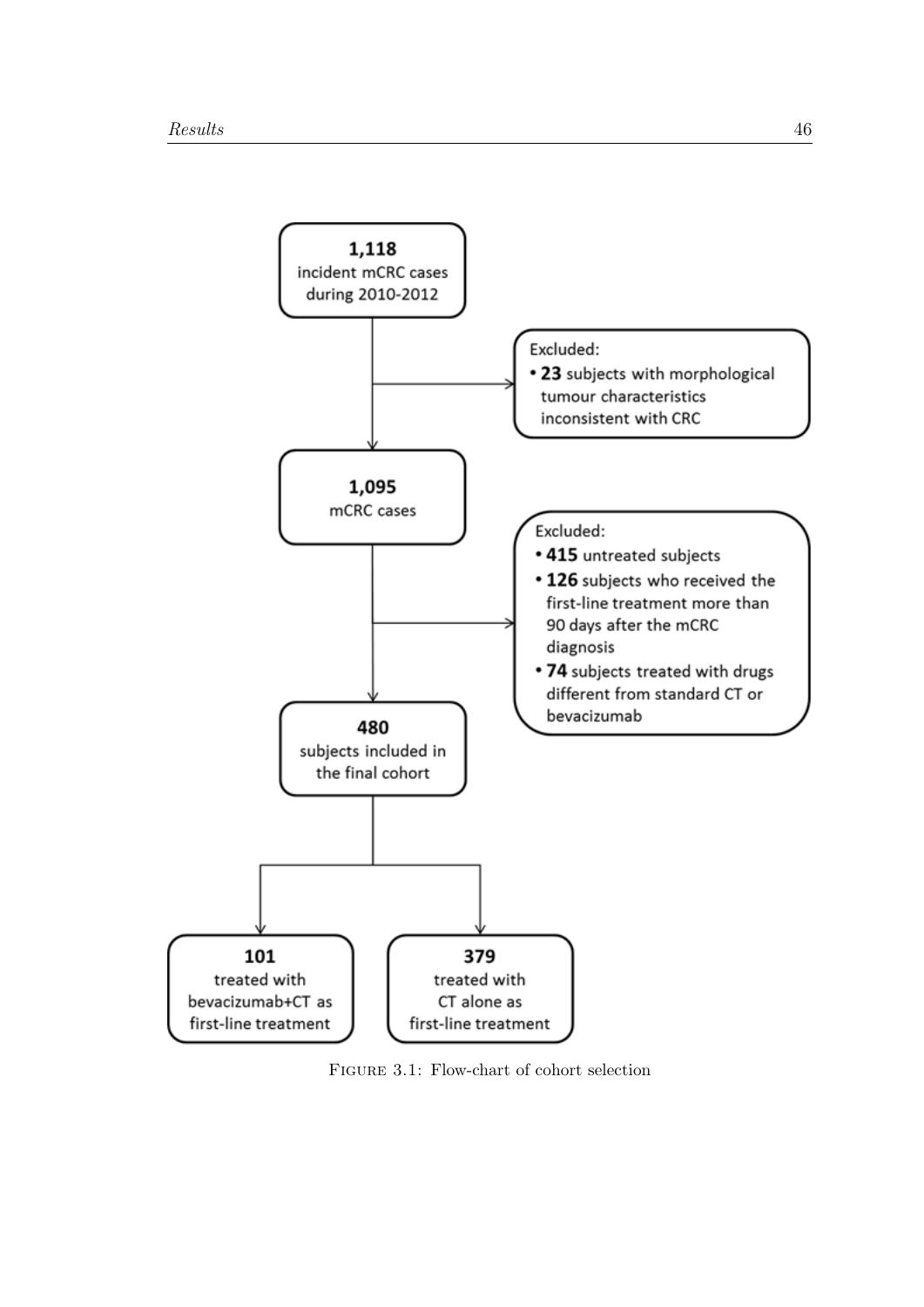**1,118**
incident mCRC cases
during 2010-2012

Excluded:
- **23** subjects with morphological tumour characteristics inconsistent with CRC

**1,095**
mCRC cases

Excluded:
- **415** untreated subjects
- **126** subjects who received the first-line treatment more than 90 days after the mCRC diagnosis
- **74** subjects treated with drugs different from standard CT or bevacizumab

**480**
subjects included in the final cohort

**101**
treated with bevacizumab+CT as first-line treatment

**379**
treated with CT alone as first-line treatment

FIGURE 3.1: Flow-chart of cohort selection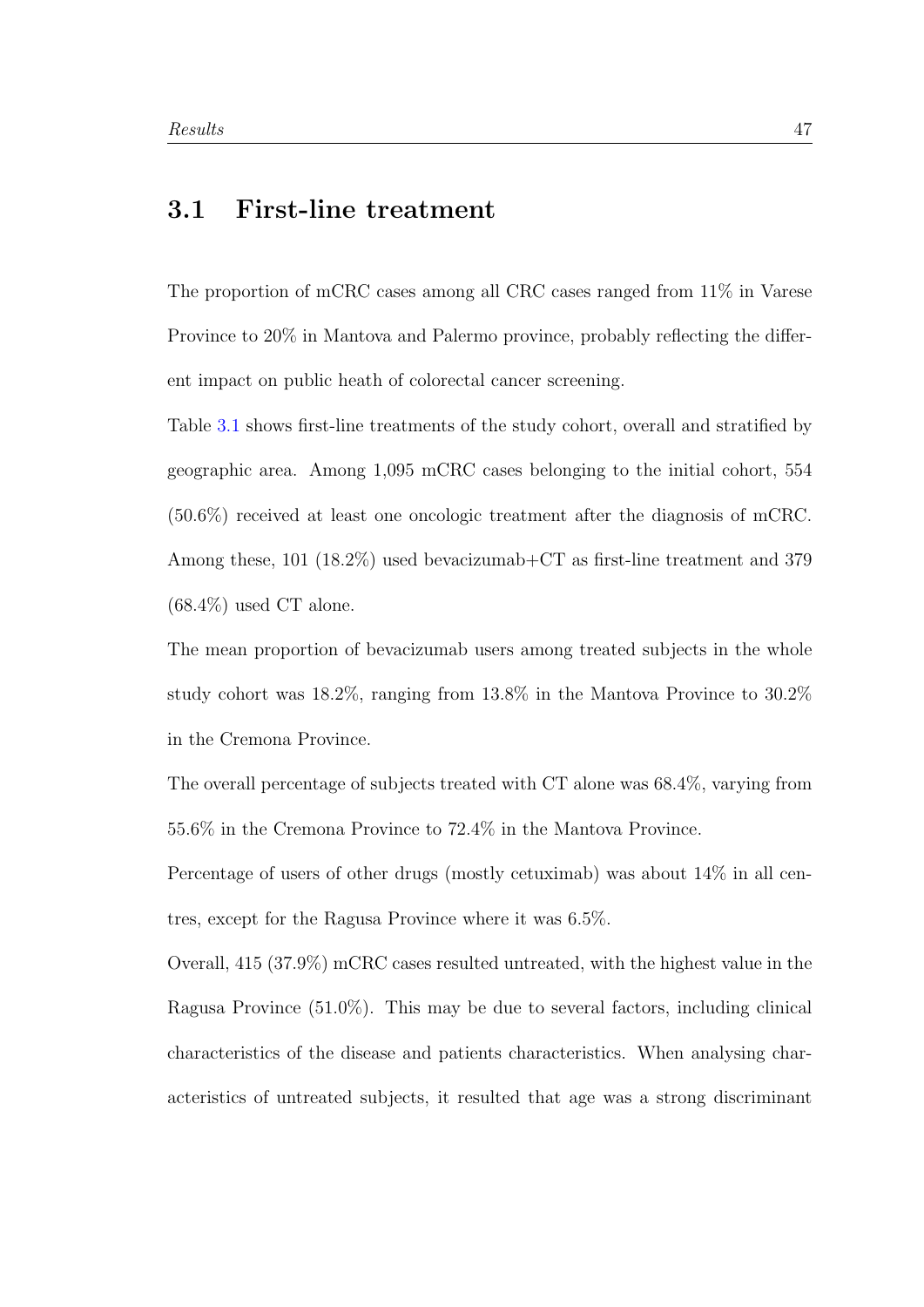## 3.1 First-line treatment

The proportion of mCRC cases among all CRC cases ranged from 11% in Varese Province to 20% in Mantova and Palermo province, probably reflecting the different impact on public heath of colorectal cancer screening.

Table 3.1 shows first-line treatments of the study cohort, overall and stratified by geographic area. Among 1,095 mCRC cases belonging to the initial cohort, 554 (50.6%) received at least one oncologic treatment after the diagnosis of mCRC. Among these, 101 (18.2%) used bevacizumab+CT as first-line treatment and 379 (68.4%) used CT alone.

The mean proportion of bevacizumab users among treated subjects in the whole study cohort was 18.2%, ranging from 13.8% in the Mantova Province to 30.2% in the Cremona Province.

The overall percentage of subjects treated with CT alone was 68.4%, varying from 55.6% in the Cremona Province to 72.4% in the Mantova Province.

Percentage of users of other drugs (mostly cetuximab) was about 14% in all centres, except for the Ragusa Province where it was 6.5%.

Overall, 415 (37.9%) mCRC cases resulted untreated, with the highest value in the Ragusa Province (51.0%). This may be due to several factors, including clinical characteristics of the disease and patients characteristics. When analysing characteristics of untreated subjects, it resulted that age was a strong discriminant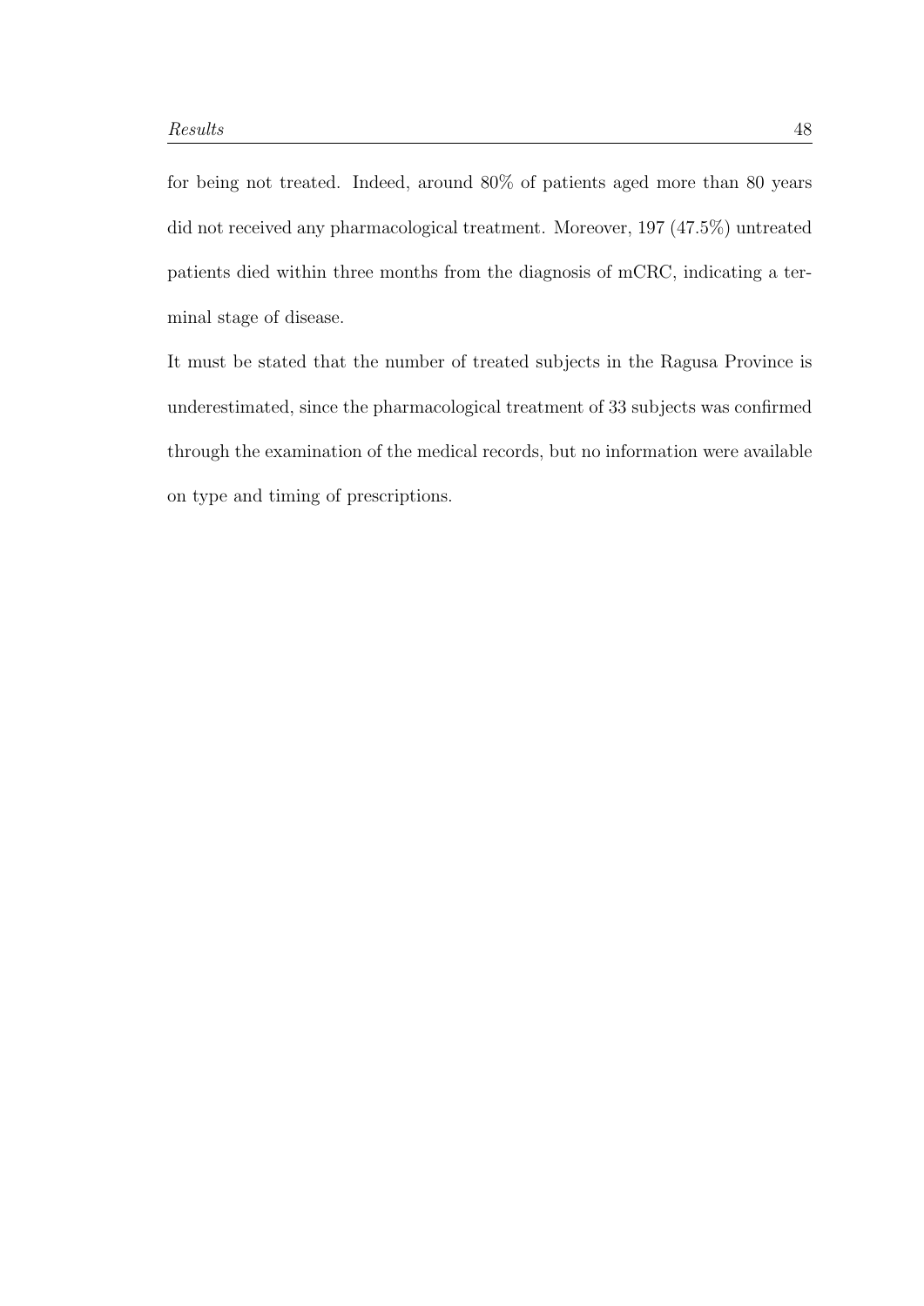for being not treated. Indeed, around 80% of patients aged more than 80 years did not received any pharmacological treatment. Moreover, 197 (47.5%) untreated patients died within three months from the diagnosis of mCRC, indicating a terminal stage of disease.

It must be stated that the number of treated subjects in the Ragusa Province is underestimated, since the pharmacological treatment of 33 subjects was confirmed through the examination of the medical records, but no information were available on type and timing of prescriptions.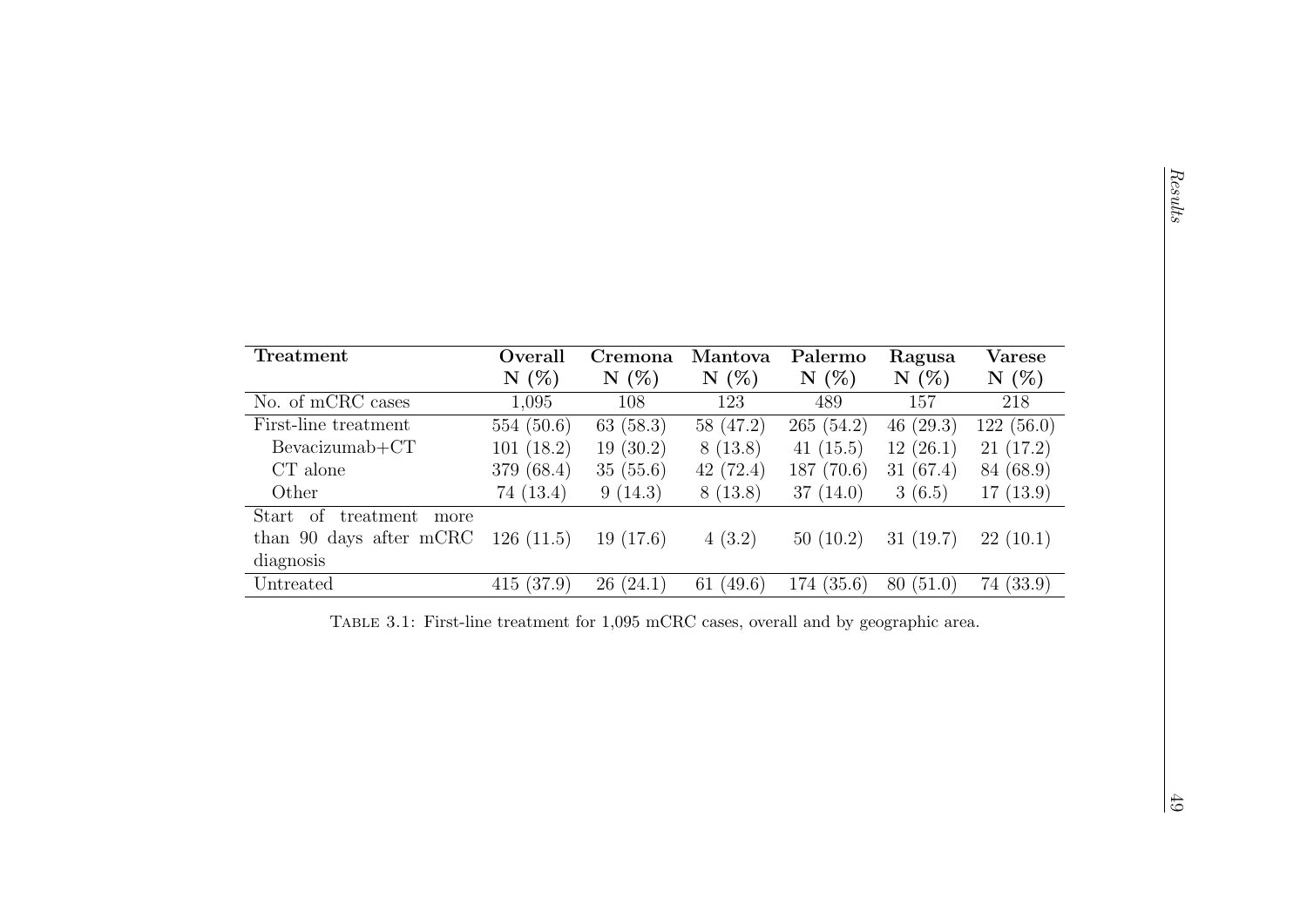| Treatment | Overall N (%) | Cremona N (%) | Mantova N (%) | Palermo N (%) | Ragusa N (%) | Varese N (%) |
|---|---|---|---|---|---|---|
| No. of mCRC cases | 1,095 | 108 | 123 | 489 | 157 | 218 |
| First-line treatment | 554 (50.6) | 63 (58.3) | 58 (47.2) | 265 (54.2) | 46 (29.3) | 122 (56.0) |
| Bevacizumab+CT | 101 (18.2) | 19 (30.2) | 8 (13.8) | 41 (15.5) | 12 (26.1) | 21 (17.2) |
| CT alone | 379 (68.4) | 35 (55.6) | 42 (72.4) | 187 (70.6) | 31 (67.4) | 84 (68.9) |
| Other | 74 (13.4) | 9 (14.3) | 8 (13.8) | 37 (14.0) | 3 (6.5) | 17 (13.9) |
| Start of treatment more than 90 days after mCRC diagnosis | 126 (11.5) | 19 (17.6) | 4 (3.2) | 50 (10.2) | 31 (19.7) | 22 (10.1) |
| Untreated | 415 (37.9) | 26 (24.1) | 61 (49.6) | 174 (35.6) | 80 (51.0) | 74 (33.9) |

Table 3.1: First-line treatment for 1,095 mCRC cases, overall and by geographic area.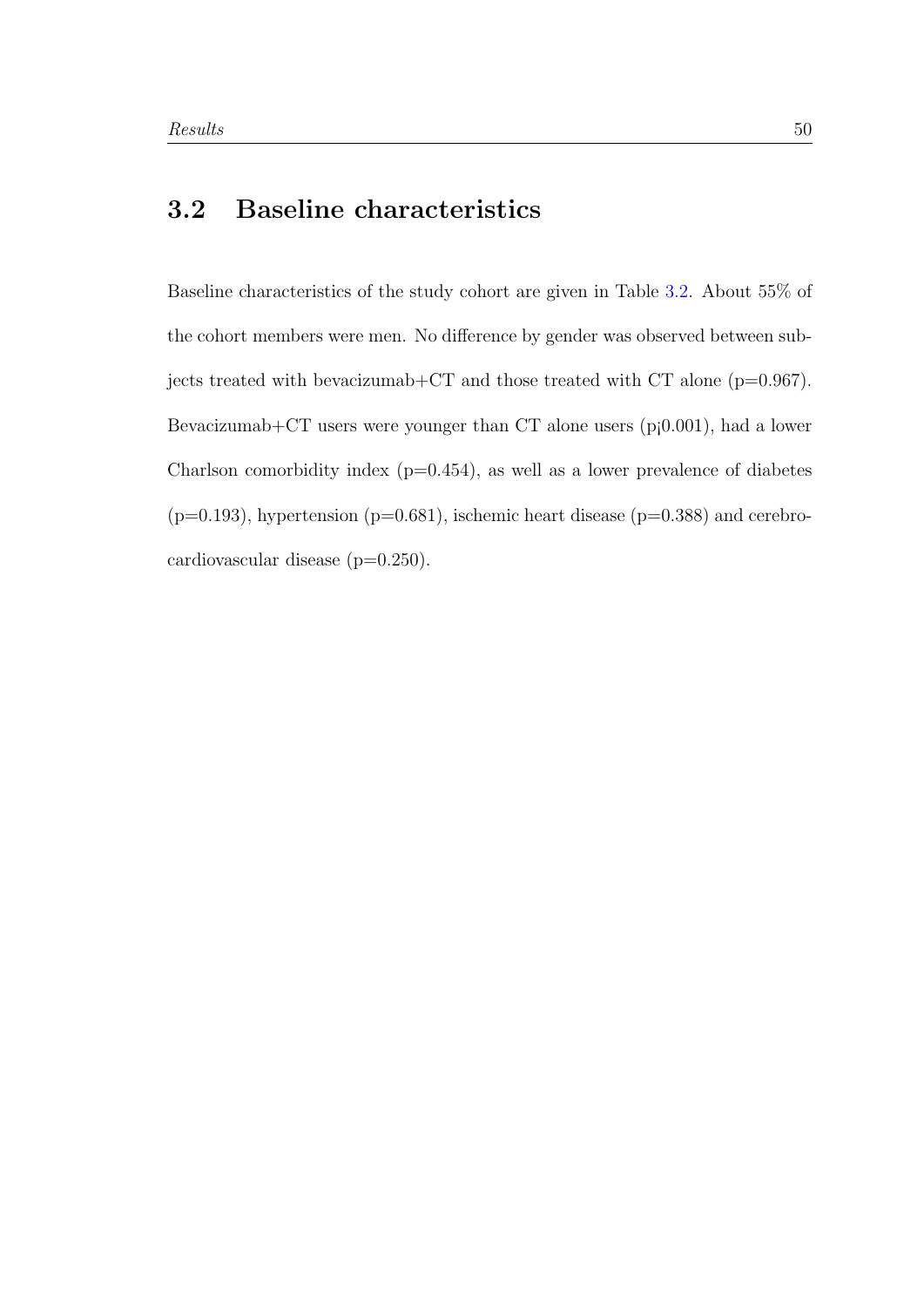## 3.2 Baseline characteristics

Baseline characteristics of the study cohort are given in Table 3.2. About 55% of the cohort members were men. No difference by gender was observed between subjects treated with bevacizumab+CT and those treated with CT alone (p=0.967). Bevacizumab+CT users were younger than CT alone users (p¡0.001), had a lower Charlson comorbidity index (p=0.454), as well as a lower prevalence of diabetes (p=0.193), hypertension (p=0.681), ischemic heart disease (p=0.388) and cerebro-cardiovascular disease (p=0.250).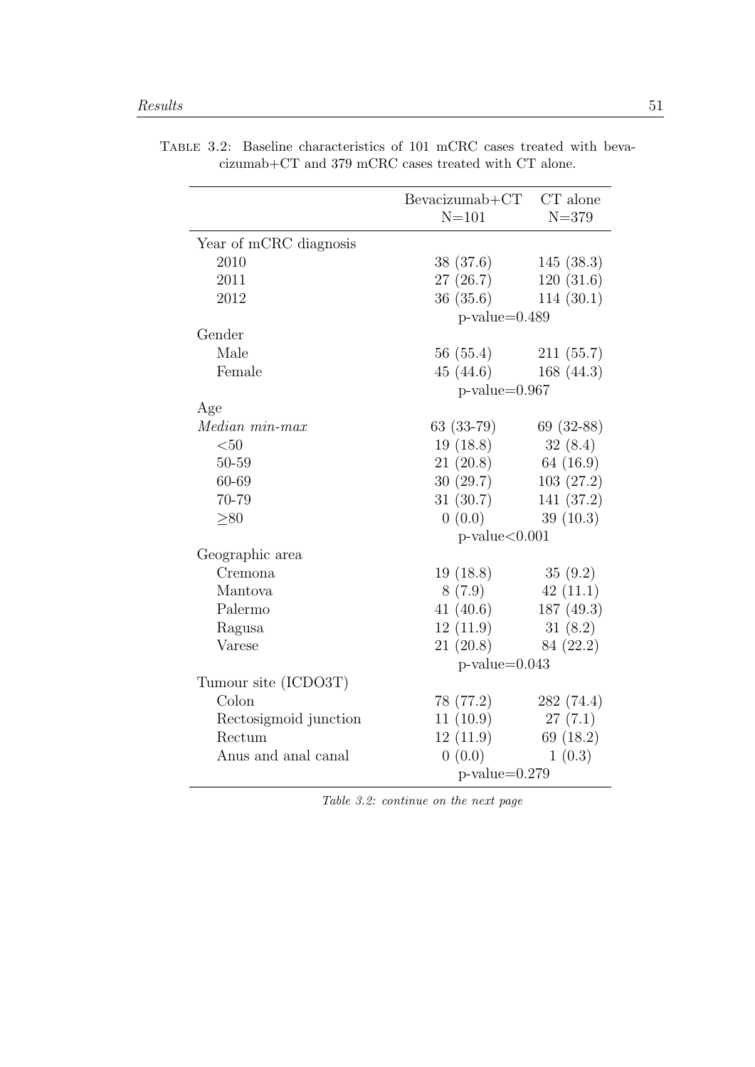Table 3.2: Baseline characteristics of 101 mCRC cases treated with bevacizumab+CT and 379 mCRC cases treated with CT alone.

| | Bevacizumab+CT N=101 | CT alone N=379 |
|---|---|---|
| Year of mCRC diagnosis | | |
| 2010 | 38 (37.6) | 145 (38.3) |
| 2011 | 27 (26.7) | 120 (31.6) |
| 2012 | 36 (35.6) | 114 (30.1) |
| | p-value=0.489 | |
| Gender | | |
| Male | 56 (55.4) | 211 (55.7) |
| Female | 45 (44.6) | 168 (44.3) |
| | p-value=0.967 | |
| Age | | |
| *Median min-max* | 63 (33-79) | 69 (32-88) |
| <50 | 19 (18.8) | 32 (8.4) |
| 50-59 | 21 (20.8) | 64 (16.9) |
| 60-69 | 30 (29.7) | 103 (27.2) |
| 70-79 | 31 (30.7) | 141 (37.2) |
| ≥80 | 0 (0.0) | 39 (10.3) |
| | p-value<0.001 | |
| Geographic area | | |
| Cremona | 19 (18.8) | 35 (9.2) |
| Mantova | 8 (7.9) | 42 (11.1) |
| Palermo | 41 (40.6) | 187 (49.3) |
| Ragusa | 12 (11.9) | 31 (8.2) |
| Varese | 21 (20.8) | 84 (22.2) |
| | p-value=0.043 | |
| Tumour site (ICDO3T) | | |
| Colon | 78 (77.2) | 282 (74.4) |
| Rectosigmoid junction | 11 (10.9) | 27 (7.1) |
| Rectum | 12 (11.9) | 69 (18.2) |
| Anus and anal canal | 0 (0.0) | 1 (0.3) |
| | p-value=0.279 | |

*Table 3.2: continue on the next page*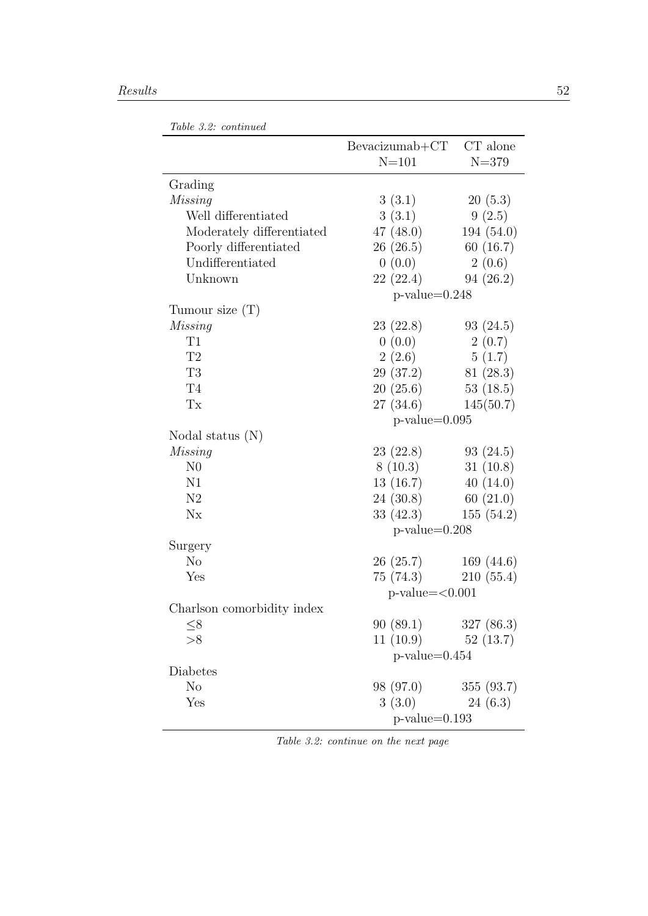*Table 3.2: continued*

| | Bevacizumab+CT N=101 | CT alone N=379 |
|---|---|---|
| Grading | | |
| *Missing* | 3 (3.1) | 20 (5.3) |
| Well differentiated | 3 (3.1) | 9 (2.5) |
| Moderately differentiated | 47 (48.0) | 194 (54.0) |
| Poorly differentiated | 26 (26.5) | 60 (16.7) |
| Undifferentiated | 0 (0.0) | 2 (0.6) |
| Unknown | 22 (22.4) | 94 (26.2) |
| | p-value=0.248 | |
| Tumour size (T) | | |
| *Missing* | 23 (22.8) | 93 (24.5) |
| T1 | 0 (0.0) | 2 (0.7) |
| T2 | 2 (2.6) | 5 (1.7) |
| T3 | 29 (37.2) | 81 (28.3) |
| T4 | 20 (25.6) | 53 (18.5) |
| Tx | 27 (34.6) | 145(50.7) |
| | p-value=0.095 | |
| Nodal status (N) | | |
| *Missing* | 23 (22.8) | 93 (24.5) |
| N0 | 8 (10.3) | 31 (10.8) |
| N1 | 13 (16.7) | 40 (14.0) |
| N2 | 24 (30.8) | 60 (21.0) |
| Nx | 33 (42.3) | 155 (54.2) |
| | p-value=0.208 | |
| Surgery | | |
| No | 26 (25.7) | 169 (44.6) |
| Yes | 75 (74.3) | 210 (55.4) |
| | p-value=<0.001 | |
| Charlson comorbidity index | | |
| ≤8 | 90 (89.1) | 327 (86.3) |
| >8 | 11 (10.9) | 52 (13.7) |
| | p-value=0.454 | |
| Diabetes | | |
| No | 98 (97.0) | 355 (93.7) |
| Yes | 3 (3.0) | 24 (6.3) |
| | p-value=0.193 | |

*Table 3.2: continue on the next page*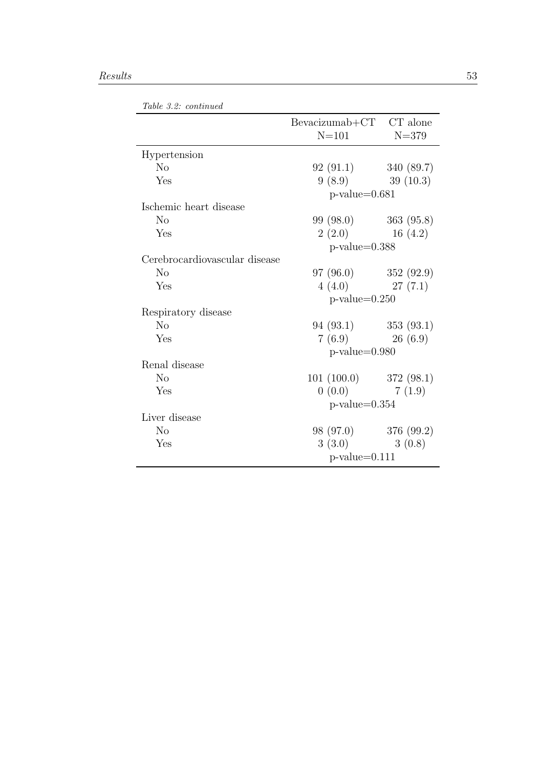*Table 3.2: continued*

| | Bevacizumab+CT N=101 | CT alone N=379 |
|---|---|---|
| Hypertension | | |
| No | 92 (91.1) | 340 (89.7) |
| Yes | 9 (8.9) | 39 (10.3) |
| | p-value=0.681 | |
| Ischemic heart disease | | |
| No | 99 (98.0) | 363 (95.8) |
| Yes | 2 (2.0) | 16 (4.2) |
| | p-value=0.388 | |
| Cerebrocardiovascular disease | | |
| No | 97 (96.0) | 352 (92.9) |
| Yes | 4 (4.0) | 27 (7.1) |
| | p-value=0.250 | |
| Respiratory disease | | |
| No | 94 (93.1) | 353 (93.1) |
| Yes | 7 (6.9) | 26 (6.9) |
| | p-value=0.980 | |
| Renal disease | | |
| No | 101 (100.0) | 372 (98.1) |
| Yes | 0 (0.0) | 7 (1.9) |
| | p-value=0.354 | |
| Liver disease | | |
| No | 98 (97.0) | 376 (99.2) |
| Yes | 3 (3.0) | 3 (0.8) |
| | p-value=0.111 | |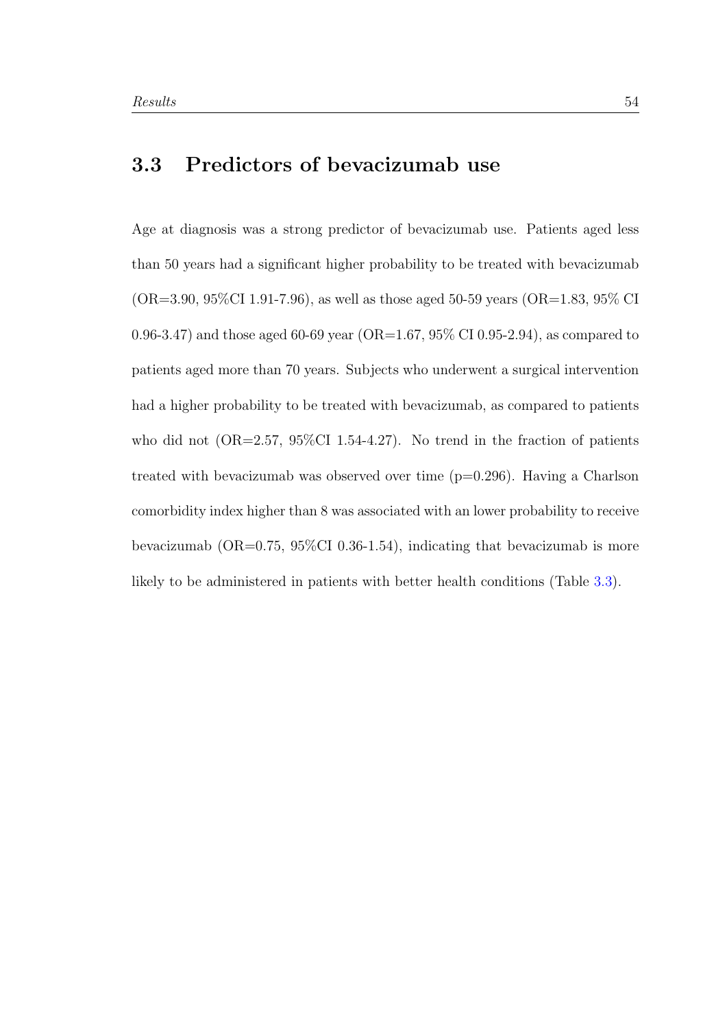## 3.3 Predictors of bevacizumab use

Age at diagnosis was a strong predictor of bevacizumab use. Patients aged less than 50 years had a significant higher probability to be treated with bevacizumab (OR=3.90, 95%CI 1.91-7.96), as well as those aged 50-59 years (OR=1.83, 95% CI 0.96-3.47) and those aged 60-69 year (OR=1.67, 95% CI 0.95-2.94), as compared to patients aged more than 70 years. Subjects who underwent a surgical intervention had a higher probability to be treated with bevacizumab, as compared to patients who did not (OR=2.57, 95%CI 1.54-4.27). No trend in the fraction of patients treated with bevacizumab was observed over time (p=0.296). Having a Charlson comorbidity index higher than 8 was associated with an lower probability to receive bevacizumab (OR=0.75, 95%CI 0.36-1.54), indicating that bevacizumab is more likely to be administered in patients with better health conditions (Table 3.3).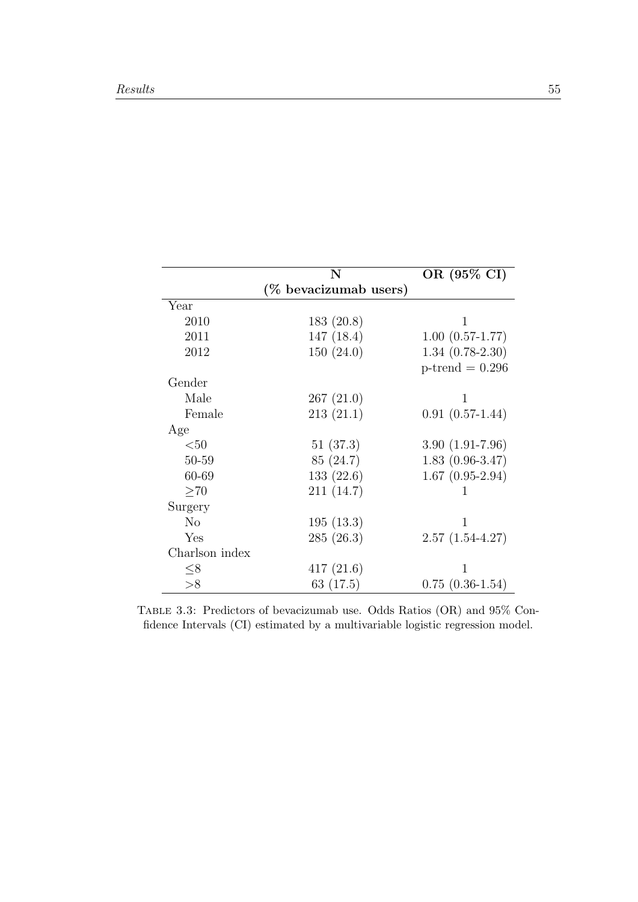| | N (% bevacizumab users) | OR (95% CI) |
|---|---|---|
| Year | | |
| 2010 | 183 (20.8) | 1 |
| 2011 | 147 (18.4) | 1.00 (0.57-1.77) |
| 2012 | 150 (24.0) | 1.34 (0.78-2.30) |
| | | p-trend = 0.296 |
| Gender | | |
| Male | 267 (21.0) | 1 |
| Female | 213 (21.1) | 0.91 (0.57-1.44) |
| Age | | |
| <50 | 51 (37.3) | 3.90 (1.91-7.96) |
| 50-59 | 85 (24.7) | 1.83 (0.96-3.47) |
| 60-69 | 133 (22.6) | 1.67 (0.95-2.94) |
| ≥70 | 211 (14.7) | 1 |
| Surgery | | |
| No | 195 (13.3) | 1 |
| Yes | 285 (26.3) | 2.57 (1.54-4.27) |
| Charlson index | | |
| ≤8 | 417 (21.6) | 1 |
| >8 | 63 (17.5) | 0.75 (0.36-1.54) |

Table 3.3: Predictors of bevacizumab use. Odds Ratios (OR) and 95% Confidence Intervals (CI) estimated by a multivariable logistic regression model.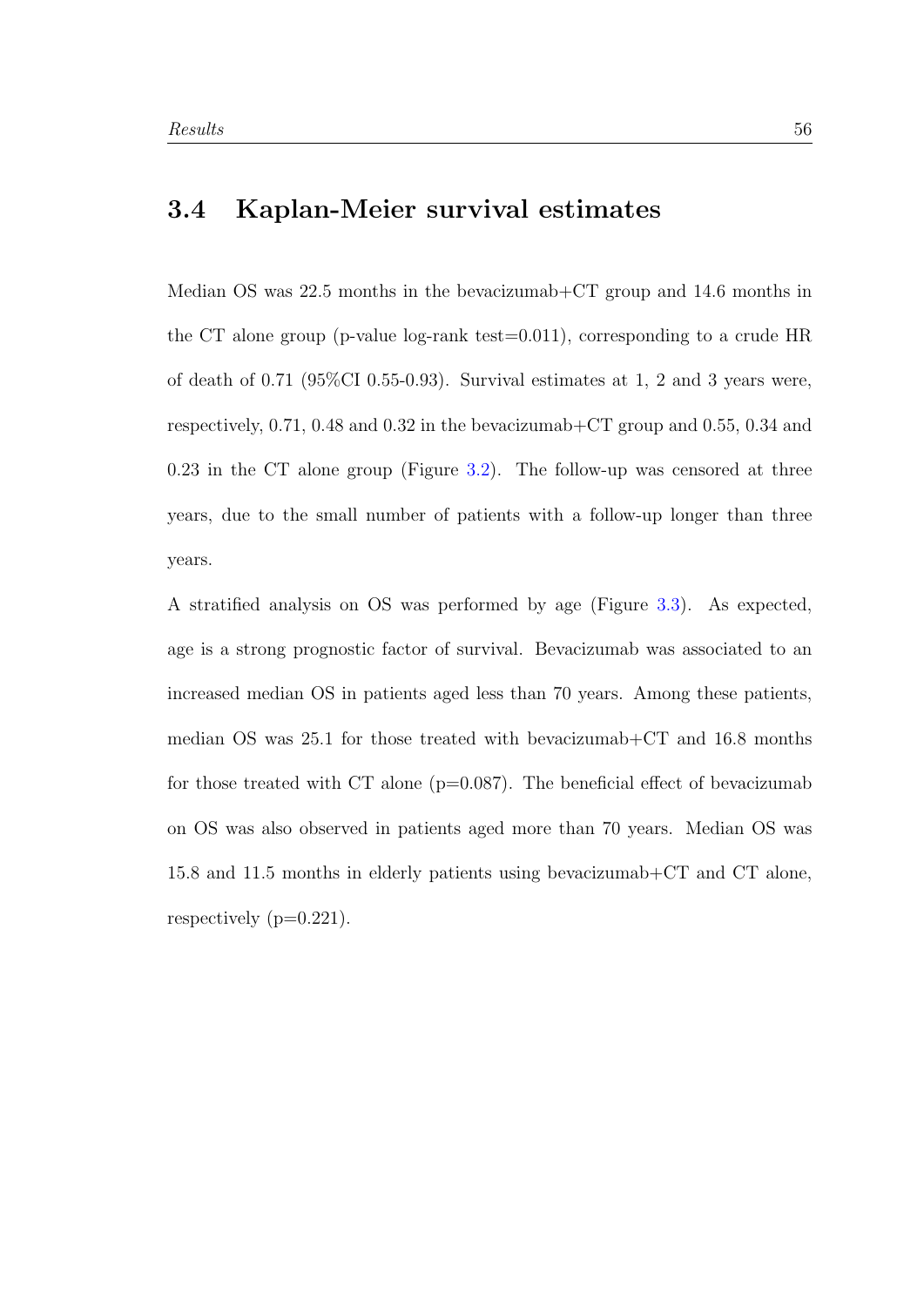## 3.4 Kaplan-Meier survival estimates

Median OS was 22.5 months in the bevacizumab+CT group and 14.6 months in the CT alone group (p-value log-rank test=0.011), corresponding to a crude HR of death of 0.71 (95%CI 0.55-0.93). Survival estimates at 1, 2 and 3 years were, respectively, 0.71, 0.48 and 0.32 in the bevacizumab+CT group and 0.55, 0.34 and 0.23 in the CT alone group (Figure 3.2). The follow-up was censored at three years, due to the small number of patients with a follow-up longer than three years.

A stratified analysis on OS was performed by age (Figure 3.3). As expected, age is a strong prognostic factor of survival. Bevacizumab was associated to an increased median OS in patients aged less than 70 years. Among these patients, median OS was 25.1 for those treated with bevacizumab+CT and 16.8 months for those treated with CT alone (p=0.087). The beneficial effect of bevacizumab on OS was also observed in patients aged more than 70 years. Median OS was 15.8 and 11.5 months in elderly patients using bevacizumab+CT and CT alone, respectively (p=0.221).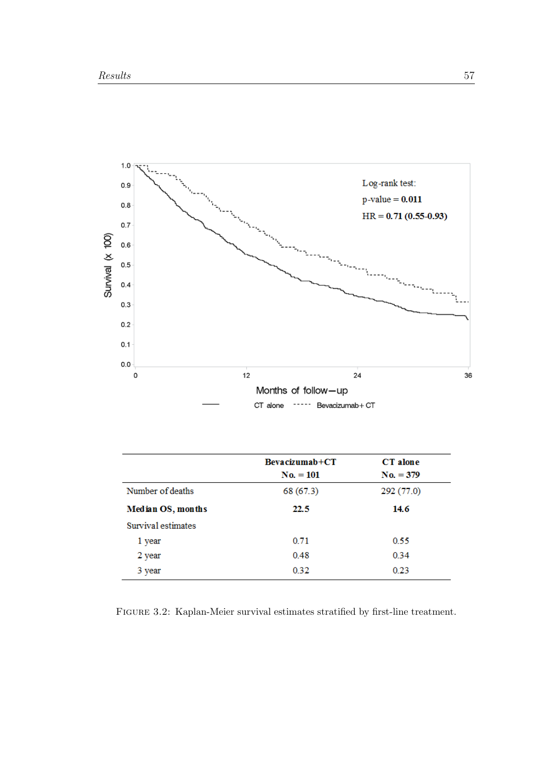| | Bevacizumab+CT<br>No. = 101 | CT alone<br>No. = 379 |
|---|---|---|
| Number of deaths | 68 (67.3) | 292 (77.0) |
| **Median OS, months** | **22.5** | **14.6** |
| Survival estimates | | |
| 1 year | 0.71 | 0.55 |
| 2 year | 0.48 | 0.34 |
| 3 year | 0.32 | 0.23 |

FIGURE 3.2: Kaplan-Meier survival estimates stratified by first-line treatment.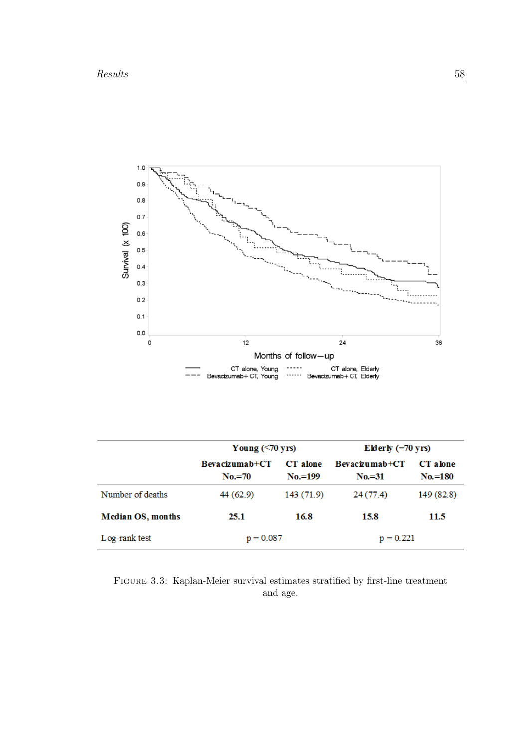| | Young (<70 yrs) | | Elderly (=70 yrs) | |
|---|---|---|---|---|
| | Bevacizumab+CT No.=70 | CT alone No.=199 | Bevacizumab+CT No.=31 | CT alone No.=180 |
| Number of deaths | 44 (62.9) | 143 (71.9) | 24 (77.4) | 149 (82.8) |
| **Median OS, months** | **25.1** | **16.8** | **15.8** | **11.5** |
| Log-rank test | p = 0.087 | | p = 0.221 | |

FIGURE 3.3: Kaplan-Meier survival estimates stratified by first-line treatment and age.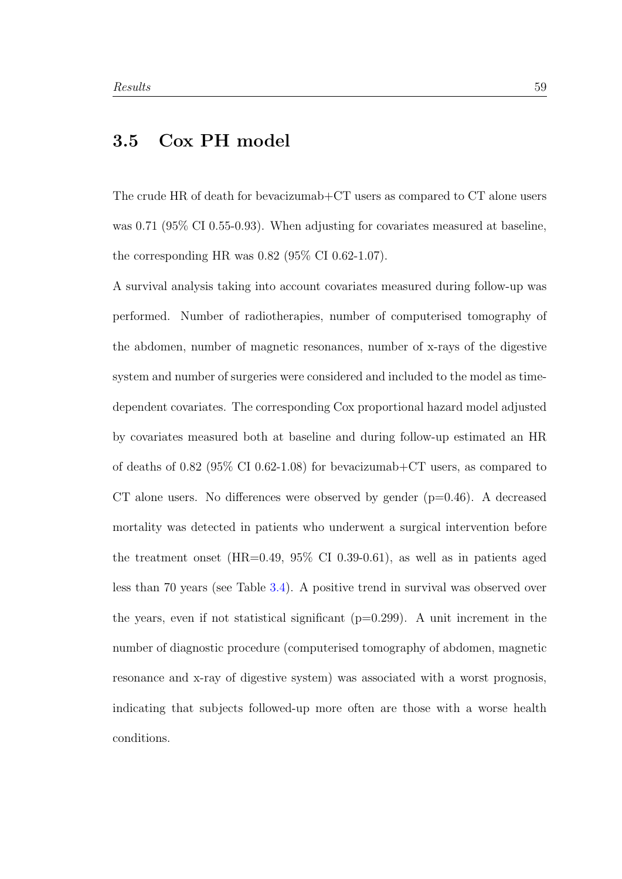## 3.5 Cox PH model

The crude HR of death for bevacizumab+CT users as compared to CT alone users was 0.71 (95% CI 0.55-0.93). When adjusting for covariates measured at baseline, the corresponding HR was 0.82 (95% CI 0.62-1.07).

A survival analysis taking into account covariates measured during follow-up was performed. Number of radiotherapies, number of computerised tomography of the abdomen, number of magnetic resonances, number of x-rays of the digestive system and number of surgeries were considered and included to the model as time-dependent covariates. The corresponding Cox proportional hazard model adjusted by covariates measured both at baseline and during follow-up estimated an HR of deaths of 0.82 (95% CI 0.62-1.08) for bevacizumab+CT users, as compared to CT alone users. No differences were observed by gender ($p=0.46$). A decreased mortality was detected in patients who underwent a surgical intervention before the treatment onset (HR=0.49, 95% CI 0.39-0.61), as well as in patients aged less than 70 years (see Table 3.4). A positive trend in survival was observed over the years, even if not statistical significant ($p=0.299$). A unit increment in the number of diagnostic procedure (computerised tomography of abdomen, magnetic resonance and x-ray of digestive system) was associated with a worst prognosis, indicating that subjects followed-up more often are those with a worse health conditions.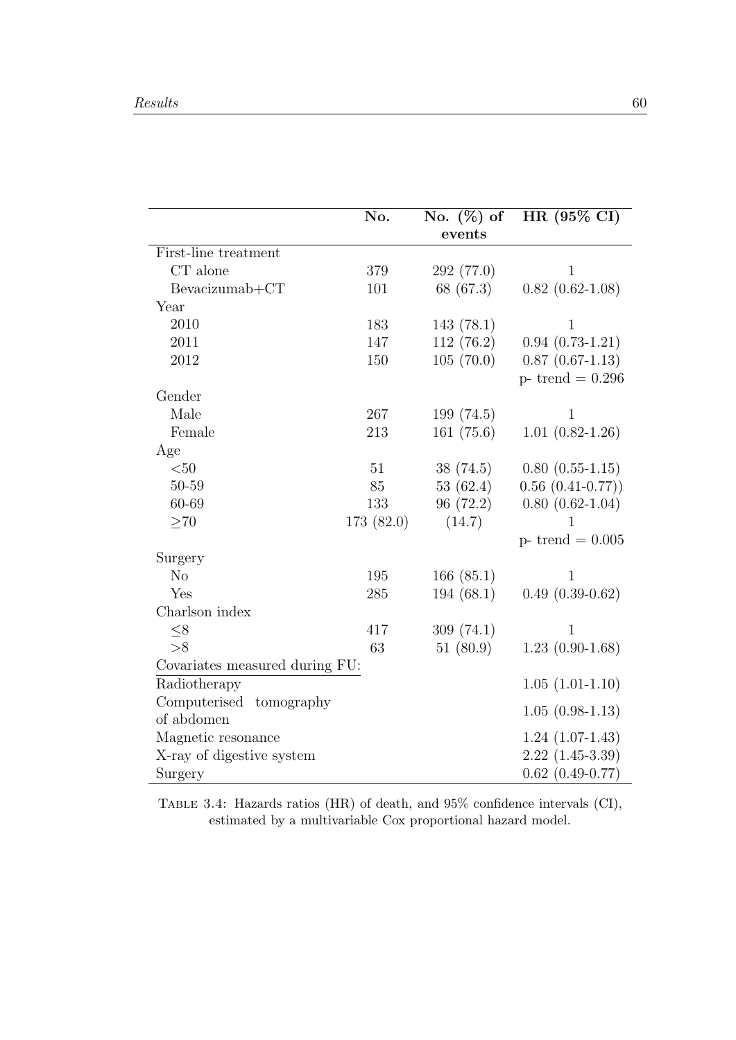|  | No. | No. (%) of events | HR (95% CI) |
|---|---|---|---|
| First-line treatment |  |  |  |
| CT alone | 379 | 292 (77.0) | 1 |
| Bevacizumab+CT | 101 | 68 (67.3) | 0.82 (0.62-1.08) |
| Year |  |  |  |
| 2010 | 183 | 143 (78.1) | 1 |
| 2011 | 147 | 112 (76.2) | 0.94 (0.73-1.21) |
| 2012 | 150 | 105 (70.0) | 0.87 (0.67-1.13) |
|  |  |  | p- trend = 0.296 |
| Gender |  |  |  |
| Male | 267 | 199 (74.5) | 1 |
| Female | 213 | 161 (75.6) | 1.01 (0.82-1.26) |
| Age |  |  |  |
| <50 | 51 | 38 (74.5) | 0.80 (0.55-1.15) |
| 50-59 | 85 | 53 (62.4) | 0.56 (0.41-0.77)) |
| 60-69 | 133 | 96 (72.2) | 0.80 (0.62-1.04) |
| ≥70 | 173 (82.0) | (14.7) | 1 |
|  |  |  | p- trend = 0.005 |
| Surgery |  |  |  |
| No | 195 | 166 (85.1) | 1 |
| Yes | 285 | 194 (68.1) | 0.49 (0.39-0.62) |
| Charlson index |  |  |  |
| ≤8 | 417 | 309 (74.1) | 1 |
| >8 | 63 | 51 (80.9) | 1.23 (0.90-1.68) |
| Covariates measured during FU: |  |  |  |
| Radiotherapy |  |  | 1.05 (1.01-1.10) |
| Computerised tomography of abdomen |  |  | 1.05 (0.98-1.13) |
| Magnetic resonance |  |  | 1.24 (1.07-1.43) |
| X-ray of digestive system |  |  | 2.22 (1.45-3.39) |
| Surgery |  |  | 0.62 (0.49-0.77) |

Table 3.4: Hazards ratios (HR) of death, and 95% confidence intervals (CI), estimated by a multivariable Cox proportional hazard model.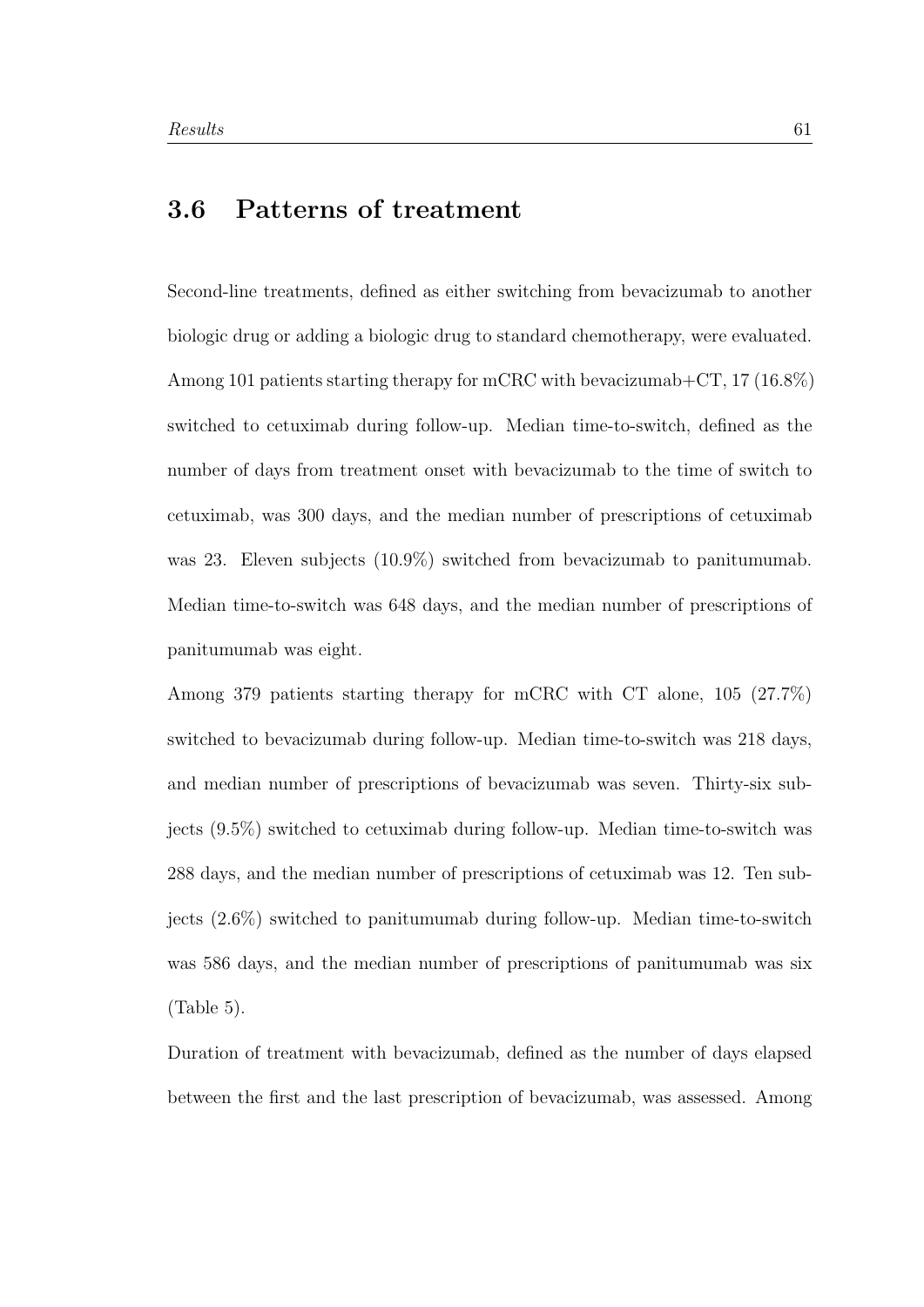## 3.6 Patterns of treatment

Second-line treatments, defined as either switching from bevacizumab to another biologic drug or adding a biologic drug to standard chemotherapy, were evaluated. Among 101 patients starting therapy for mCRC with bevacizumab+CT, 17 (16.8%) switched to cetuximab during follow-up. Median time-to-switch, defined as the number of days from treatment onset with bevacizumab to the time of switch to cetuximab, was 300 days, and the median number of prescriptions of cetuximab was 23. Eleven subjects (10.9%) switched from bevacizumab to panitumumab. Median time-to-switch was 648 days, and the median number of prescriptions of panitumumab was eight.

Among 379 patients starting therapy for mCRC with CT alone, 105 (27.7%) switched to bevacizumab during follow-up. Median time-to-switch was 218 days, and median number of prescriptions of bevacizumab was seven. Thirty-six subjects (9.5%) switched to cetuximab during follow-up. Median time-to-switch was 288 days, and the median number of prescriptions of cetuximab was 12. Ten subjects (2.6%) switched to panitumumab during follow-up. Median time-to-switch was 586 days, and the median number of prescriptions of panitumumab was six (Table 5).

Duration of treatment with bevacizumab, defined as the number of days elapsed between the first and the last prescription of bevacizumab, was assessed. Among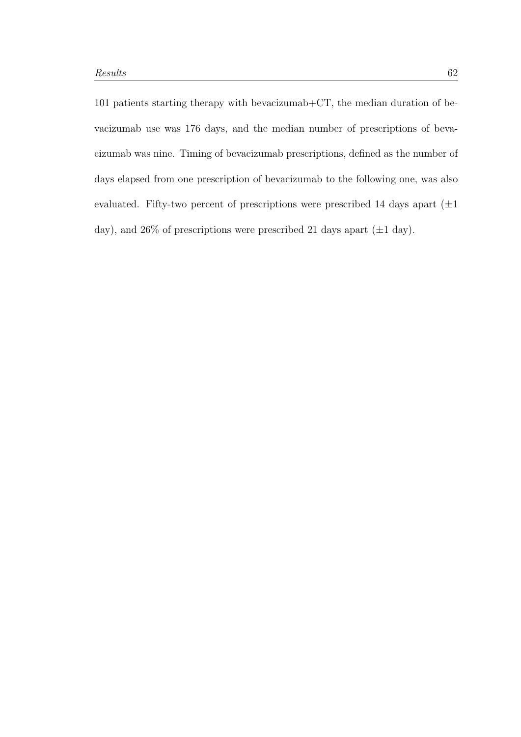101 patients starting therapy with bevacizumab+CT, the median duration of bevacizumab use was 176 days, and the median number of prescriptions of bevacizumab was nine. Timing of bevacizumab prescriptions, defined as the number of days elapsed from one prescription of bevacizumab to the following one, was also evaluated. Fifty-two percent of prescriptions were prescribed 14 days apart ($\pm 1$ day), and 26% of prescriptions were prescribed 21 days apart ($\pm 1$ day).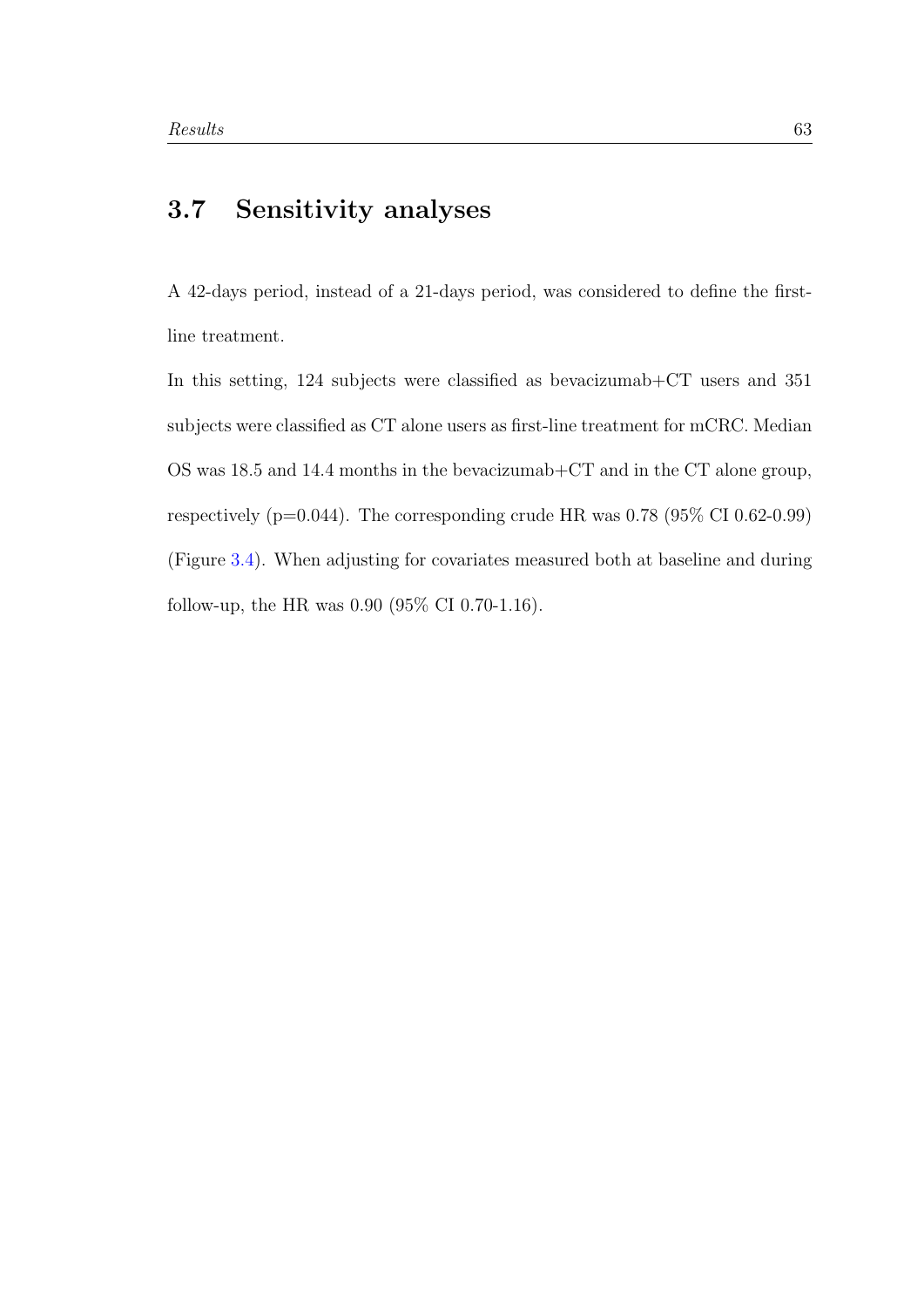## 3.7 Sensitivity analyses

A 42-days period, instead of a 21-days period, was considered to define the first-line treatment.

In this setting, 124 subjects were classified as bevacizumab+CT users and 351 subjects were classified as CT alone users as first-line treatment for mCRC. Median OS was 18.5 and 14.4 months in the bevacizumab+CT and in the CT alone group, respectively ($p=0.044$). The corresponding crude HR was 0.78 (95% CI 0.62-0.99) (Figure 3.4). When adjusting for covariates measured both at baseline and during follow-up, the HR was 0.90 (95% CI 0.70-1.16).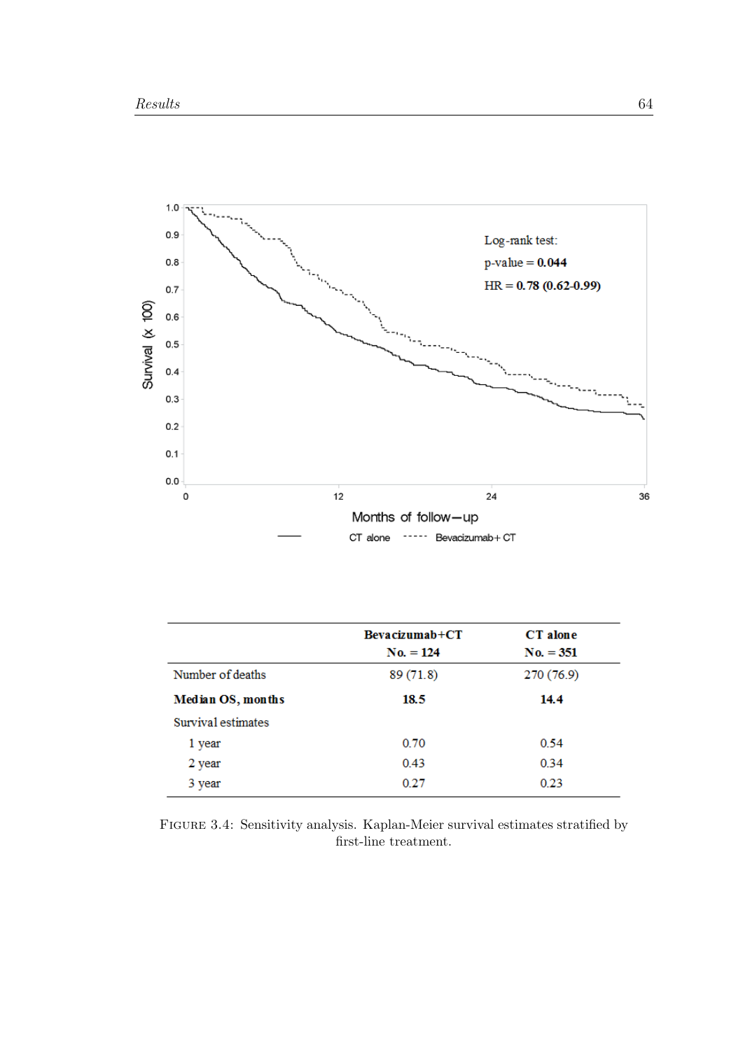|  | **Bevacizumab+CT**<br>**No. = 124** | **CT alone**<br>**No. = 351** |
|---|---|---|
| Number of deaths | 89 (71.8) | 270 (76.9) |
| **Median OS, months** | **18.5** | **14.4** |
| Survival estimates |  |  |
| 1 year | 0.70 | 0.54 |
| 2 year | 0.43 | 0.34 |
| 3 year | 0.27 | 0.23 |

FIGURE 3.4: Sensitivity analysis. Kaplan-Meier survival estimates stratified by first-line treatment.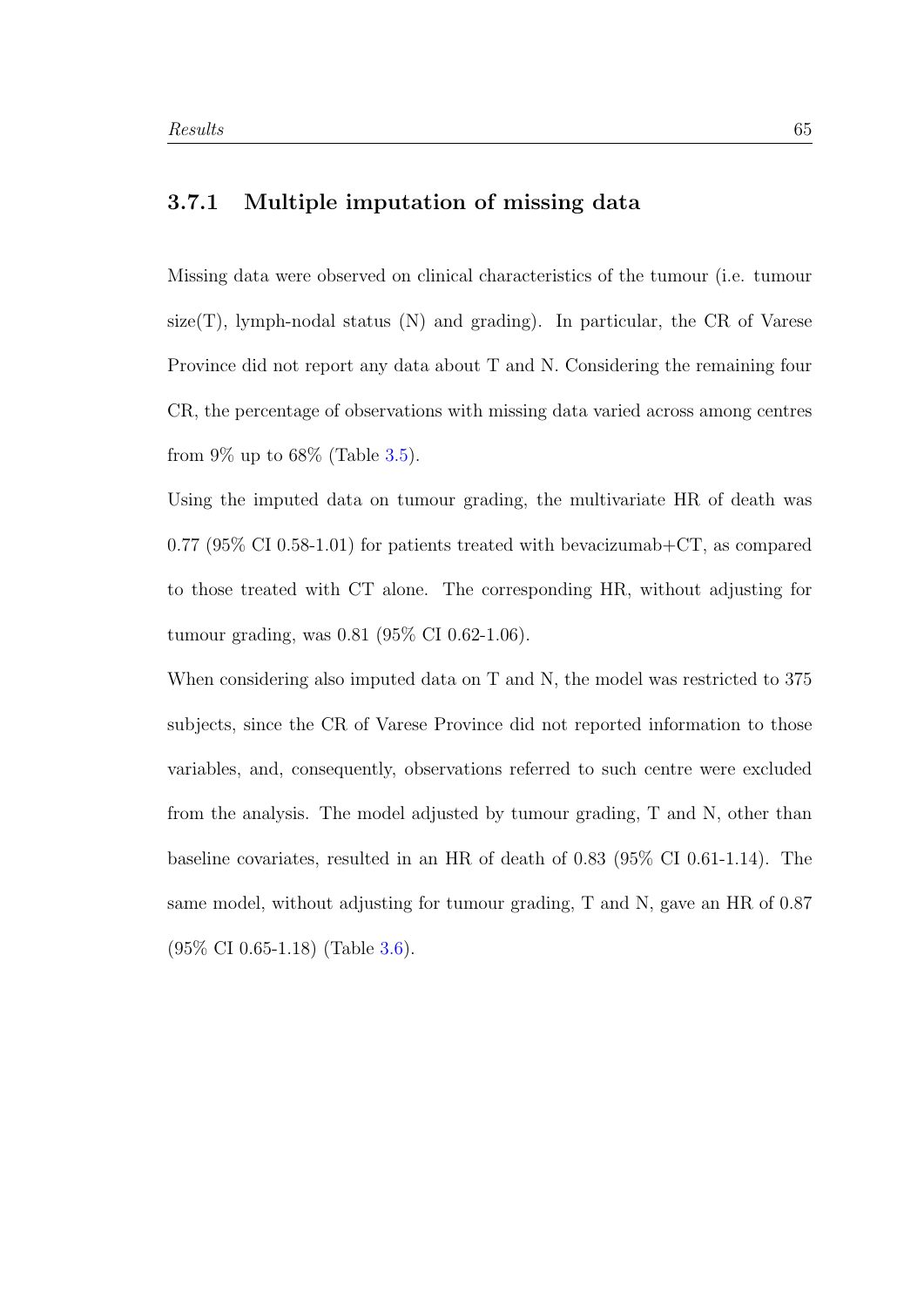### 3.7.1 Multiple imputation of missing data

Missing data were observed on clinical characteristics of the tumour (i.e. tumour size(T), lymph-nodal status (N) and grading). In particular, the CR of Varese Province did not report any data about T and N. Considering the remaining four CR, the percentage of observations with missing data varied across among centres from 9% up to 68% (Table 3.5).

Using the imputed data on tumour grading, the multivariate HR of death was 0.77 (95% CI 0.58-1.01) for patients treated with bevacizumab+CT, as compared to those treated with CT alone. The corresponding HR, without adjusting for tumour grading, was 0.81 (95% CI 0.62-1.06).

When considering also imputed data on T and N, the model was restricted to 375 subjects, since the CR of Varese Province did not reported information to those variables, and, consequently, observations referred to such centre were excluded from the analysis. The model adjusted by tumour grading, T and N, other than baseline covariates, resulted in an HR of death of 0.83 (95% CI 0.61-1.14). The same model, without adjusting for tumour grading, T and N, gave an HR of 0.87 (95% CI 0.65-1.18) (Table 3.6).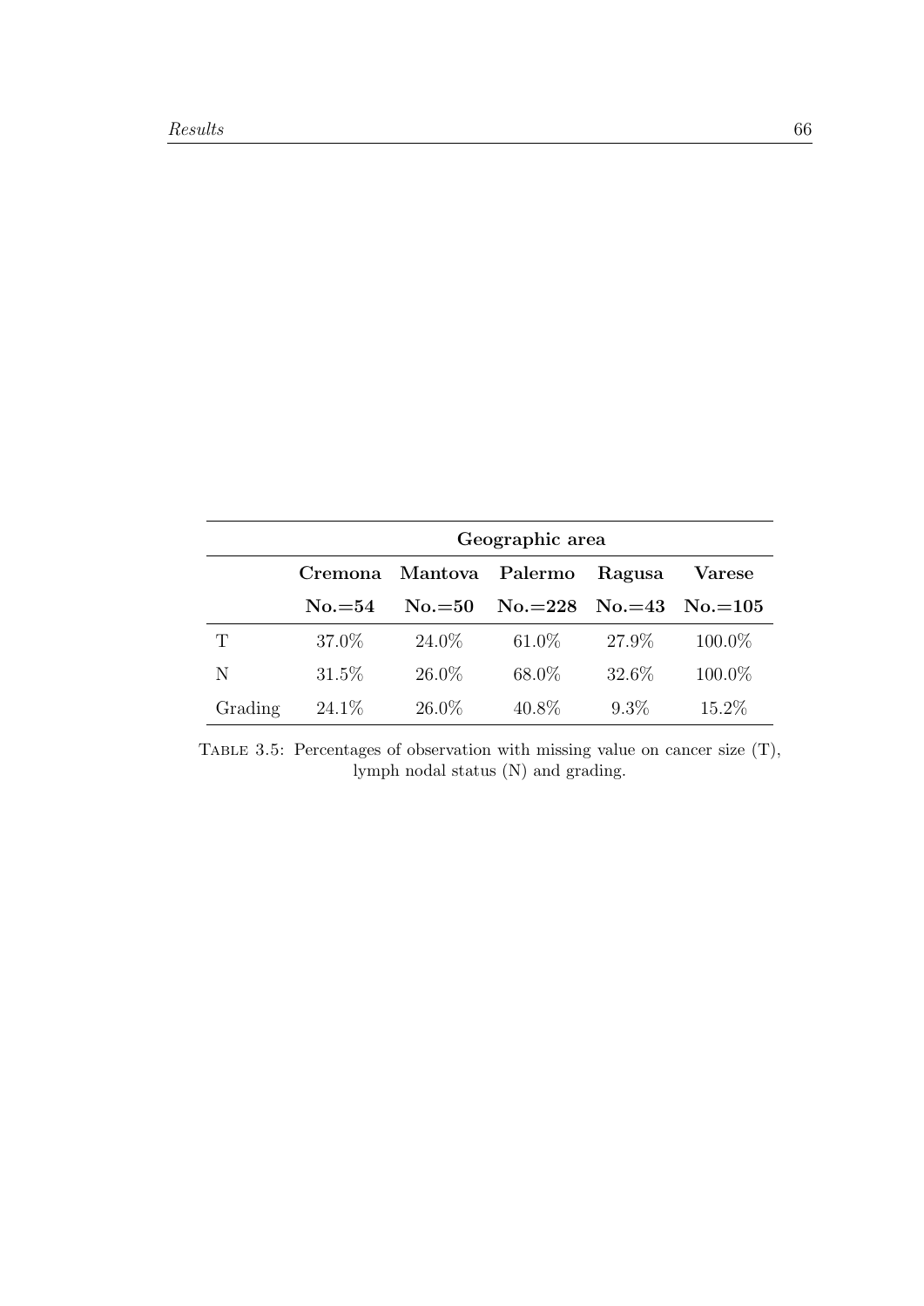| | Geographic area | | | | |
|---|---|---|---|---|---|
| | **Cremona** | **Mantova** | **Palermo** | **Ragusa** | **Varese** |
| | **No.=54** | **No.=50** | **No.=228** | **No.=43** | **No.=105** |
| T | 37.0% | 24.0% | 61.0% | 27.9% | 100.0% |
| N | 31.5% | 26.0% | 68.0% | 32.6% | 100.0% |
| Grading | 24.1% | 26.0% | 40.8% | 9.3% | 15.2% |

TABLE 3.5: Percentages of observation with missing value on cancer size (T), lymph nodal status (N) and grading.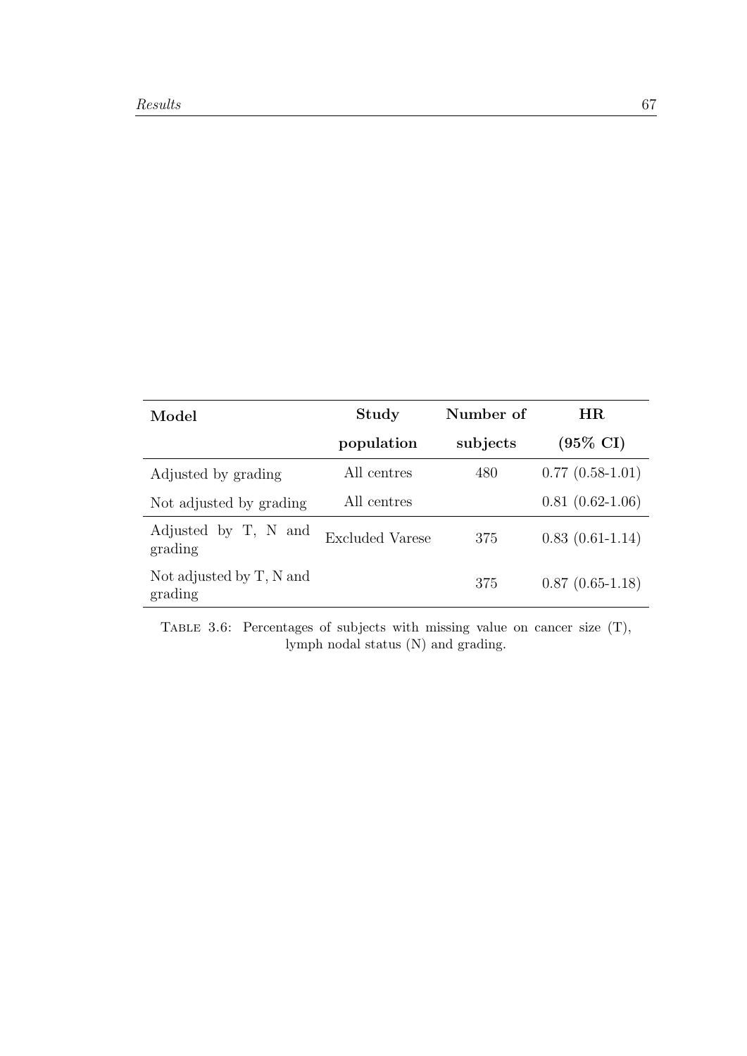| Model | Study population | Number of subjects | HR (95% CI) |
|---|---|---|---|
| Adjusted by grading | All centres | 480 | 0.77 (0.58-1.01) |
| Not adjusted by grading | All centres | | 0.81 (0.62-1.06) |
| Adjusted by T, N and grading | Excluded Varese | 375 | 0.83 (0.61-1.14) |
| Not adjusted by T, N and grading | | 375 | 0.87 (0.65-1.18) |

Table 3.6: Percentages of subjects with missing value on cancer size (T), lymph nodal status (N) and grading.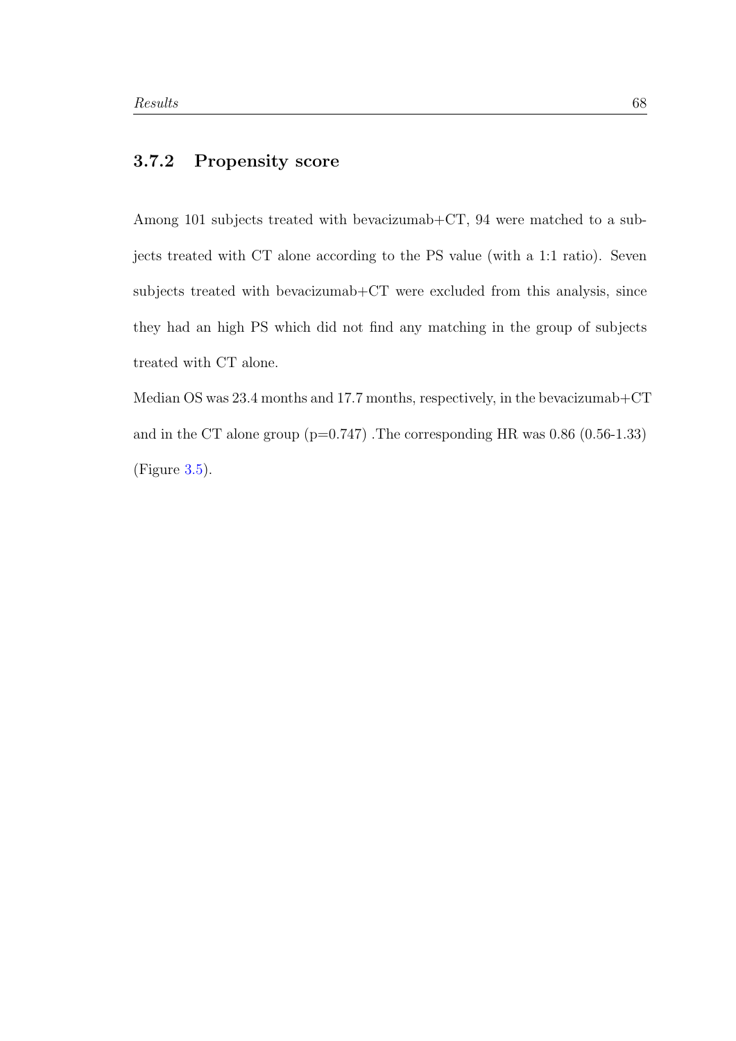### 3.7.2 Propensity score

Among 101 subjects treated with bevacizumab+CT, 94 were matched to a subjects treated with CT alone according to the PS value (with a 1:1 ratio). Seven subjects treated with bevacizumab+CT were excluded from this analysis, since they had an high PS which did not find any matching in the group of subjects treated with CT alone.

Median OS was 23.4 months and 17.7 months, respectively, in the bevacizumab+CT and in the CT alone group ($p=0.747$) .The corresponding HR was 0.86 (0.56-1.33) (Figure 3.5).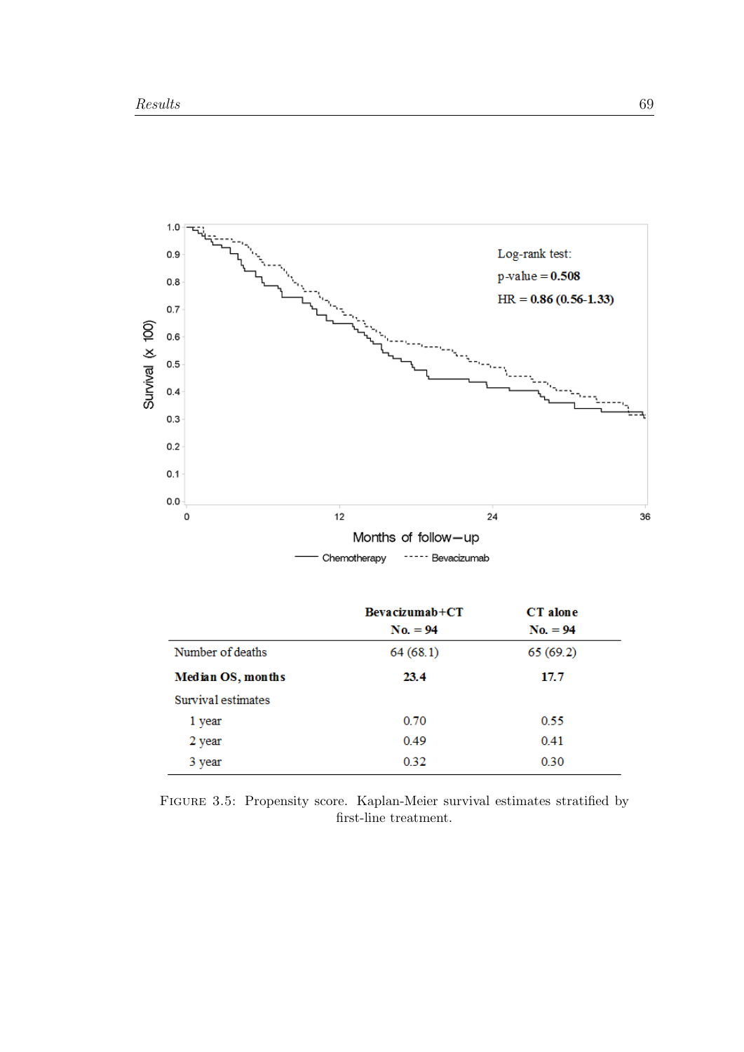| | Bevacizumab+CT<br>No. = 94 | CT alone<br>No. = 94 |
|---|---|---|
| Number of deaths | 64 (68.1) | 65 (69.2) |
| **Median OS, months** | **23.4** | **17.7** |
| Survival estimates | | |
| 1 year | 0.70 | 0.55 |
| 2 year | 0.49 | 0.41 |
| 3 year | 0.32 | 0.30 |

FIGURE 3.5: Propensity score. Kaplan-Meier survival estimates stratified by first-line treatment.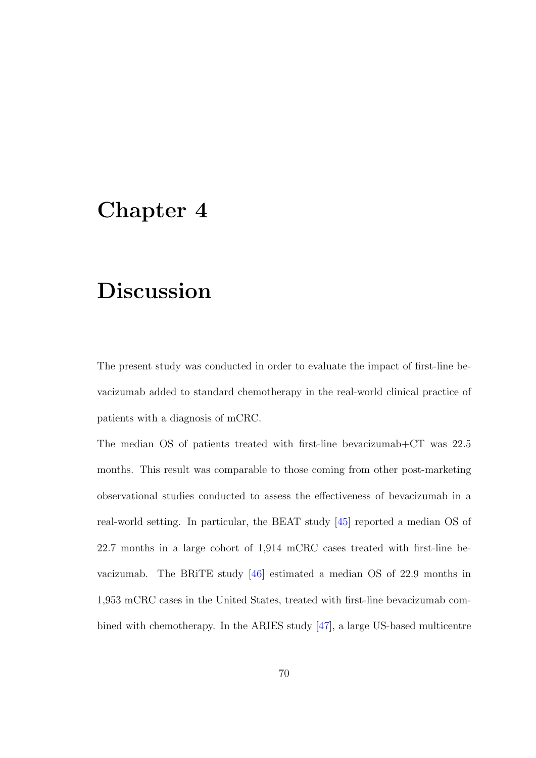# Chapter 4

# Discussion

The present study was conducted in order to evaluate the impact of first-line bevacizumab added to standard chemotherapy in the real-world clinical practice of patients with a diagnosis of mCRC.

The median OS of patients treated with first-line bevacizumab+CT was 22.5 months. This result was comparable to those coming from other post-marketing observational studies conducted to assess the effectiveness of bevacizumab in a real-world setting. In particular, the BEAT study [45] reported a median OS of 22.7 months in a large cohort of 1,914 mCRC cases treated with first-line bevacizumab. The BRiTE study [46] estimated a median OS of 22.9 months in 1,953 mCRC cases in the United States, treated with first-line bevacizumab combined with chemotherapy. In the ARIES study [47], a large US-based multicentre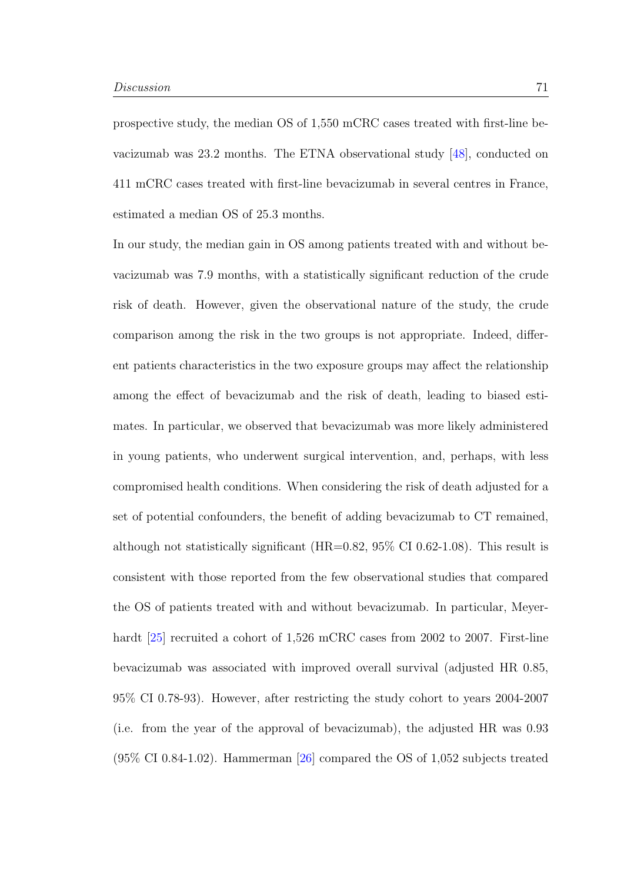prospective study, the median OS of 1,550 mCRC cases treated with first-line bevacizumab was 23.2 months. The ETNA observational study [48], conducted on 411 mCRC cases treated with first-line bevacizumab in several centres in France, estimated a median OS of 25.3 months.

In our study, the median gain in OS among patients treated with and without bevacizumab was 7.9 months, with a statistically significant reduction of the crude risk of death. However, given the observational nature of the study, the crude comparison among the risk in the two groups is not appropriate. Indeed, different patients characteristics in the two exposure groups may affect the relationship among the effect of bevacizumab and the risk of death, leading to biased estimates. In particular, we observed that bevacizumab was more likely administered in young patients, who underwent surgical intervention, and, perhaps, with less compromised health conditions. When considering the risk of death adjusted for a set of potential confounders, the benefit of adding bevacizumab to CT remained, although not statistically significant (HR=0.82, 95% CI 0.62-1.08). This result is consistent with those reported from the few observational studies that compared the OS of patients treated with and without bevacizumab. In particular, Meyerhardt [25] recruited a cohort of 1,526 mCRC cases from 2002 to 2007. First-line bevacizumab was associated with improved overall survival (adjusted HR 0.85, 95% CI 0.78-93). However, after restricting the study cohort to years 2004-2007 (i.e. from the year of the approval of bevacizumab), the adjusted HR was 0.93 (95% CI 0.84-1.02). Hammerman [26] compared the OS of 1,052 subjects treated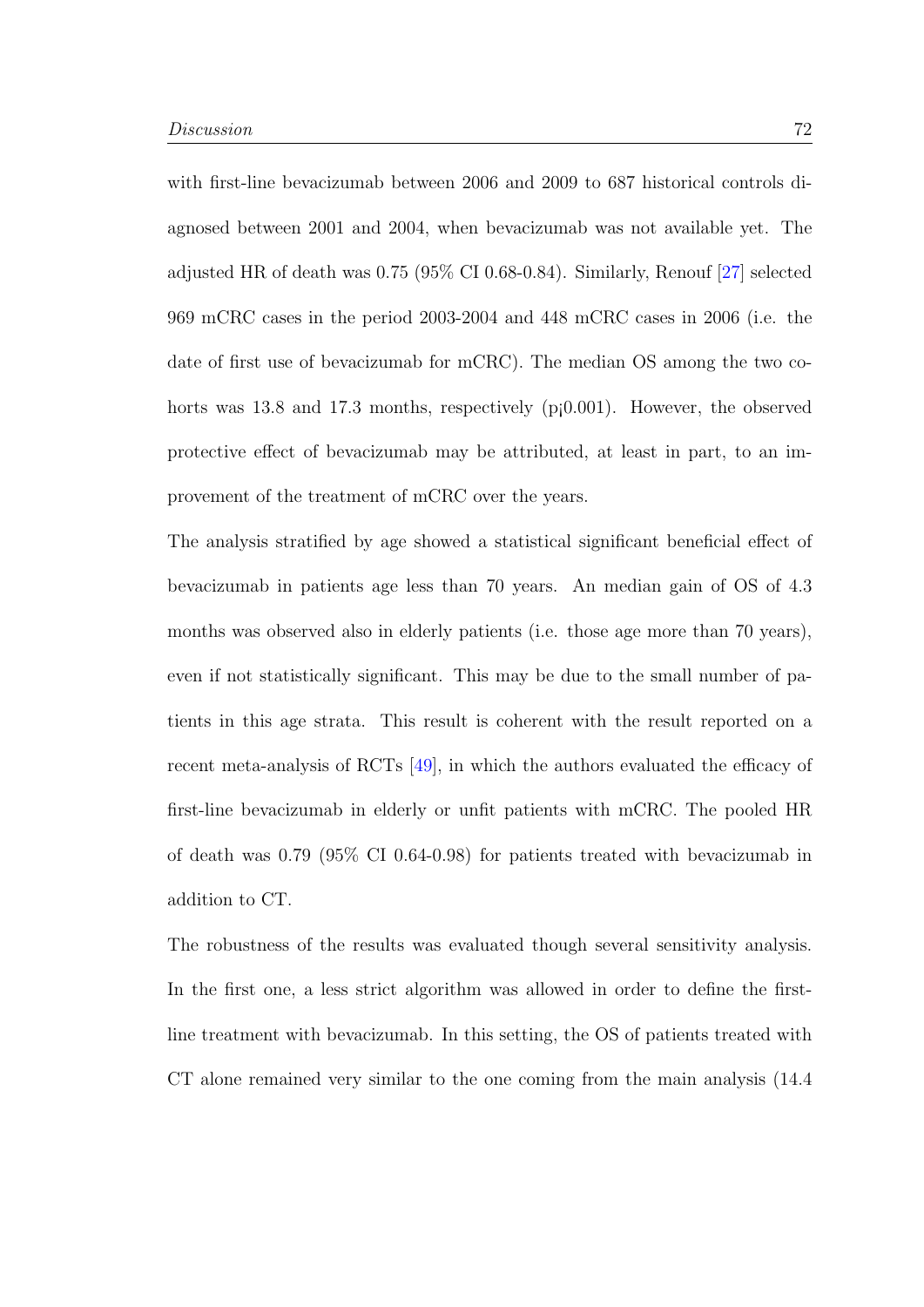with first-line bevacizumab between 2006 and 2009 to 687 historical controls diagnosed between 2001 and 2004, when bevacizumab was not available yet. The adjusted HR of death was 0.75 (95% CI 0.68-0.84). Similarly, Renouf [27] selected 969 mCRC cases in the period 2003-2004 and 448 mCRC cases in 2006 (i.e. the date of first use of bevacizumab for mCRC). The median OS among the two cohorts was 13.8 and 17.3 months, respectively (p¡0.001). However, the observed protective effect of bevacizumab may be attributed, at least in part, to an improvement of the treatment of mCRC over the years.

The analysis stratified by age showed a statistical significant beneficial effect of bevacizumab in patients age less than 70 years. An median gain of OS of 4.3 months was observed also in elderly patients (i.e. those age more than 70 years), even if not statistically significant. This may be due to the small number of patients in this age strata. This result is coherent with the result reported on a recent meta-analysis of RCTs [49], in which the authors evaluated the efficacy of first-line bevacizumab in elderly or unfit patients with mCRC. The pooled HR of death was 0.79 (95% CI 0.64-0.98) for patients treated with bevacizumab in addition to CT.

The robustness of the results was evaluated though several sensitivity analysis. In the first one, a less strict algorithm was allowed in order to define the first-line treatment with bevacizumab. In this setting, the OS of patients treated with CT alone remained very similar to the one coming from the main analysis (14.4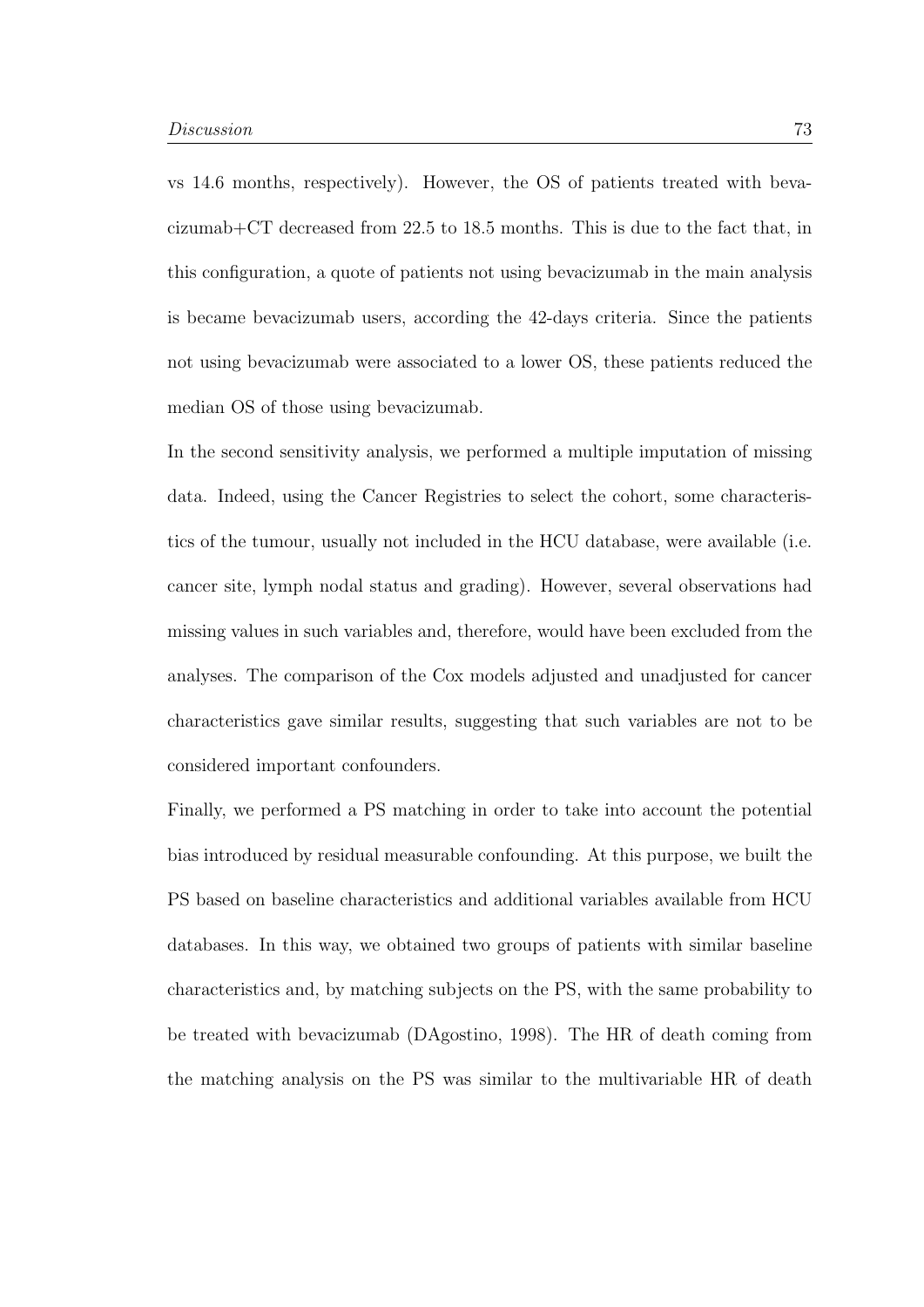vs 14.6 months, respectively). However, the OS of patients treated with bevacizumab+CT decreased from 22.5 to 18.5 months. This is due to the fact that, in this configuration, a quote of patients not using bevacizumab in the main analysis is became bevacizumab users, according the 42-days criteria. Since the patients not using bevacizumab were associated to a lower OS, these patients reduced the median OS of those using bevacizumab.

In the second sensitivity analysis, we performed a multiple imputation of missing data. Indeed, using the Cancer Registries to select the cohort, some characteristics of the tumour, usually not included in the HCU database, were available (i.e. cancer site, lymph nodal status and grading). However, several observations had missing values in such variables and, therefore, would have been excluded from the analyses. The comparison of the Cox models adjusted and unadjusted for cancer characteristics gave similar results, suggesting that such variables are not to be considered important confounders.

Finally, we performed a PS matching in order to take into account the potential bias introduced by residual measurable confounding. At this purpose, we built the PS based on baseline characteristics and additional variables available from HCU databases. In this way, we obtained two groups of patients with similar baseline characteristics and, by matching subjects on the PS, with the same probability to be treated with bevacizumab (DAgostino, 1998). The HR of death coming from the matching analysis on the PS was similar to the multivariable HR of death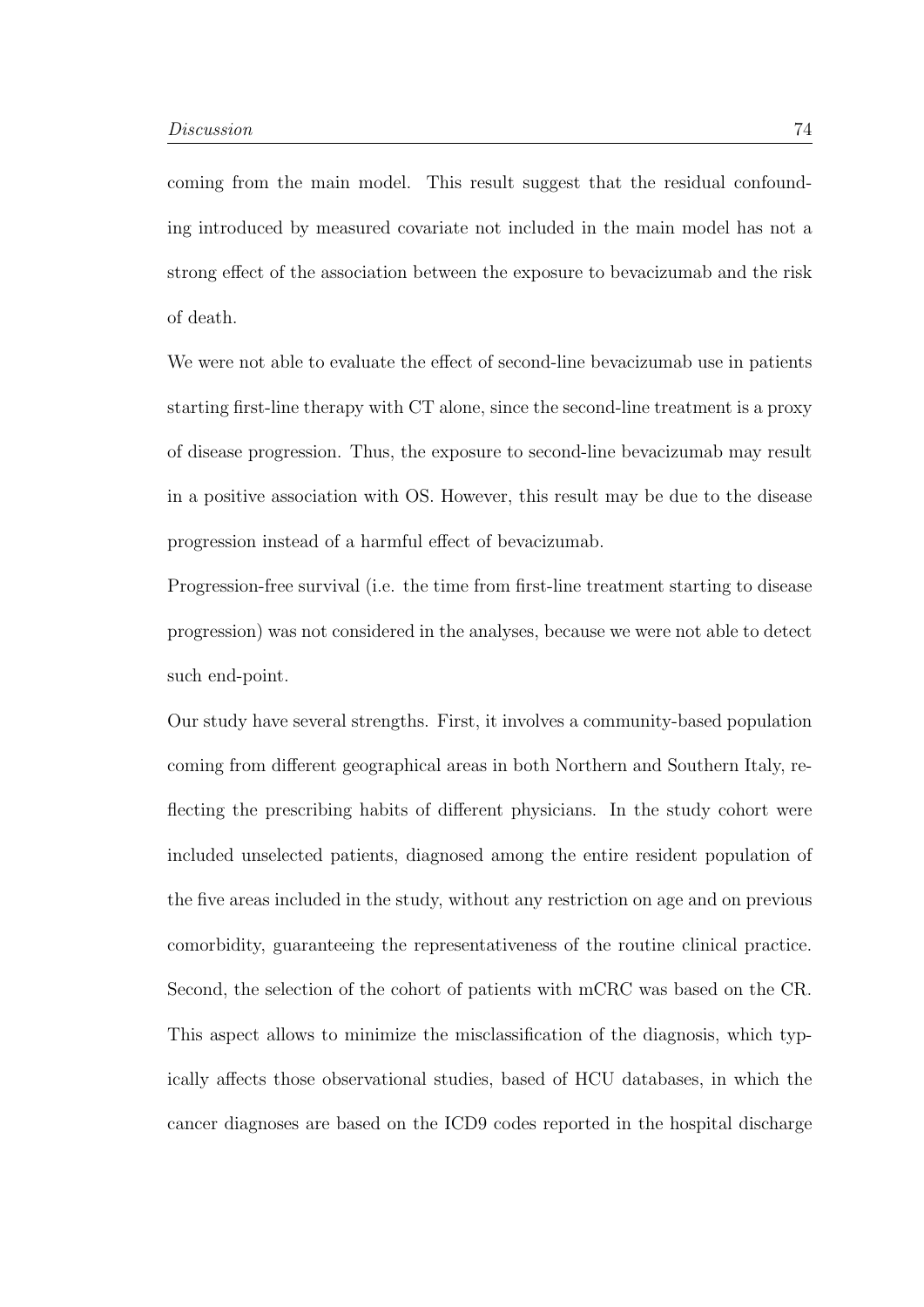coming from the main model. This result suggest that the residual confounding introduced by measured covariate not included in the main model has not a strong effect of the association between the exposure to bevacizumab and the risk of death.

We were not able to evaluate the effect of second-line bevacizumab use in patients starting first-line therapy with CT alone, since the second-line treatment is a proxy of disease progression. Thus, the exposure to second-line bevacizumab may result in a positive association with OS. However, this result may be due to the disease progression instead of a harmful effect of bevacizumab.

Progression-free survival (i.e. the time from first-line treatment starting to disease progression) was not considered in the analyses, because we were not able to detect such end-point.

Our study have several strengths. First, it involves a community-based population coming from different geographical areas in both Northern and Southern Italy, reflecting the prescribing habits of different physicians. In the study cohort were included unselected patients, diagnosed among the entire resident population of the five areas included in the study, without any restriction on age and on previous comorbidity, guaranteeing the representativeness of the routine clinical practice. Second, the selection of the cohort of patients with mCRC was based on the CR. This aspect allows to minimize the misclassification of the diagnosis, which typically affects those observational studies, based of HCU databases, in which the cancer diagnoses are based on the ICD9 codes reported in the hospital discharge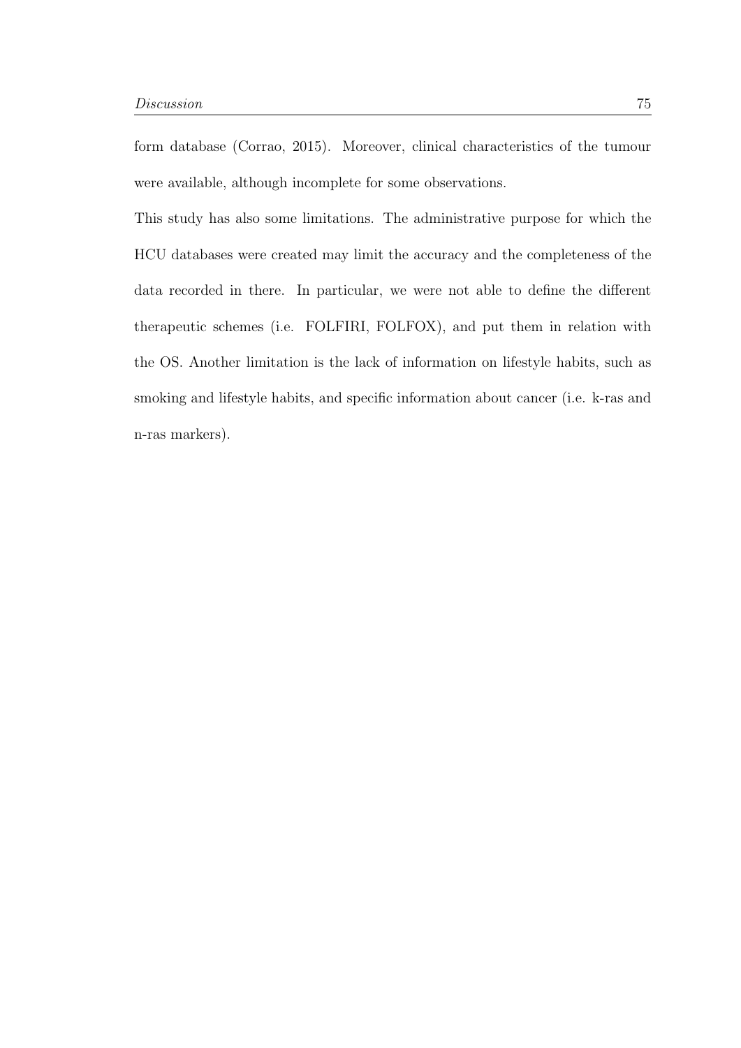form database (Corrao, 2015). Moreover, clinical characteristics of the tumour were available, although incomplete for some observations.

This study has also some limitations. The administrative purpose for which the HCU databases were created may limit the accuracy and the completeness of the data recorded in there. In particular, we were not able to define the different therapeutic schemes (i.e. FOLFIRI, FOLFOX), and put them in relation with the OS. Another limitation is the lack of information on lifestyle habits, such as smoking and lifestyle habits, and specific information about cancer (i.e. k-ras and n-ras markers).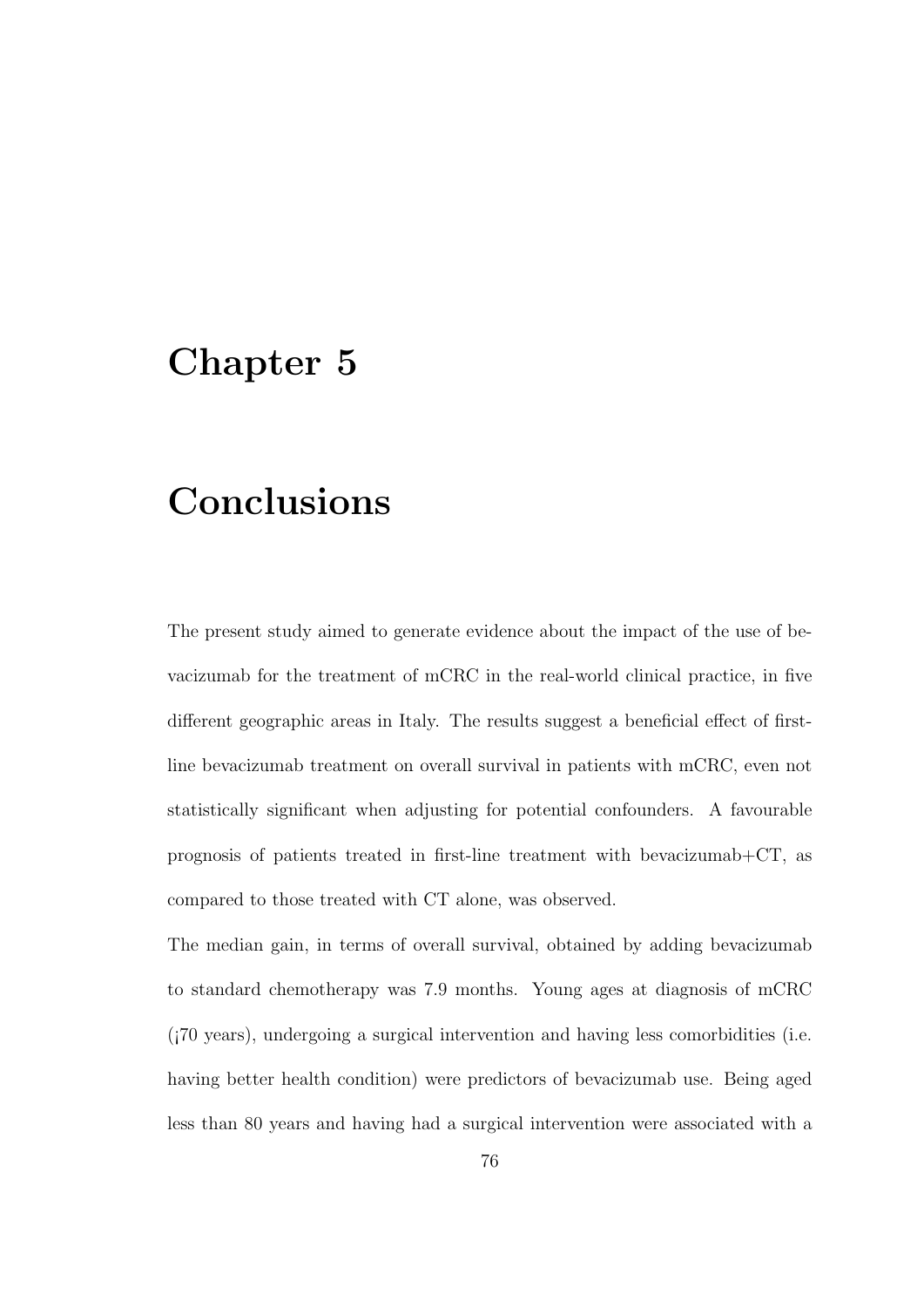# Chapter 5

# Conclusions

The present study aimed to generate evidence about the impact of the use of bevacizumab for the treatment of mCRC in the real-world clinical practice, in five different geographic areas in Italy. The results suggest a beneficial effect of first-line bevacizumab treatment on overall survival in patients with mCRC, even not statistically significant when adjusting for potential confounders. A favourable prognosis of patients treated in first-line treatment with bevacizumab+CT, as compared to those treated with CT alone, was observed.

The median gain, in terms of overall survival, obtained by adding bevacizumab to standard chemotherapy was 7.9 months. Young ages at diagnosis of mCRC (¡70 years), undergoing a surgical intervention and having less comorbidities (i.e. having better health condition) were predictors of bevacizumab use. Being aged less than 80 years and having had a surgical intervention were associated with a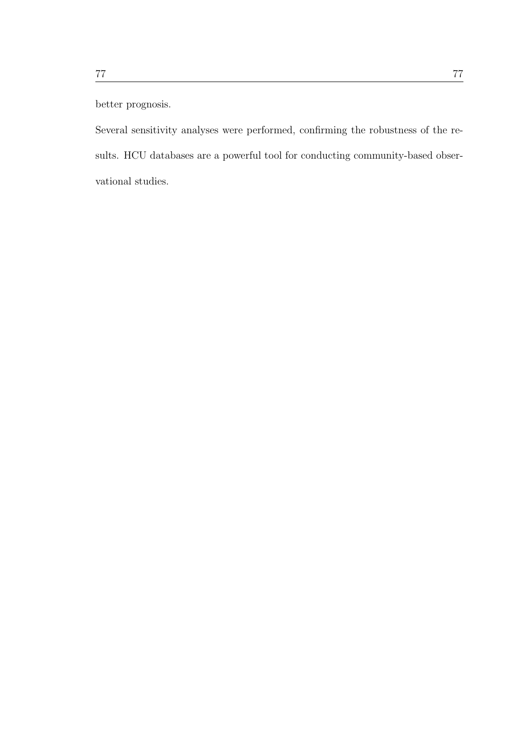better prognosis.

Several sensitivity analyses were performed, confirming the robustness of the results. HCU databases are a powerful tool for conducting community-based observational studies.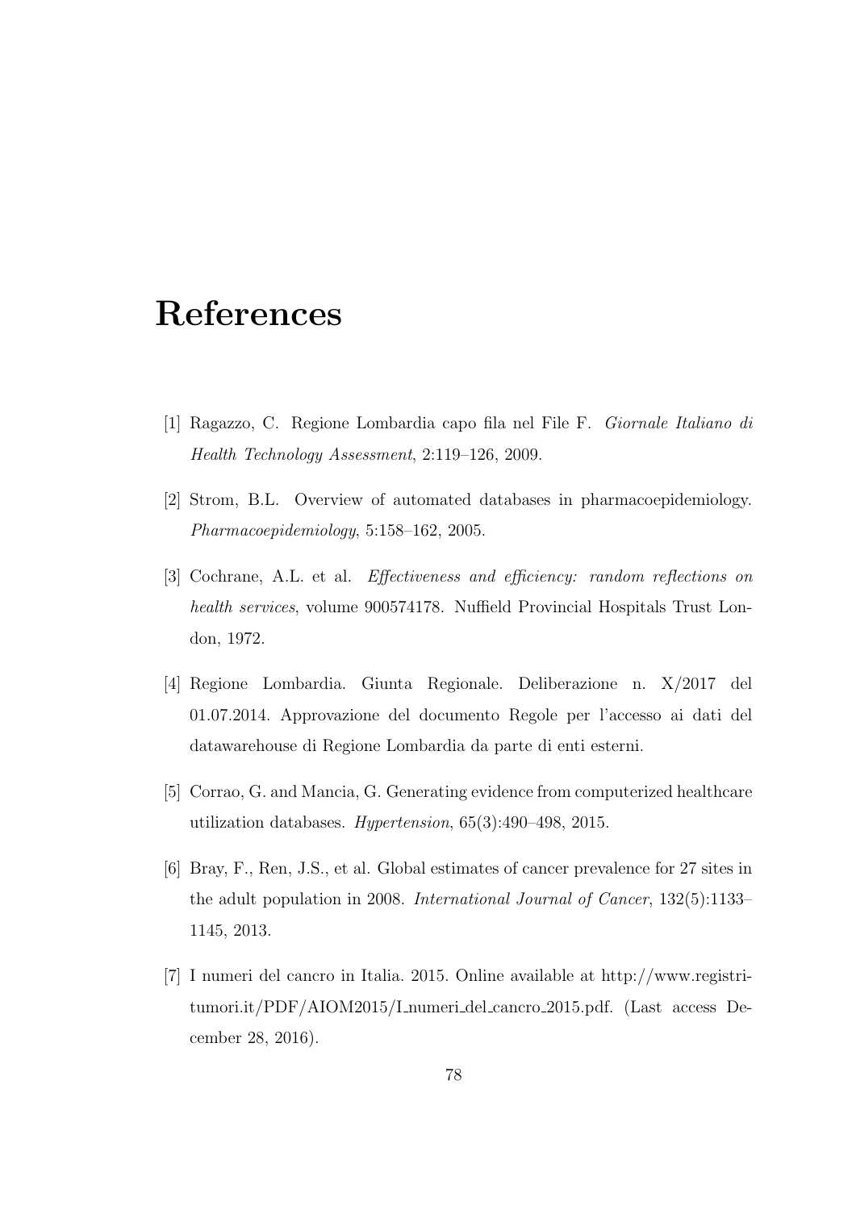# References

[1] Ragazzo, C. Regione Lombardia capo fila nel File F. *Giornale Italiano di Health Technology Assessment*, 2:119–126, 2009.

[2] Strom, B.L. Overview of automated databases in pharmacoepidemiology. *Pharmacoepidemiology*, 5:158–162, 2005.

[3] Cochrane, A.L. et al. *Effectiveness and efficiency: random reflections on health services*, volume 900574178. Nuffield Provincial Hospitals Trust London, 1972.

[4] Regione Lombardia. Giunta Regionale. Deliberazione n. X/2017 del 01.07.2014. Approvazione del documento Regole per l'accesso ai dati del datawarehouse di Regione Lombardia da parte di enti esterni.

[5] Corrao, G. and Mancia, G. Generating evidence from computerized healthcare utilization databases. *Hypertension*, 65(3):490–498, 2015.

[6] Bray, F., Ren, J.S., et al. Global estimates of cancer prevalence for 27 sites in the adult population in 2008. *International Journal of Cancer*, 132(5):1133–1145, 2013.

[7] I numeri del cancro in Italia. 2015. Online available at http://www.registri-tumori.it/PDF/AIOM2015/I_numeri_del_cancro_2015.pdf. (Last access December 28, 2016).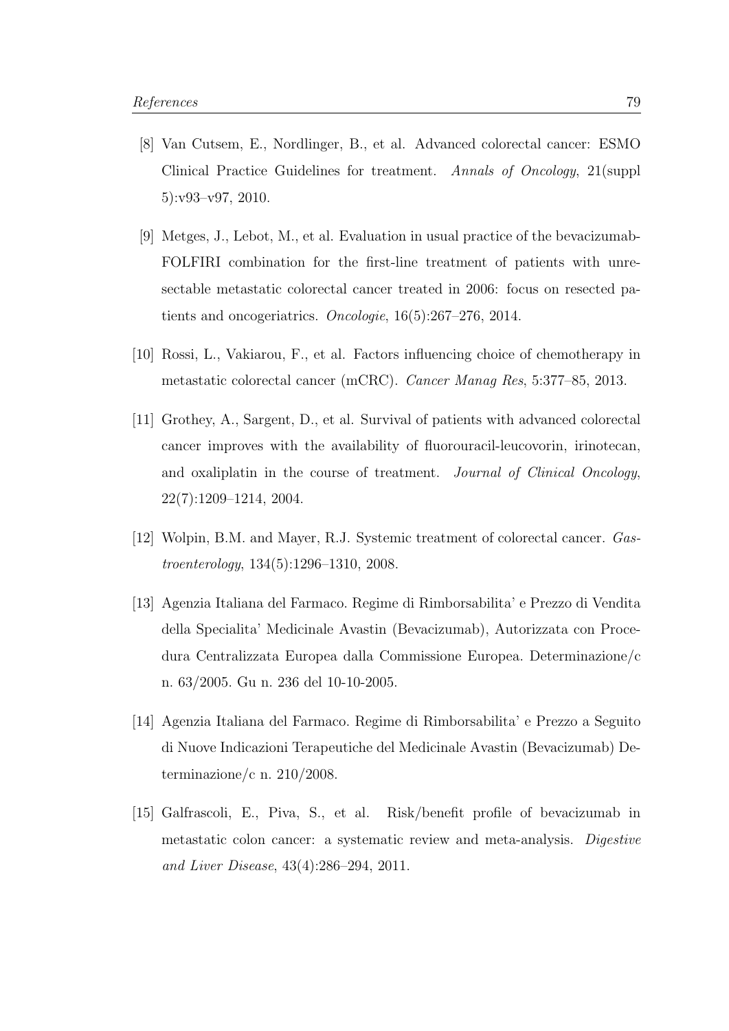[8] Van Cutsem, E., Nordlinger, B., et al. Advanced colorectal cancer: ESMO Clinical Practice Guidelines for treatment. *Annals of Oncology*, 21(suppl 5):v93–v97, 2010.

[9] Metges, J., Lebot, M., et al. Evaluation in usual practice of the bevacizumab-FOLFIRI combination for the first-line treatment of patients with unresectable metastatic colorectal cancer treated in 2006: focus on resected patients and oncogeriatrics. *Oncologie*, 16(5):267–276, 2014.

[10] Rossi, L., Vakiarou, F., et al. Factors influencing choice of chemotherapy in metastatic colorectal cancer (mCRC). *Cancer Manag Res*, 5:377–85, 2013.

[11] Grothey, A., Sargent, D., et al. Survival of patients with advanced colorectal cancer improves with the availability of fluorouracil-leucovorin, irinotecan, and oxaliplatin in the course of treatment. *Journal of Clinical Oncology*, 22(7):1209–1214, 2004.

[12] Wolpin, B.M. and Mayer, R.J. Systemic treatment of colorectal cancer. *Gastroenterology*, 134(5):1296–1310, 2008.

[13] Agenzia Italiana del Farmaco. Regime di Rimborsabilita' e Prezzo di Vendita della Specialita' Medicinale Avastin (Bevacizumab), Autorizzata con Procedura Centralizzata Europea dalla Commissione Europea. Determinazione/c n. 63/2005. Gu n. 236 del 10-10-2005.

[14] Agenzia Italiana del Farmaco. Regime di Rimborsabilita' e Prezzo a Seguito di Nuove Indicazioni Terapeutiche del Medicinale Avastin (Bevacizumab) Determinazione/c n. 210/2008.

[15] Galfrascoli, E., Piva, S., et al. Risk/benefit profile of bevacizumab in metastatic colon cancer: a systematic review and meta-analysis. *Digestive and Liver Disease*, 43(4):286–294, 2011.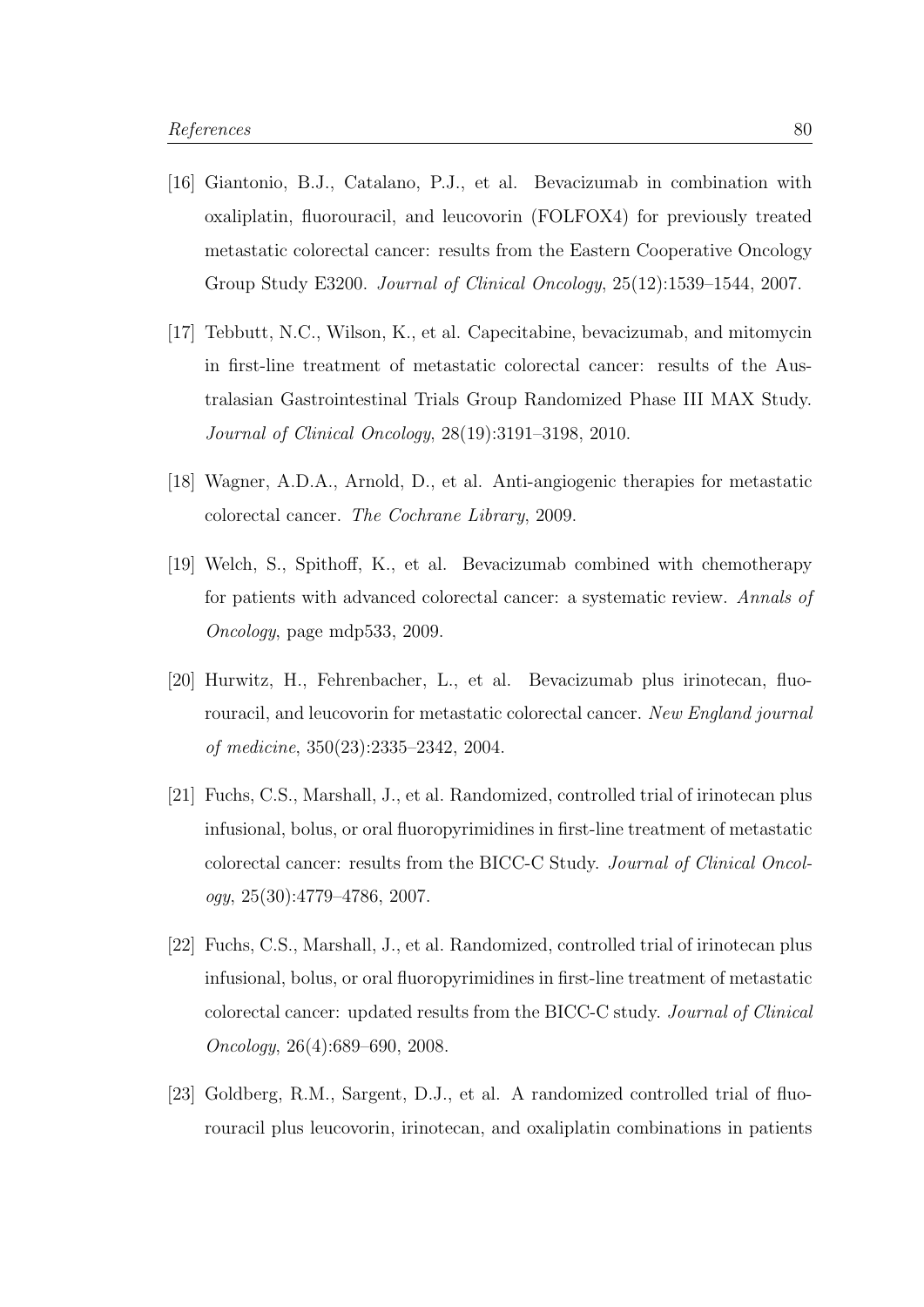[16] Giantonio, B.J., Catalano, P.J., et al. Bevacizumab in combination with oxaliplatin, fluorouracil, and leucovorin (FOLFOX4) for previously treated metastatic colorectal cancer: results from the Eastern Cooperative Oncology Group Study E3200. *Journal of Clinical Oncology*, 25(12):1539–1544, 2007.

[17] Tebbutt, N.C., Wilson, K., et al. Capecitabine, bevacizumab, and mitomycin in first-line treatment of metastatic colorectal cancer: results of the Australasian Gastrointestinal Trials Group Randomized Phase III MAX Study. *Journal of Clinical Oncology*, 28(19):3191–3198, 2010.

[18] Wagner, A.D.A., Arnold, D., et al. Anti-angiogenic therapies for metastatic colorectal cancer. *The Cochrane Library*, 2009.

[19] Welch, S., Spithoff, K., et al. Bevacizumab combined with chemotherapy for patients with advanced colorectal cancer: a systematic review. *Annals of Oncology*, page mdp533, 2009.

[20] Hurwitz, H., Fehrenbacher, L., et al. Bevacizumab plus irinotecan, fluorouracil, and leucovorin for metastatic colorectal cancer. *New England journal of medicine*, 350(23):2335–2342, 2004.

[21] Fuchs, C.S., Marshall, J., et al. Randomized, controlled trial of irinotecan plus infusional, bolus, or oral fluoropyrimidines in first-line treatment of metastatic colorectal cancer: results from the BICC-C Study. *Journal of Clinical Oncology*, 25(30):4779–4786, 2007.

[22] Fuchs, C.S., Marshall, J., et al. Randomized, controlled trial of irinotecan plus infusional, bolus, or oral fluoropyrimidines in first-line treatment of metastatic colorectal cancer: updated results from the BICC-C study. *Journal of Clinical Oncology*, 26(4):689–690, 2008.

[23] Goldberg, R.M., Sargent, D.J., et al. A randomized controlled trial of fluorouracil plus leucovorin, irinotecan, and oxaliplatin combinations in patients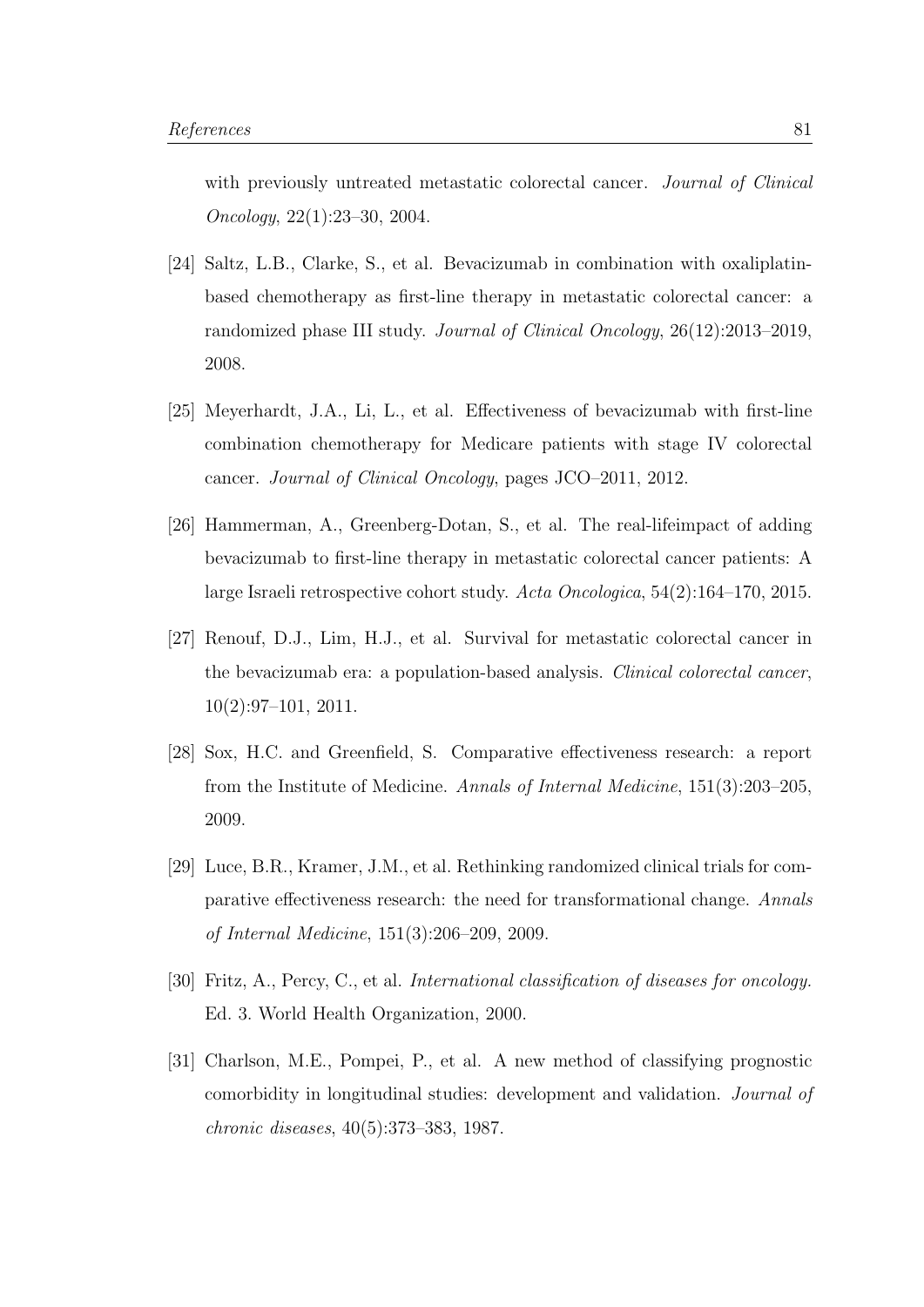with previously untreated metastatic colorectal cancer. *Journal of Clinical Oncology*, 22(1):23–30, 2004.

[24] Saltz, L.B., Clarke, S., et al. Bevacizumab in combination with oxaliplatin-based chemotherapy as first-line therapy in metastatic colorectal cancer: a randomized phase III study. *Journal of Clinical Oncology*, 26(12):2013–2019, 2008.

[25] Meyerhardt, J.A., Li, L., et al. Effectiveness of bevacizumab with first-line combination chemotherapy for Medicare patients with stage IV colorectal cancer. *Journal of Clinical Oncology*, pages JCO–2011, 2012.

[26] Hammerman, A., Greenberg-Dotan, S., et al. The real-lifeimpact of adding bevacizumab to first-line therapy in metastatic colorectal cancer patients: A large Israeli retrospective cohort study. *Acta Oncologica*, 54(2):164–170, 2015.

[27] Renouf, D.J., Lim, H.J., et al. Survival for metastatic colorectal cancer in the bevacizumab era: a population-based analysis. *Clinical colorectal cancer*, 10(2):97–101, 2011.

[28] Sox, H.C. and Greenfield, S. Comparative effectiveness research: a report from the Institute of Medicine. *Annals of Internal Medicine*, 151(3):203–205, 2009.

[29] Luce, B.R., Kramer, J.M., et al. Rethinking randomized clinical trials for comparative effectiveness research: the need for transformational change. *Annals of Internal Medicine*, 151(3):206–209, 2009.

[30] Fritz, A., Percy, C., et al. *International classification of diseases for oncology.* Ed. 3. World Health Organization, 2000.

[31] Charlson, M.E., Pompei, P., et al. A new method of classifying prognostic comorbidity in longitudinal studies: development and validation. *Journal of chronic diseases*, 40(5):373–383, 1987.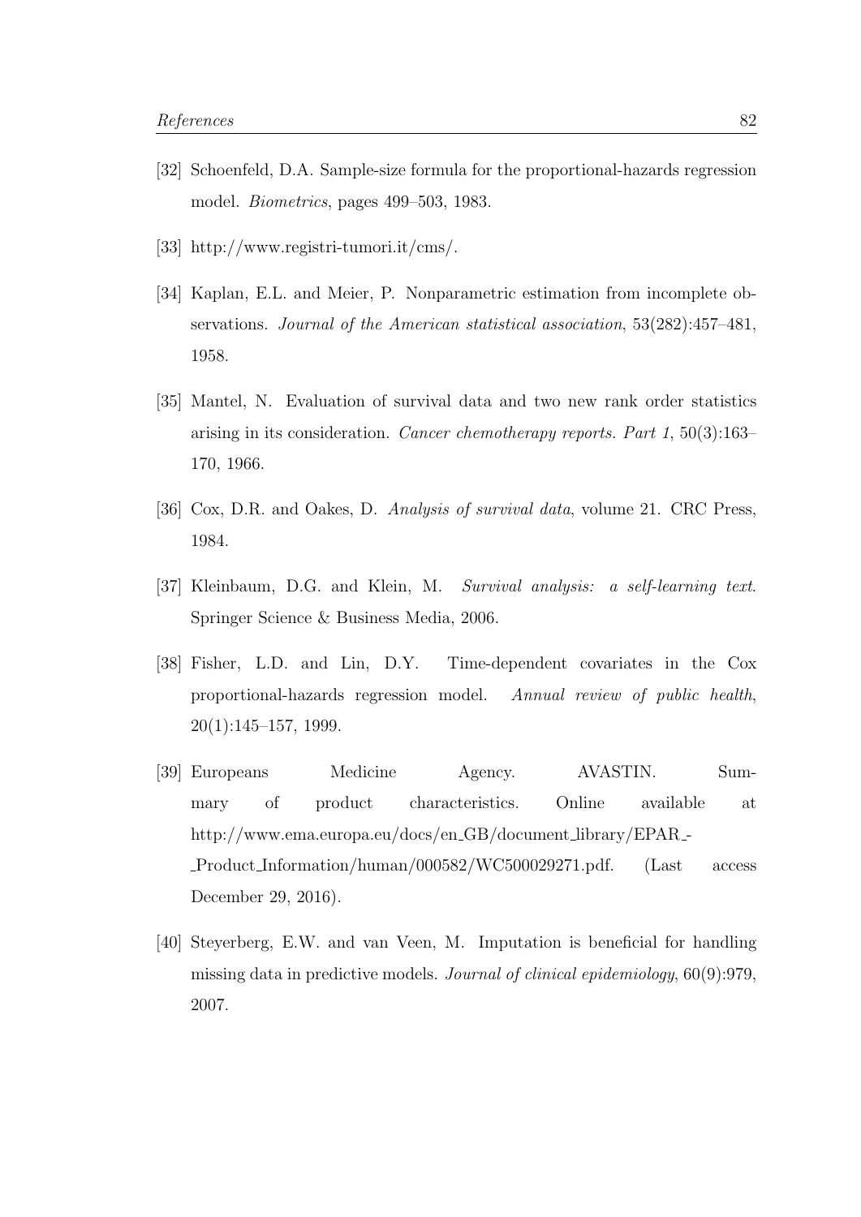[32] Schoenfeld, D.A. Sample-size formula for the proportional-hazards regression model. *Biometrics*, pages 499–503, 1983.

[33] http://www.registri-tumori.it/cms/.

[34] Kaplan, E.L. and Meier, P. Nonparametric estimation from incomplete observations. *Journal of the American statistical association*, 53(282):457–481, 1958.

[35] Mantel, N. Evaluation of survival data and two new rank order statistics arising in its consideration. *Cancer chemotherapy reports. Part 1*, 50(3):163–170, 1966.

[36] Cox, D.R. and Oakes, D. *Analysis of survival data*, volume 21. CRC Press, 1984.

[37] Kleinbaum, D.G. and Klein, M. *Survival analysis: a self-learning text*. Springer Science & Business Media, 2006.

[38] Fisher, L.D. and Lin, D.Y. Time-dependent covariates in the Cox proportional-hazards regression model. *Annual review of public health*, 20(1):145–157, 1999.

[39] Europeans Medicine Agency. AVASTIN. Summary of product characteristics. Online available at http://www.ema.europa.eu/docs/en_GB/document_library/EPAR_-_Product_Information/human/000582/WC500029271.pdf. (Last access December 29, 2016).

[40] Steyerberg, E.W. and van Veen, M. Imputation is beneficial for handling missing data in predictive models. *Journal of clinical epidemiology*, 60(9):979, 2007.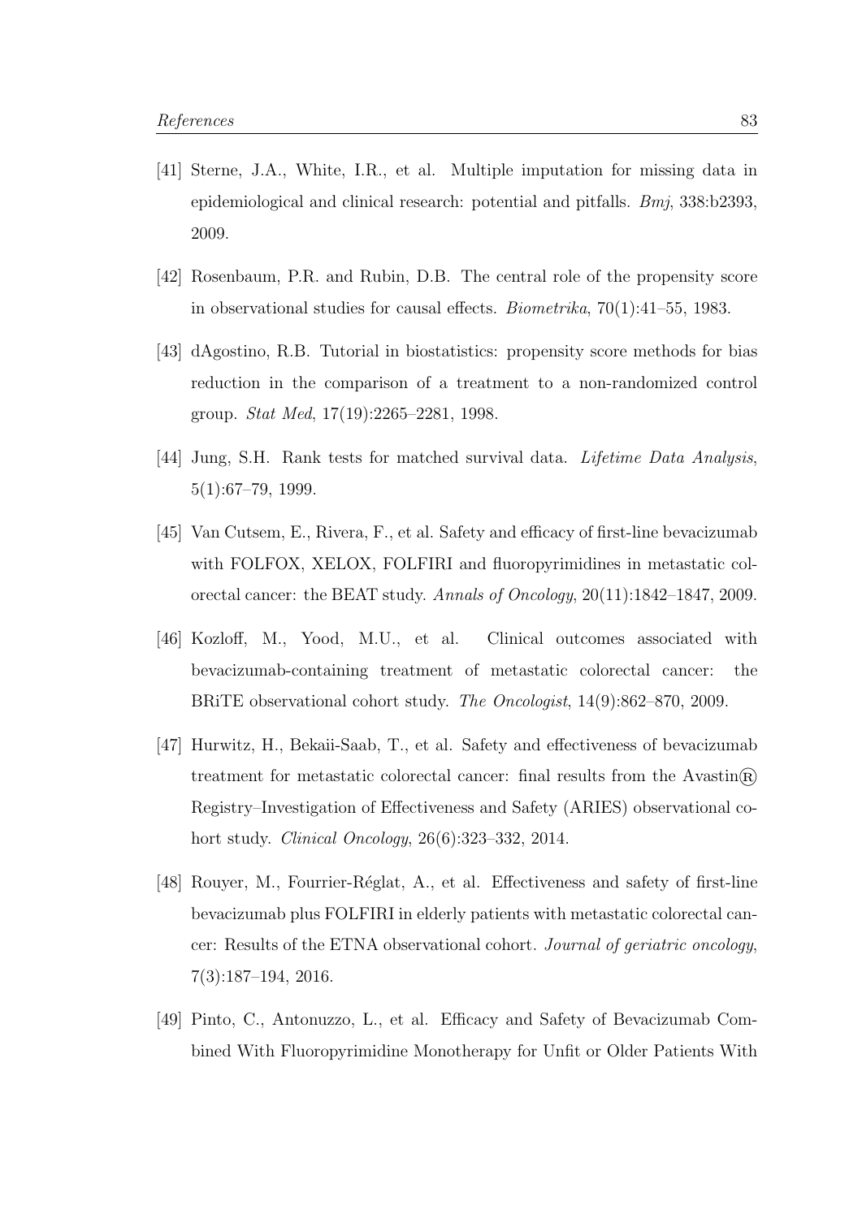[41] Sterne, J.A., White, I.R., et al. Multiple imputation for missing data in epidemiological and clinical research: potential and pitfalls. *Bmj*, 338:b2393, 2009.

[42] Rosenbaum, P.R. and Rubin, D.B. The central role of the propensity score in observational studies for causal effects. *Biometrika*, 70(1):41–55, 1983.

[43] dAgostino, R.B. Tutorial in biostatistics: propensity score methods for bias reduction in the comparison of a treatment to a non-randomized control group. *Stat Med*, 17(19):2265–2281, 1998.

[44] Jung, S.H. Rank tests for matched survival data. *Lifetime Data Analysis*, 5(1):67–79, 1999.

[45] Van Cutsem, E., Rivera, F., et al. Safety and efficacy of first-line bevacizumab with FOLFOX, XELOX, FOLFIRI and fluoropyrimidines in metastatic colorectal cancer: the BEAT study. *Annals of Oncology*, 20(11):1842–1847, 2009.

[46] Kozloff, M., Yood, M.U., et al. Clinical outcomes associated with bevacizumab-containing treatment of metastatic colorectal cancer: the BRiTE observational cohort study. *The Oncologist*, 14(9):862–870, 2009.

[47] Hurwitz, H., Bekaii-Saab, T., et al. Safety and effectiveness of bevacizumab treatment for metastatic colorectal cancer: final results from the Avastin® Registry–Investigation of Effectiveness and Safety (ARIES) observational cohort study. *Clinical Oncology*, 26(6):323–332, 2014.

[48] Rouyer, M., Fourrier-Réglat, A., et al. Effectiveness and safety of first-line bevacizumab plus FOLFIRI in elderly patients with metastatic colorectal cancer: Results of the ETNA observational cohort. *Journal of geriatric oncology*, 7(3):187–194, 2016.

[49] Pinto, C., Antonuzzo, L., et al. Efficacy and Safety of Bevacizumab Combined With Fluoropyrimidine Monotherapy for Unfit or Older Patients With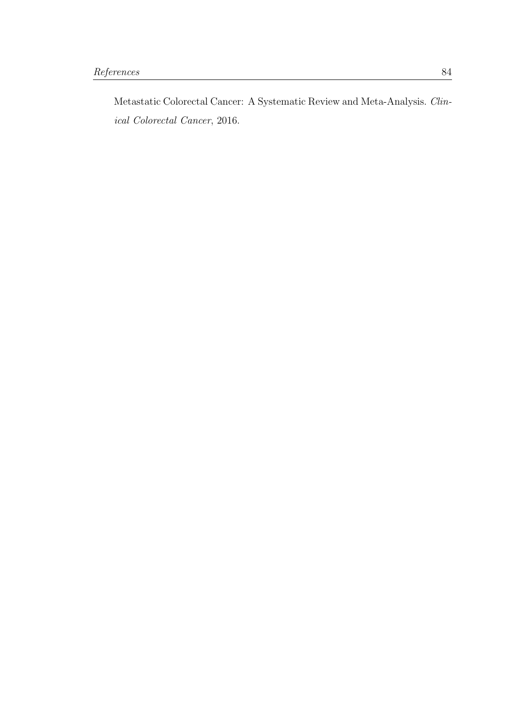Metastatic Colorectal Cancer: A Systematic Review and Meta-Analysis. *Clinical Colorectal Cancer*, 2016.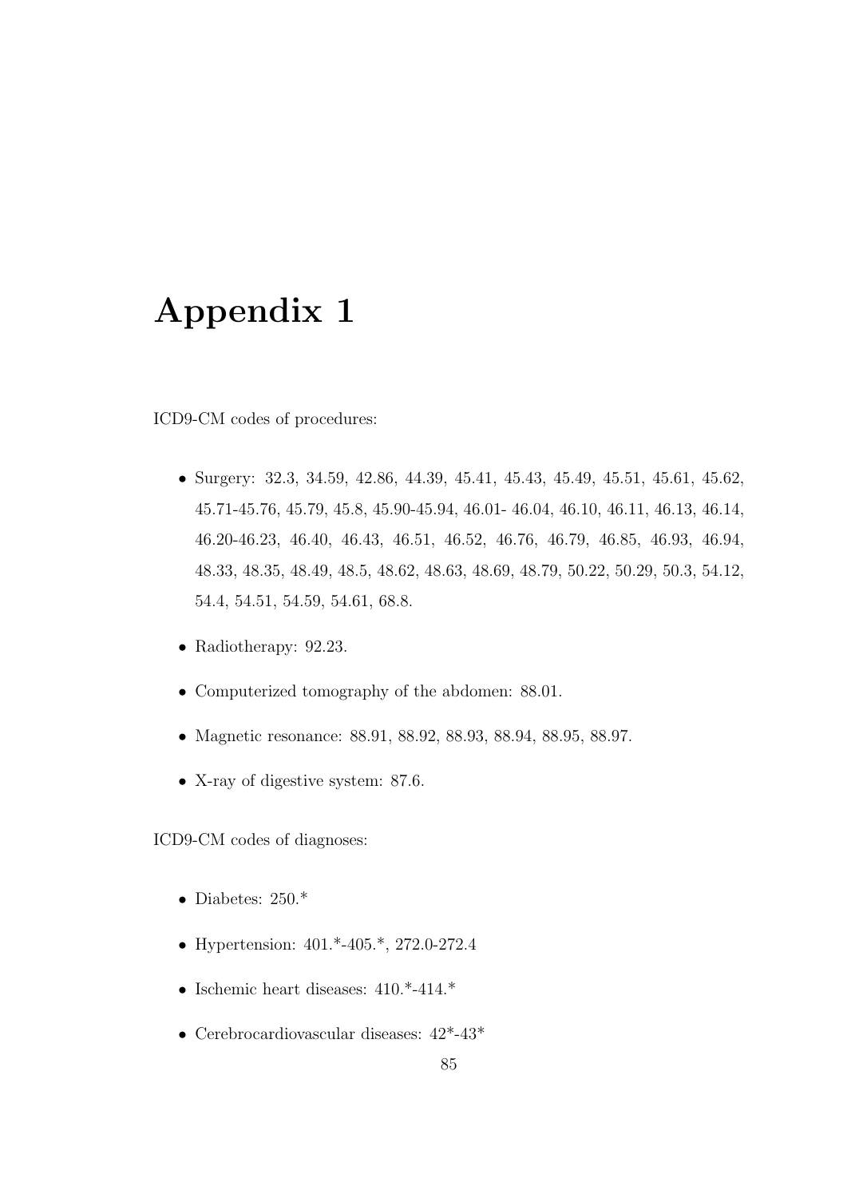# Appendix 1

ICD9-CM codes of procedures:

- Surgery: 32.3, 34.59, 42.86, 44.39, 45.41, 45.43, 45.49, 45.51, 45.61, 45.62, 45.71-45.76, 45.79, 45.8, 45.90-45.94, 46.01- 46.04, 46.10, 46.11, 46.13, 46.14, 46.20-46.23, 46.40, 46.43, 46.51, 46.52, 46.76, 46.79, 46.85, 46.93, 46.94, 48.33, 48.35, 48.49, 48.5, 48.62, 48.63, 48.69, 48.79, 50.22, 50.29, 50.3, 54.12, 54.4, 54.51, 54.59, 54.61, 68.8.
- Radiotherapy: 92.23.
- Computerized tomography of the abdomen: 88.01.
- Magnetic resonance: 88.91, 88.92, 88.93, 88.94, 88.95, 88.97.
- X-ray of digestive system: 87.6.

ICD9-CM codes of diagnoses:

- Diabetes: 250.*
- Hypertension: 401.*-405.*, 272.0-272.4
- Ischemic heart diseases: 410.*-414.*
- Cerebrocardiovascular diseases: 42*-43*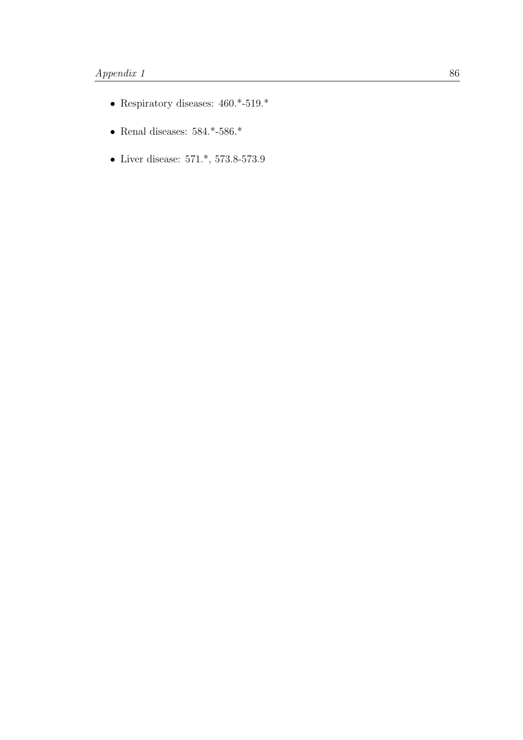- Respiratory diseases: 460.*-519.*
- Renal diseases: 584.*-586.*
- Liver disease: 571.*, 573.8-573.9